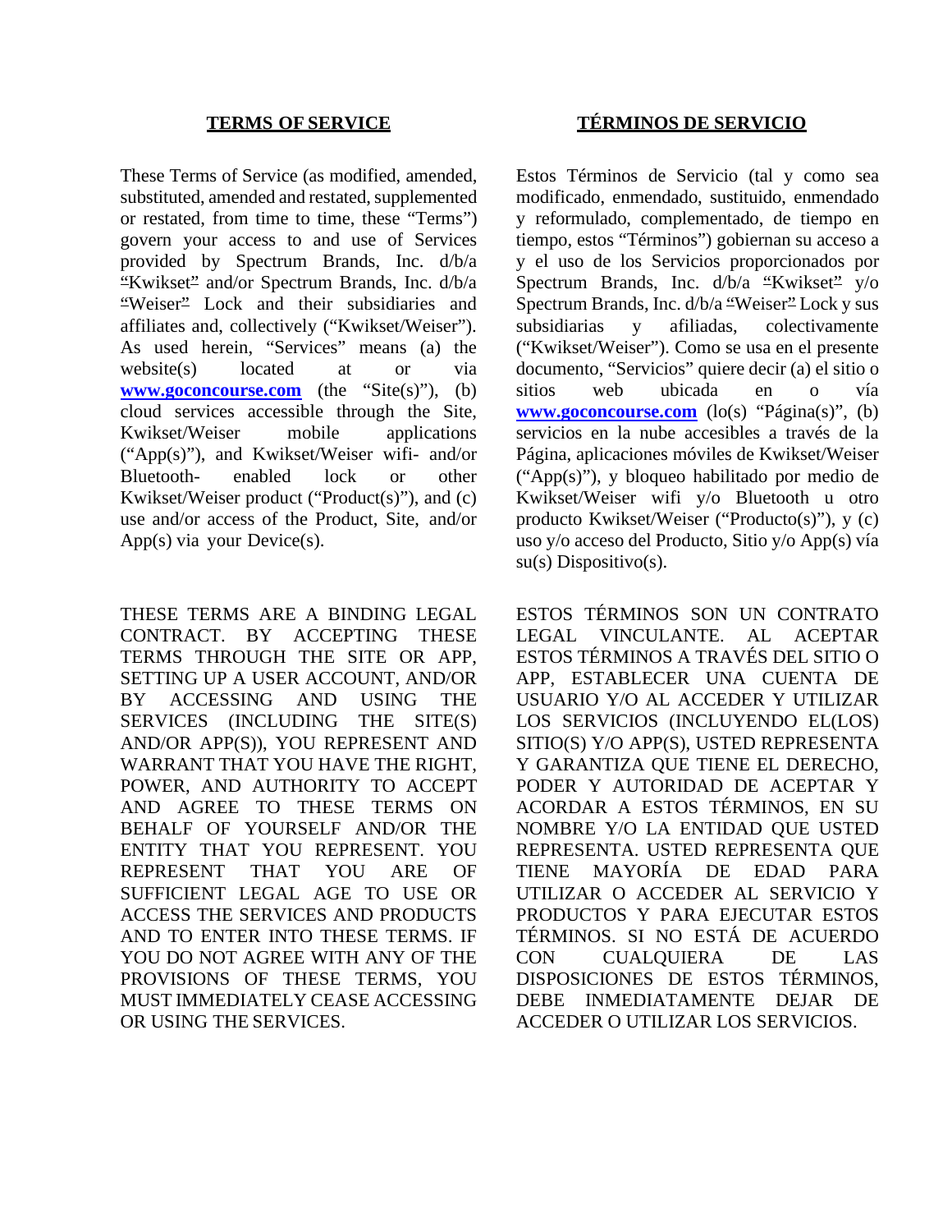## TERMS OF SERVICE

These Terms of Service (as modified, amended, substituted, amended and restated, supplemented or restated, from time to time, these "Terms") govern your access to and use of Services provided by Spectrum Brands, Inc. d/b/a "Kwikset" and/or Spectrum Brands, Inc. d/b/a "Weiser" Lock and their subsidiaries and affiliates and, collectively ("Kwikset/Weiser"). As used herein, "Services" means (a) the website(s) located at or via **www.goconcourse.com** (the "Site(s)"), (b) cloud services accessible through the Site, Kwikset/Weiser mobile applications ("App(s)"), and Kwikset/Weiser wifi- and/or Bluetooth- enabled lock or other Kwikset/Weiser product ("Product(s)"), and (c) use and/or access of the Product, Site, and/or App(s) via your Device(s).

THESE TERMS ARE A BINDING LEGAL CONTRACT. BY ACCEPTING THESE TERMS THROUGH THE SITE OR APP, SETTING UP A USER ACCOUNT, AND/OR BY ACCESSING AND USING THE SERVICES (INCLUDING THE SITE(S) AND/OR APP(S)), YOU REPRESENT AND WARRANT THAT YOU HAVE THE RIGHT, POWER, AND AUTHORITY TO ACCEPT AND AGREE TO THESE TERMS ON BEHALF OF YOURSELF AND/OR THE ENTITY THAT YOU REPRESENT. YOU REPRESENT THAT YOU ARE OF SUFFICIENT LEGAL AGE TO USE OR ACCESS THE SERVICES AND PRODUCTS AND TO ENTER INTO THESE TERMS. IF YOU DO NOT AGREE WITH ANY OF THE PROVISIONS OF THESE TERMS, YOU MUST IMMEDIATELY CEASE ACCESSING OR USING THE SERVICES.

## TÉRMINOS DE SERVICIO

Estos Términos de Servicio (tal y como sea modificado, enmendado, sustituido, enmendado y reformulado, complementado, de tiempo en tiempo, estos "Términos") gobiernan su acceso a y el uso de los Servicios proporcionados por Spectrum Brands, Inc. d/b/a "Kwikset" y/o Spectrum Brands, Inc. d/b/a "Weiser" Lock y sus subsidiarias y afiliadas, colectivamente ("Kwikset/Weiser"). Como se usa en el presente documento, "Servicios" quiere decir (a) el sitio o sitios web ubicada en o vía **www.goconcourse.com** (lo(s) "Página(s)", (b) servicios en la nube accesibles a través de la Página, aplicaciones móviles de Kwikset/Weiser ("App(s)"), y bloqueo habilitado por medio de Kwikset/Weiser wifi y/o Bluetooth u otro producto Kwikset/Weiser ("Producto(s)"), y (c) uso y/o acceso del Producto, Sitio y/o App(s) vía su(s) Dispositivo(s).

ESTOS TÉRMINOS SON UN CONTRATO LEGAL VINCULANTE. AL ACEPTAR ESTOS TÉRMINOS A TRAVÉS DEL SITIO O APP, ESTABLECER UNA CUENTA DE USUARIO Y/O AL ACCEDER Y UTILIZAR LOS SERVICIOS (INCLUYENDO EL(LOS) SITIO(S) Y/O APP(S), USTED REPRESENTA Y GARANTIZA QUE TIENE EL DERECHO, PODER Y AUTORIDAD DE ACEPTAR Y ACORDAR A ESTOS TÉRMINOS, EN SU NOMBRE Y/O LA ENTIDAD QUE USTED REPRESENTA. USTED REPRESENTA QUE TIENE MAYORÍA DE EDAD PARA UTILIZAR O ACCEDER AL SERVICIO Y PRODUCTOS Y PARA EJECUTAR ESTOS TÉRMINOS. SI NO ESTÁ DE ACUERDO CON CUALQUIERA DE LAS DISPOSICIONES DE ESTOS TÉRMINOS, DEBE INMEDIATAMENTE DEJAR DE ACCEDER O UTILIZAR LOS SERVICIOS.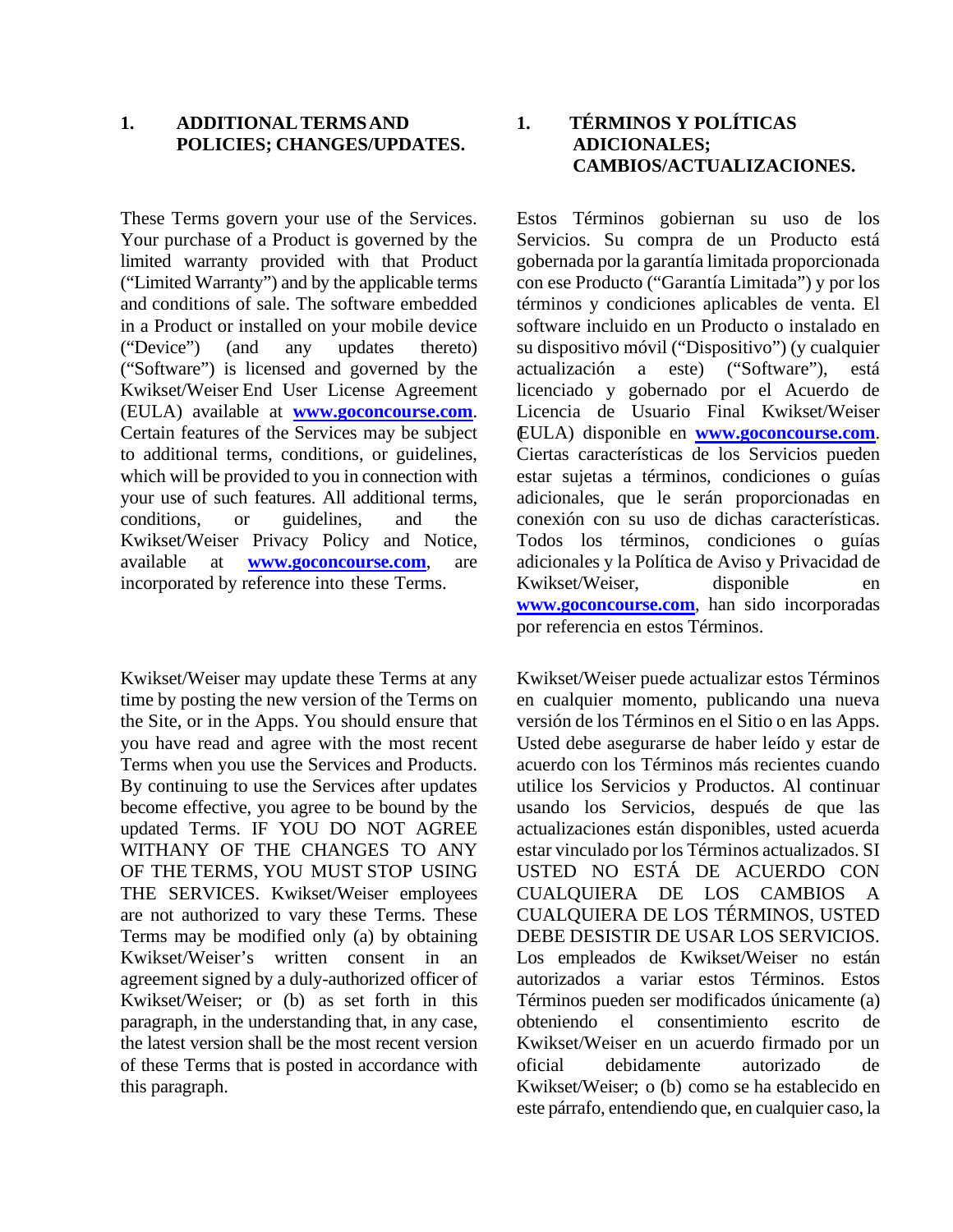## 1. ADDITIONAL TERMS AND POLICIES; CHANGES/UPDATES.

These Terms govern your use of the Services. Your purchase of a Product is governed by the limited warranty provided with that Product ("Limited Warranty") and by the applicable terms and conditions of sale. The software embedded in a Product or installed on your mobile device ("Device") (and any updates thereto) ("Software") is licensed and governed by the Kwikset/Weiser End User License Agreement (EULA) available at **www.goconcourse.com**. Certain features of the Services may be subject to additional terms, conditions, or guidelines, which will be provided to you in connection with your use of such features. All additional terms, conditions, or guidelines, and the Kwikset/Weiser Privacy Policy and Notice, available at **www.goconcourse.com**, are incorporated by reference into these Terms.

Kwikset/Weiser may update these Terms at any time by posting the new version of the Terms on the Site, or in the Apps. You should ensure that you have read and agree with the most recent Terms when you use the Services and Products. By continuing to use the Services after updates become effective, you agree to be bound by the updated Terms. IF YOU DO NOT AGREE WITHANY OF THE CHANGES TO ANY OF THE TERMS, YOU MUST STOP USING THE SERVICES. Kwikset/Weiser employees are not authorized to vary these Terms. These Terms may be modified only (a) by obtaining Kwikset/Weiser's written consent in an agreement signed by a duly-authorized officer of Kwikset/Weiser; or (b) as set forth in this paragraph, in the understanding that, in any case, the latest version shall be the most recent version of these Terms that is posted in accordance with this paragraph.

## 1. TÉRMINOS Y POLÍTICAS ADICIONALES; CAMBIOS/ACTUALIZACIONES.

Estos Términos gobiernan su uso de los Servicios. Su compra de un Producto está gobernada por la garantía limitada proporcionada con ese Producto ("Garantía Limitada") y por los términos y condiciones aplicables de venta. El software incluido en un Producto o instalado en su dispositivo móvil ("Dispositivo") (y cualquier actualización a este) ("Software"), está licenciado y gobernado por el Acuerdo de Licencia de Usuario Final Kwikset/Weiser (EULA) disponible en **www.goconcourse.com**. Ciertas características de los Servicios pueden estar sujetas a términos, condiciones o guías adicionales, que le serán proporcionadas en conexión con su uso de dichas características. Todos los términos, condiciones o guías adicionales y la Política de Aviso y Privacidad de Kwikset/Weiser, disponible en **www.goconcourse.com**, han sido incorporadas por referencia en estos Términos.

Kwikset/Weiser puede actualizar estos Términos en cualquier momento, publicando una nueva versión de los Términos en el Sitio o en las Apps. Usted debe asegurarse de haber leído y estar de acuerdo con los Términos más recientes cuando utilice los Servicios y Productos. Al continuar usando los Servicios, después de que las actualizaciones están disponibles, usted acuerda estar vinculado por los Términos actualizados. SI USTED NO ESTÁ DE ACUERDO CON CUALQUIERA DE LOS CAMBIOS A CUALQUIERA DE LOS TÉRMINOS, USTED DEBE DESISTIR DE USAR LOS SERVICIOS. Los empleados de Kwikset/Weiser no están autorizados a variar estos Términos. Estos Términos pueden ser modificados únicamente (a) obteniendo el consentimiento escrito de Kwikset/Weiser en un acuerdo firmado por un oficial debidamente autorizado de Kwikset/Weiser; o (b) como se ha establecido en este párrafo, entendiendo que, en cualquier caso, la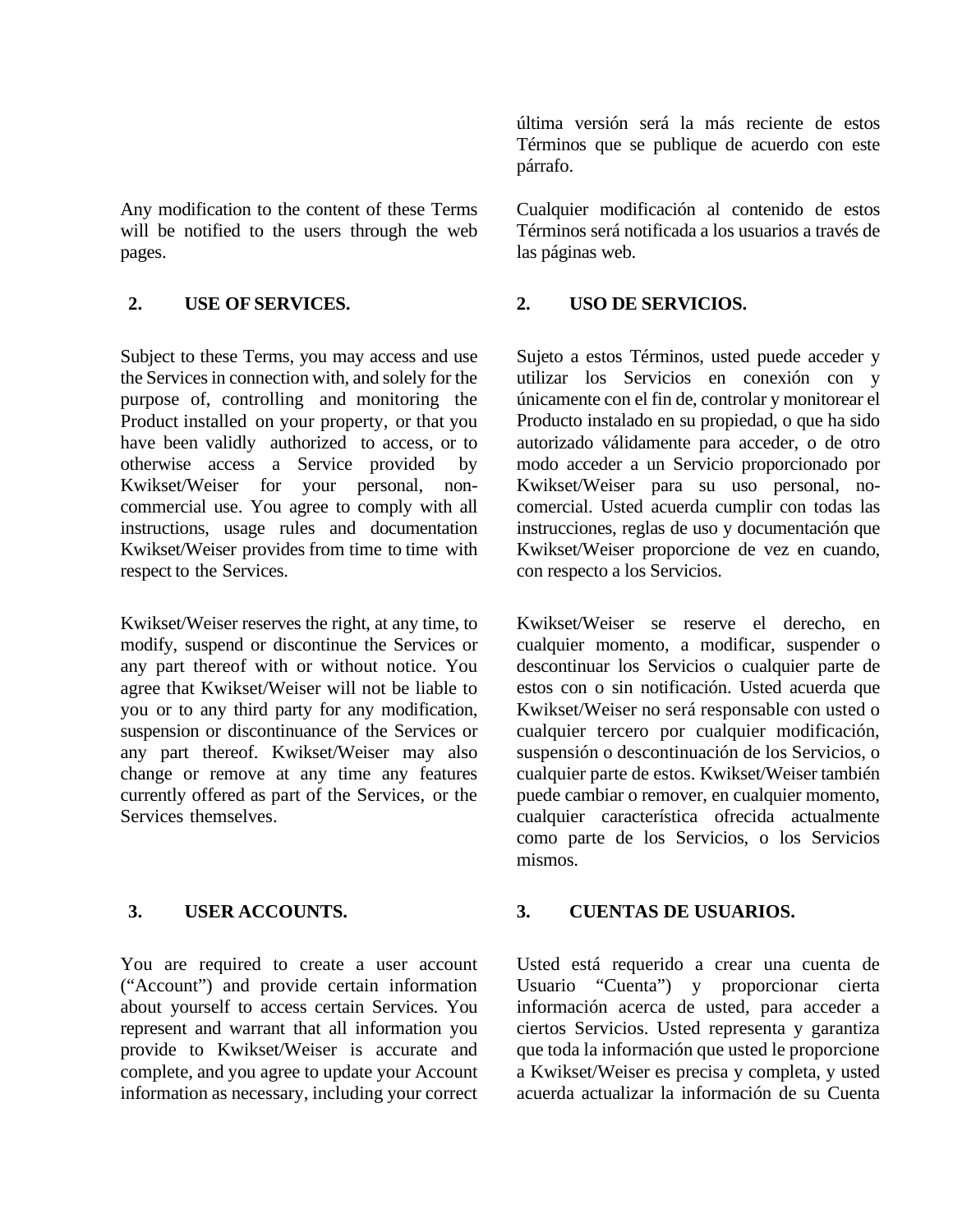última versión será la más reciente de estos Términos que se publique de acuerdo con este párrafo.

Any modification to the content of these Terms will be notified to the users through the web pages.

Cualquier modificación al contenido de estos Términos será notificada a los usuarios a través de las páginas web.

## 2. USE OF SERVICES.

Subject to these Terms, you may access and use the Services in connection with, and solely for the purpose of, controlling and monitoring the Product installed on your property, or that you have been validly authorized to access, or to otherwise access a Service provided by Kwikset/Weiser for your personal, non-commercial use. You agree to comply with all instructions, usage rules and documentation Kwikset/Weiser provides from time to time with respect to the Services.

Kwikset/Weiser reserves the right, at any time, to modify, suspend or discontinue the Services or any part thereof with or without notice. You agree that Kwikset/Weiser will not be liable to you or to any third party for any modification, suspension or discontinuance of the Services or any part thereof. Kwikset/Weiser may also change or remove at any time any features currently offered as part of the Services, or the Services themselves.

## 2. USO DE SERVICIOS.

Sujeto a estos Términos, usted puede acceder y utilizar los Servicios en conexión con y únicamente con el fin de, controlar y monitorear el Producto instalado en su propiedad, o que ha sido autorizado válidamente para acceder, o de otro modo acceder a un Servicio proporcionado por Kwikset/Weiser para su uso personal, no-comercial. Usted acuerda cumplir con todas las instrucciones, reglas de uso y documentación que Kwikset/Weiser proporcione de vez en cuando, con respecto a los Servicios.

Kwikset/Weiser se reserve el derecho, en cualquier momento, a modificar, suspender o descontinuar los Servicios o cualquier parte de estos con o sin notificación. Usted acuerda que Kwikset/Weiser no será responsable con usted o cualquier tercero por cualquier modificación, suspensión o descontinuación de los Servicios, o cualquier parte de estos. Kwikset/Weiser también puede cambiar o remover, en cualquier momento, cualquier característica ofrecida actualmente como parte de los Servicios, o los Servicios mismos.

## 3. USER ACCOUNTS.

You are required to create a user account ("Account") and provide certain information about yourself to access certain Services. You represent and warrant that all information you provide to Kwikset/Weiser is accurate and complete, and you agree to update your Account information as necessary, including your correct

## 3. CUENTAS DE USUARIOS.

Usted está requerido a crear una cuenta de Usuario "Cuenta") y proporcionar cierta información acerca de usted, para acceder a ciertos Servicios. Usted representa y garantiza que toda la información que usted le proporcione a Kwikset/Weiser es precisa y completa, y usted acuerda actualizar la información de su Cuenta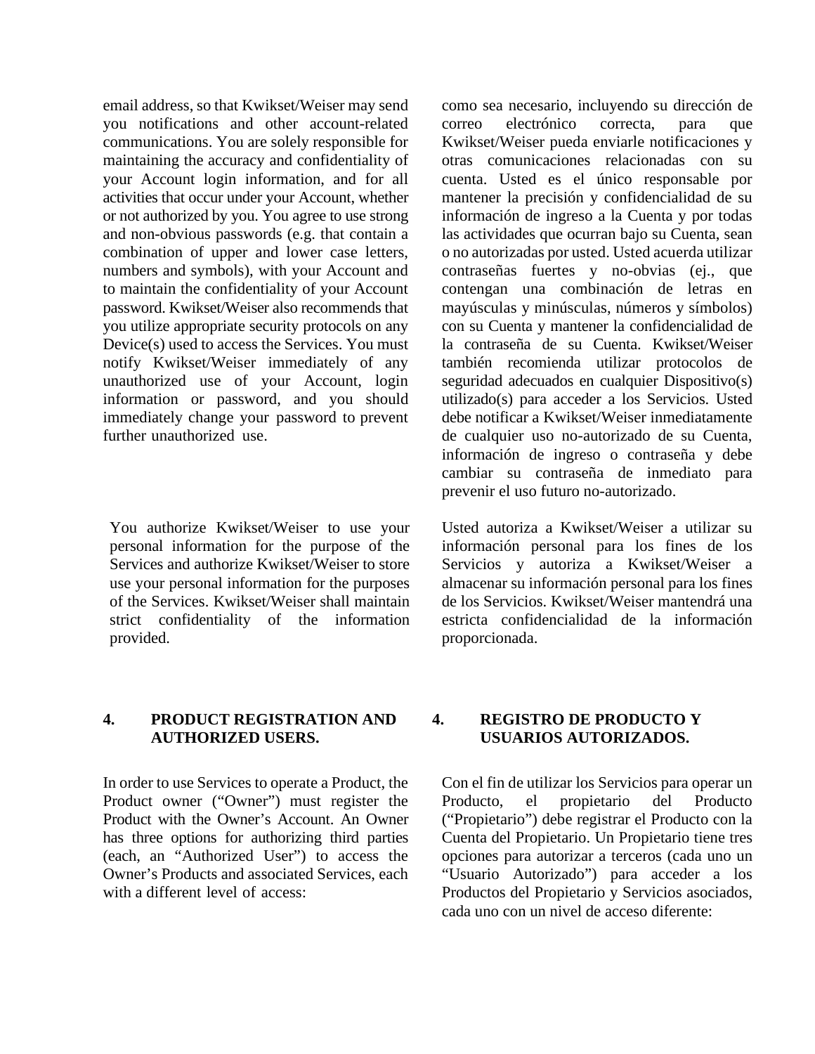email address, so that Kwikset/Weiser may send you notifications and other account-related communications. You are solely responsible for maintaining the accuracy and confidentiality of your Account login information, and for all activities that occur under your Account, whether or not authorized by you. You agree to use strong and non-obvious passwords (e.g. that contain a combination of upper and lower case letters, numbers and symbols), with your Account and to maintain the confidentiality of your Account password. Kwikset/Weiser also recommends that you utilize appropriate security protocols on any Device(s) used to access the Services. You must notify Kwikset/Weiser immediately of any unauthorized use of your Account, login information or password, and you should immediately change your password to prevent further unauthorized use.

como sea necesario, incluyendo su dirección de correo electrónico correcta, para que Kwikset/Weiser pueda enviarle notificaciones y otras comunicaciones relacionadas con su cuenta. Usted es el único responsable por mantener la precisión y confidencialidad de su información de ingreso a la Cuenta y por todas las actividades que ocurran bajo su Cuenta, sean o no autorizadas por usted. Usted acuerda utilizar contraseñas fuertes y no-obvias (ej., que contengan una combinación de letras en mayúsculas y minúsculas, números y símbolos) con su Cuenta y mantener la confidencialidad de la contraseña de su Cuenta. Kwikset/Weiser también recomienda utilizar protocolos de seguridad adecuados en cualquier Dispositivo(s) utilizado(s) para acceder a los Servicios. Usted debe notificar a Kwikset/Weiser inmediatamente de cualquier uso no-autorizado de su Cuenta, información de ingreso o contraseña y debe cambiar su contraseña de inmediato para prevenir el uso futuro no-autorizado.

You authorize Kwikset/Weiser to use your personal information for the purpose of the Services and authorize Kwikset/Weiser to store use your personal information for the purposes of the Services. Kwikset/Weiser shall maintain strict confidentiality of the information provided.

Usted autoriza a Kwikset/Weiser a utilizar su información personal para los fines de los Servicios y autoriza a Kwikset/Weiser a almacenar su información personal para los fines de los Servicios. Kwikset/Weiser mantendrá una estricta confidencialidad de la información proporcionada.

## 4. PRODUCT REGISTRATION AND AUTHORIZED USERS.

In order to use Services to operate a Product, the Product owner ("Owner") must register the Product with the Owner's Account. An Owner has three options for authorizing third parties (each, an "Authorized User") to access the Owner's Products and associated Services, each with a different level of access:

## 4. REGISTRO DE PRODUCTO Y USUARIOS AUTORIZADOS.

Con el fin de utilizar los Servicios para operar un Producto, el propietario del Producto ("Propietario") debe registrar el Producto con la Cuenta del Propietario. Un Propietario tiene tres opciones para autorizar a terceros (cada uno un "Usuario Autorizado") para acceder a los Productos del Propietario y Servicios asociados, cada uno con un nivel de acceso diferente: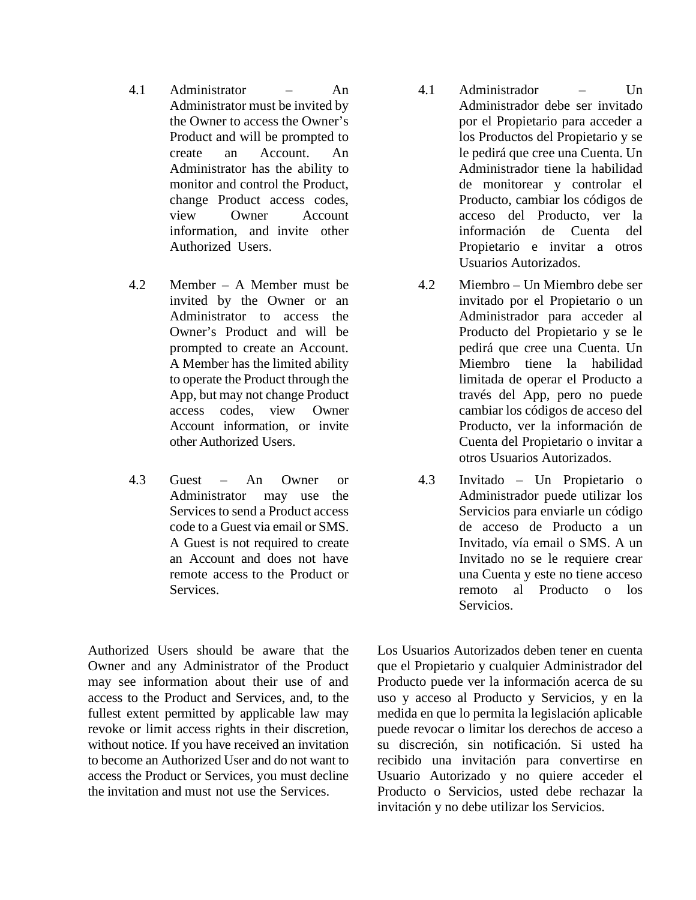4.1 Administrator – An Administrator must be invited by the Owner to access the Owner's Product and will be prompted to create an Account. An Administrator has the ability to monitor and control the Product, change Product access codes, view Owner Account information, and invite other Authorized Users.

4.2 Member – A Member must be invited by the Owner or an Administrator to access the Owner's Product and will be prompted to create an Account. A Member has the limited ability to operate the Product through the App, but may not change Product access codes, view Owner Account information, or invite other Authorized Users.

4.3 Guest – An Owner or Administrator may use the Services to send a Product access code to a Guest via email or SMS. A Guest is not required to create an Account and does not have remote access to the Product or Services.

Authorized Users should be aware that the Owner and any Administrator of the Product may see information about their use of and access to the Product and Services, and, to the fullest extent permitted by applicable law may revoke or limit access rights in their discretion, without notice. If you have received an invitation to become an Authorized User and do not want to access the Product or Services, you must decline the invitation and must not use the Services.

4.1 Administrador – Un Administrador debe ser invitado por el Propietario para acceder a los Productos del Propietario y se le pedirá que cree una Cuenta. Un Administrador tiene la habilidad de monitorear y controlar el Producto, cambiar los códigos de acceso del Producto, ver la información de Cuenta del Propietario e invitar a otros Usuarios Autorizados.

4.2 Miembro – Un Miembro debe ser invitado por el Propietario o un Administrador para acceder al Producto del Propietario y se le pedirá que cree una Cuenta. Un Miembro tiene la habilidad limitada de operar el Producto a través del App, pero no puede cambiar los códigos de acceso del Producto, ver la información de Cuenta del Propietario o invitar a otros Usuarios Autorizados.

4.3 Invitado – Un Propietario o Administrador puede utilizar los Servicios para enviarle un código de acceso de Producto a un Invitado, vía email o SMS. A un Invitado no se le requiere crear una Cuenta y este no tiene acceso remoto al Producto o los Servicios.

Los Usuarios Autorizados deben tener en cuenta que el Propietario y cualquier Administrador del Producto puede ver la información acerca de su uso y acceso al Producto y Servicios, y en la medida en que lo permita la legislación aplicable puede revocar o limitar los derechos de acceso a su discreción, sin notificación. Si usted ha recibido una invitación para convertirse en Usuario Autorizado y no quiere acceder el Producto o Servicios, usted debe rechazar la invitación y no debe utilizar los Servicios.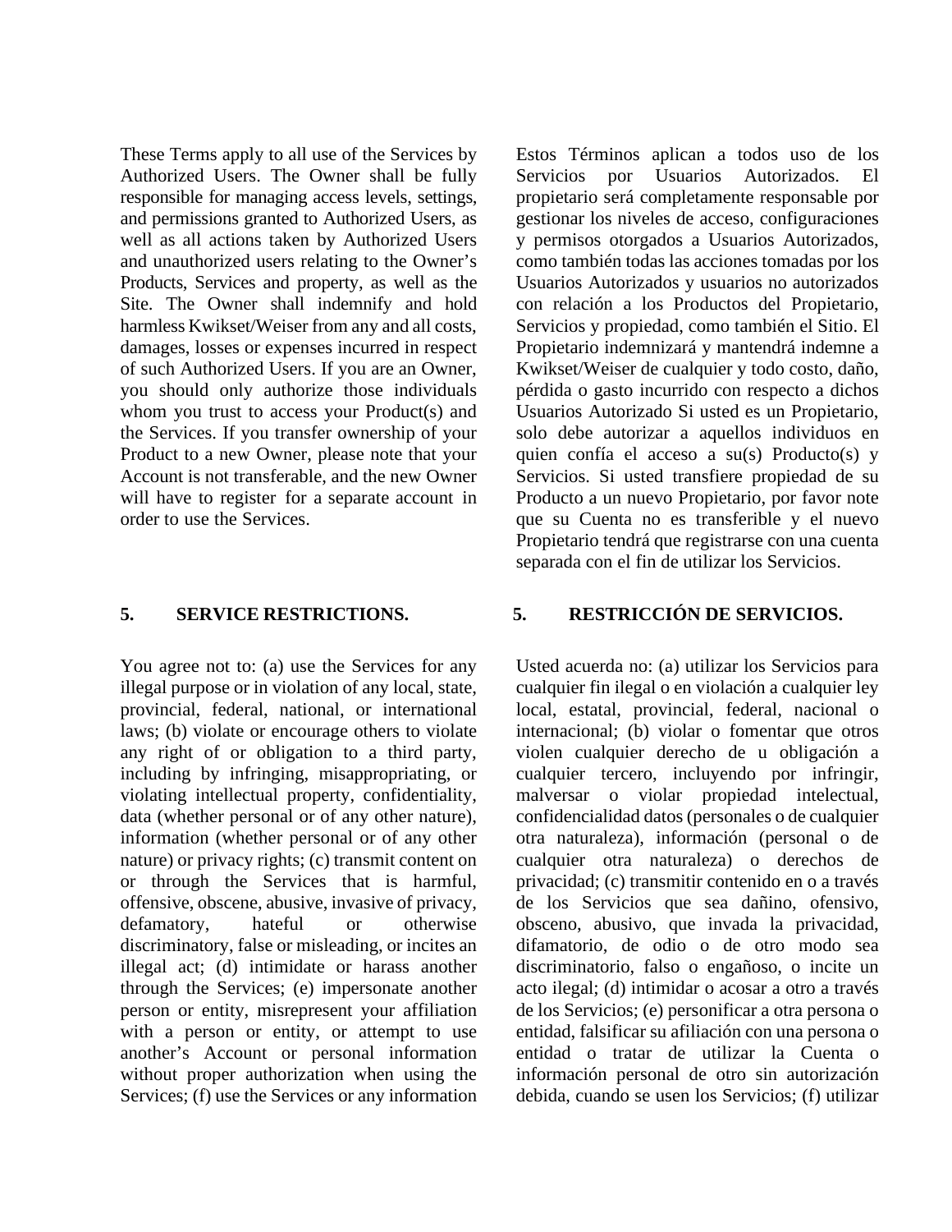These Terms apply to all use of the Services by Authorized Users. The Owner shall be fully responsible for managing access levels, settings, and permissions granted to Authorized Users, as well as all actions taken by Authorized Users and unauthorized users relating to the Owner's Products, Services and property, as well as the Site. The Owner shall indemnify and hold harmless Kwikset/Weiser from any and all costs, damages, losses or expenses incurred in respect of such Authorized Users. If you are an Owner, you should only authorize those individuals whom you trust to access your Product(s) and the Services. If you transfer ownership of your Product to a new Owner, please note that your Account is not transferable, and the new Owner will have to register for a separate account in order to use the Services.

Estos Términos aplican a todos uso de los Servicios por Usuarios Autorizados. El propietario será completamente responsable por gestionar los niveles de acceso, configuraciones y permisos otorgados a Usuarios Autorizados, como también todas las acciones tomadas por los Usuarios Autorizados y usuarios no autorizados con relación a los Productos del Propietario, Servicios y propiedad, como también el Sitio. El Propietario indemnizará y mantendrá indemne a Kwikset/Weiser de cualquier y todo costo, daño, pérdida o gasto incurrido con respecto a dichos Usuarios Autorizado Si usted es un Propietario, solo debe autorizar a aquellos individuos en quien confía el acceso a su(s) Producto(s) y Servicios. Si usted transfiere propiedad de su Producto a un nuevo Propietario, por favor note que su Cuenta no es transferible y el nuevo Propietario tendrá que registrarse con una cuenta separada con el fin de utilizar los Servicios.

## 5. SERVICE RESTRICTIONS.

You agree not to: (a) use the Services for any illegal purpose or in violation of any local, state, provincial, federal, national, or international laws; (b) violate or encourage others to violate any right of or obligation to a third party, including by infringing, misappropriating, or violating intellectual property, confidentiality, data (whether personal or of any other nature), information (whether personal or of any other nature) or privacy rights; (c) transmit content on or through the Services that is harmful, offensive, obscene, abusive, invasive of privacy, defamatory, hateful or otherwise discriminatory, false or misleading, or incites an illegal act; (d) intimidate or harass another through the Services; (e) impersonate another person or entity, misrepresent your affiliation with a person or entity, or attempt to use another's Account or personal information without proper authorization when using the Services; (f) use the Services or any information

## 5. RESTRICCIÓN DE SERVICIOS.

Usted acuerda no: (a) utilizar los Servicios para cualquier fin ilegal o en violación a cualquier ley local, estatal, provincial, federal, nacional o internacional; (b) violar o fomentar que otros violen cualquier derecho de u obligación a cualquier tercero, incluyendo por infringir, malversar o violar propiedad intelectual, confidencialidad datos (personales o de cualquier otra naturaleza), información (personal o de cualquier otra naturaleza) o derechos de privacidad; (c) transmitir contenido en o a través de los Servicios que sea dañino, ofensivo, obsceno, abusivo, que invada la privacidad, difamatorio, de odio o de otro modo sea discriminatorio, falso o engañoso, o incite un acto ilegal; (d) intimidar o acosar a otro a través de los Servicios; (e) personificar a otra persona o entidad, falsificar su afiliación con una persona o entidad o tratar de utilizar la Cuenta o información personal de otro sin autorización debida, cuando se usen los Servicios; (f) utilizar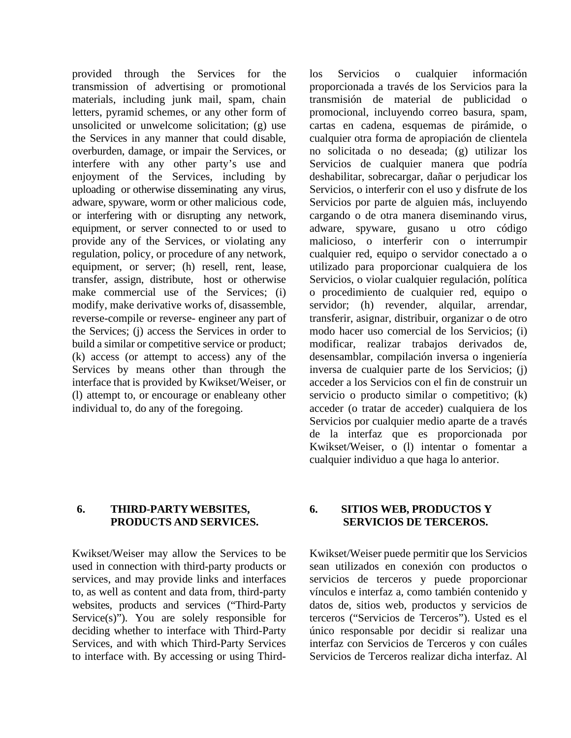provided through the Services for the transmission of advertising or promotional materials, including junk mail, spam, chain letters, pyramid schemes, or any other form of unsolicited or unwelcome solicitation; (g) use the Services in any manner that could disable, overburden, damage, or impair the Services, or interfere with any other party's use and enjoyment of the Services, including by uploading or otherwise disseminating any virus, adware, spyware, worm or other malicious code, or interfering with or disrupting any network, equipment, or server connected to or used to provide any of the Services, or violating any regulation, policy, or procedure of any network, equipment, or server; (h) resell, rent, lease, transfer, assign, distribute, host or otherwise make commercial use of the Services; (i) modify, make derivative works of, disassemble, reverse-compile or reverse- engineer any part of the Services; (j) access the Services in order to build a similar or competitive service or product; (k) access (or attempt to access) any of the Services by means other than through the interface that is provided by Kwikset/Weiser, or (l) attempt to, or encourage or enableany other individual to, do any of the foregoing.

los Servicios o cualquier información proporcionada a través de los Servicios para la transmisión de material de publicidad o promocional, incluyendo correo basura, spam, cartas en cadena, esquemas de pirámide, o cualquier otra forma de apropiación de clientela no solicitada o no deseada; (g) utilizar los Servicios de cualquier manera que podría deshabilitar, sobrecargar, dañar o perjudicar los Servicios, o interferir con el uso y disfrute de los Servicios por parte de alguien más, incluyendo cargando o de otra manera diseminando virus, adware, spyware, gusano u otro código malicioso, o interferir con o interrumpir cualquier red, equipo o servidor conectado a o utilizado para proporcionar cualquiera de los Servicios, o violar cualquier regulación, política o procedimiento de cualquier red, equipo o servidor; (h) revender, alquilar, arrendar, transferir, asignar, distribuir, organizar o de otro modo hacer uso comercial de los Servicios; (i) modificar, realizar trabajos derivados de, desensamblar, compilación inversa o ingeniería inversa de cualquier parte de los Servicios; (j) acceder a los Servicios con el fin de construir un servicio o producto similar o competitivo; (k) acceder (o tratar de acceder) cualquiera de los Servicios por cualquier medio aparte de a través de la interfaz que es proporcionada por Kwikset/Weiser, o (l) intentar o fomentar a cualquier individuo a que haga lo anterior.

## 6. THIRD-PARTY WEBSITES, PRODUCTS AND SERVICES.

Kwikset/Weiser may allow the Services to be used in connection with third-party products or services, and may provide links and interfaces to, as well as content and data from, third-party websites, products and services ("Third-Party Service(s)"). You are solely responsible for deciding whether to interface with Third-Party Services, and with which Third-Party Services to interface with. By accessing or using Third-

## 6. SITIOS WEB, PRODUCTOS Y SERVICIOS DE TERCEROS.

Kwikset/Weiser puede permitir que los Servicios sean utilizados en conexión con productos o servicios de terceros y puede proporcionar vínculos e interfaz a, como también contenido y datos de, sitios web, productos y servicios de terceros ("Servicios de Terceros"). Usted es el único responsable por decidir si realizar una interfaz con Servicios de Terceros y con cuáles Servicios de Terceros realizar dicha interfaz. Al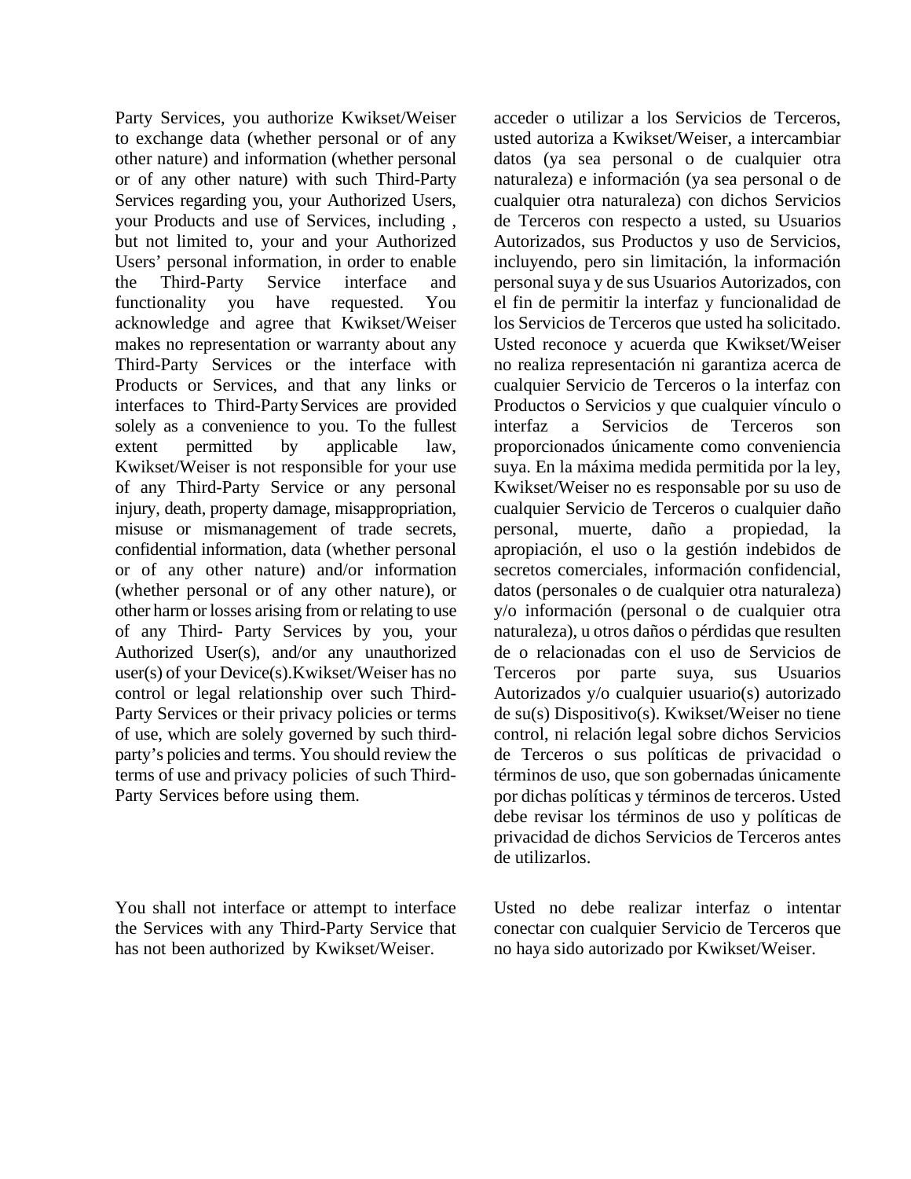Party Services, you authorize Kwikset/Weiser to exchange data (whether personal or of any other nature) and information (whether personal or of any other nature) with such Third-Party Services regarding you, your Authorized Users, your Products and use of Services, including , but not limited to, your and your Authorized Users' personal information, in order to enable the Third-Party Service interface and functionality you have requested. You acknowledge and agree that Kwikset/Weiser makes no representation or warranty about any Third-Party Services or the interface with Products or Services, and that any links or interfaces to Third-Party Services are provided solely as a convenience to you. To the fullest extent permitted by applicable law, Kwikset/Weiser is not responsible for your use of any Third-Party Service or any personal injury, death, property damage, misappropriation, misuse or mismanagement of trade secrets, confidential information, data (whether personal or of any other nature) and/or information (whether personal or of any other nature), or other harm or losses arising from or relating to use of any Third- Party Services by you, your Authorized User(s), and/or any unauthorized user(s) of your Device(s).Kwikset/Weiser has no control or legal relationship over such Third-Party Services or their privacy policies or terms of use, which are solely governed by such third-party's policies and terms. You should review the terms of use and privacy policies of such Third-Party Services before using them.

You shall not interface or attempt to interface the Services with any Third-Party Service that has not been authorized by Kwikset/Weiser.

acceder o utilizar a los Servicios de Terceros, usted autoriza a Kwikset/Weiser, a intercambiar datos (ya sea personal o de cualquier otra naturaleza) e información (ya sea personal o de cualquier otra naturaleza) con dichos Servicios de Terceros con respecto a usted, su Usuarios Autorizados, sus Productos y uso de Servicios, incluyendo, pero sin limitación, la información personal suya y de sus Usuarios Autorizados, con el fin de permitir la interfaz y funcionalidad de los Servicios de Terceros que usted ha solicitado. Usted reconoce y acuerda que Kwikset/Weiser no realiza representación ni garantiza acerca de cualquier Servicio de Terceros o la interfaz con Productos o Servicios y que cualquier vínculo o interfaz a Servicios de Terceros son proporcionados únicamente como conveniencia suya. En la máxima medida permitida por la ley, Kwikset/Weiser no es responsable por su uso de cualquier Servicio de Terceros o cualquier daño personal, muerte, daño a propiedad, la apropiación, el uso o la gestión indebidos de secretos comerciales, información confidencial, datos (personales o de cualquier otra naturaleza) y/o información (personal o de cualquier otra naturaleza), u otros daños o pérdidas que resulten de o relacionadas con el uso de Servicios de Terceros por parte suya, sus Usuarios Autorizados y/o cualquier usuario(s) autorizado de su(s) Dispositivo(s). Kwikset/Weiser no tiene control, ni relación legal sobre dichos Servicios de Terceros o sus políticas de privacidad o términos de uso, que son gobernadas únicamente por dichas políticas y términos de terceros. Usted debe revisar los términos de uso y políticas de privacidad de dichos Servicios de Terceros antes de utilizarlos.

Usted no debe realizar interfaz o intentar conectar con cualquier Servicio de Terceros que no haya sido autorizado por Kwikset/Weiser.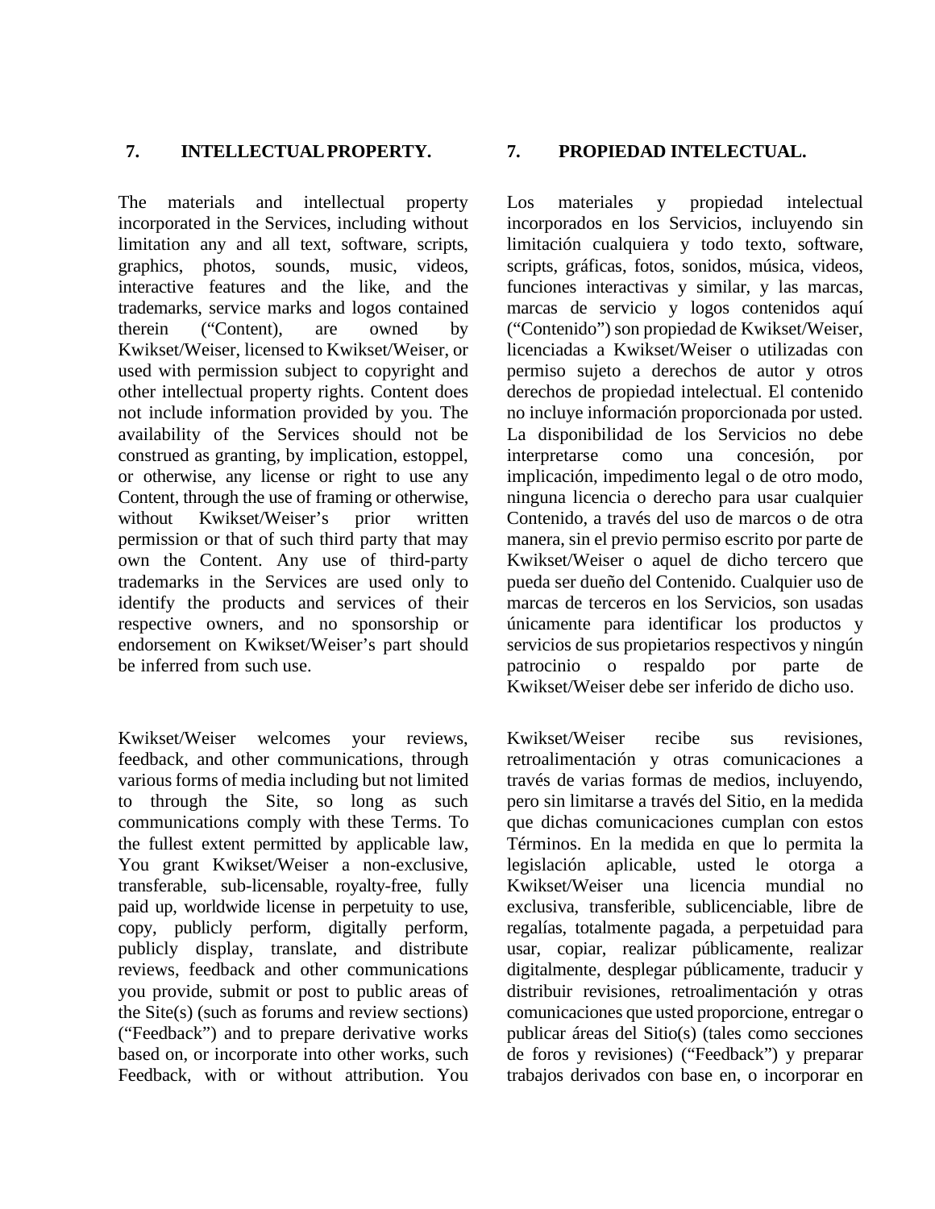## 7. INTELLECTUAL PROPERTY.

The materials and intellectual property incorporated in the Services, including without limitation any and all text, software, scripts, graphics, photos, sounds, music, videos, interactive features and the like, and the trademarks, service marks and logos contained therein ("Content), are owned by Kwikset/Weiser, licensed to Kwikset/Weiser, or used with permission subject to copyright and other intellectual property rights. Content does not include information provided by you. The availability of the Services should not be construed as granting, by implication, estoppel, or otherwise, any license or right to use any Content, through the use of framing or otherwise, without Kwikset/Weiser's prior written permission or that of such third party that may own the Content. Any use of third-party trademarks in the Services are used only to identify the products and services of their respective owners, and no sponsorship or endorsement on Kwikset/Weiser's part should be inferred from such use.

Kwikset/Weiser welcomes your reviews, feedback, and other communications, through various forms of media including but not limited to through the Site, so long as such communications comply with these Terms. To the fullest extent permitted by applicable law, You grant Kwikset/Weiser a non-exclusive, transferable, sub-licensable, royalty-free, fully paid up, worldwide license in perpetuity to use, copy, publicly perform, digitally perform, publicly display, translate, and distribute reviews, feedback and other communications you provide, submit or post to public areas of the Site(s) (such as forums and review sections) ("Feedback") and to prepare derivative works based on, or incorporate into other works, such Feedback, with or without attribution. You

## 7. PROPIEDAD INTELECTUAL.

Los materiales y propiedad intelectual incorporados en los Servicios, incluyendo sin limitación cualquiera y todo texto, software, scripts, gráficas, fotos, sonidos, música, videos, funciones interactivas y similar, y las marcas, marcas de servicio y logos contenidos aquí ("Contenido") son propiedad de Kwikset/Weiser, licenciadas a Kwikset/Weiser o utilizadas con permiso sujeto a derechos de autor y otros derechos de propiedad intelectual. El contenido no incluye información proporcionada por usted. La disponibilidad de los Servicios no debe interpretarse como una concesión, por implicación, impedimento legal o de otro modo, ninguna licencia o derecho para usar cualquier Contenido, a través del uso de marcos o de otra manera, sin el previo permiso escrito por parte de Kwikset/Weiser o aquel de dicho tercero que pueda ser dueño del Contenido. Cualquier uso de marcas de terceros en los Servicios, son usadas únicamente para identificar los productos y servicios de sus propietarios respectivos y ningún patrocinio o respaldo por parte de Kwikset/Weiser debe ser inferido de dicho uso.

Kwikset/Weiser recibe sus revisiones, retroalimentación y otras comunicaciones a través de varias formas de medios, incluyendo, pero sin limitarse a través del Sitio, en la medida que dichas comunicaciones cumplan con estos Términos. En la medida en que lo permita la legislación aplicable, usted le otorga a Kwikset/Weiser una licencia mundial no exclusiva, transferible, sublicenciable, libre de regalías, totalmente pagada, a perpetuidad para usar, copiar, realizar públicamente, realizar digitalmente, desplegar públicamente, traducir y distribuir revisiones, retroalimentación y otras comunicaciones que usted proporcione, entregar o publicar áreas del Sitio(s) (tales como secciones de foros y revisiones) ("Feedback") y preparar trabajos derivados con base en, o incorporar en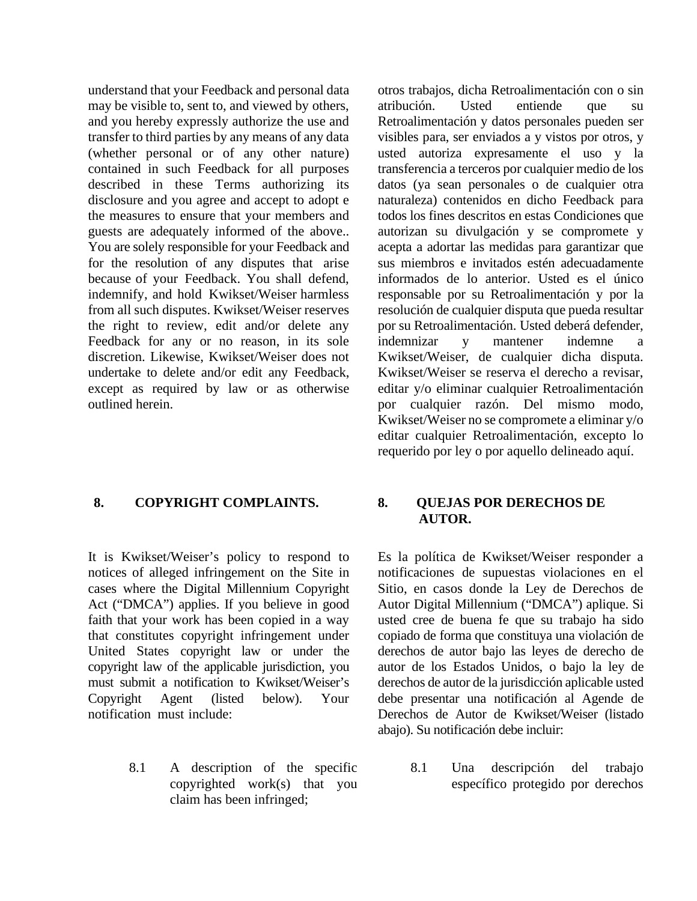understand that your Feedback and personal data may be visible to, sent to, and viewed by others, and you hereby expressly authorize the use and transfer to third parties by any means of any data (whether personal or of any other nature) contained in such Feedback for all purposes described in these Terms authorizing its disclosure and you agree and accept to adopt e the measures to ensure that your members and guests are adequately informed of the above.. You are solely responsible for your Feedback and for the resolution of any disputes that arise because of your Feedback. You shall defend, indemnify, and hold Kwikset/Weiser harmless from all such disputes. Kwikset/Weiser reserves the right to review, edit and/or delete any Feedback for any or no reason, in its sole discretion. Likewise, Kwikset/Weiser does not undertake to delete and/or edit any Feedback, except as required by law or as otherwise outlined herein.

otros trabajos, dicha Retroalimentación con o sin atribución. Usted entiende que su Retroalimentación y datos personales pueden ser visibles para, ser enviados a y vistos por otros, y usted autoriza expresamente el uso y la transferencia a terceros por cualquier medio de los datos (ya sean personales o de cualquier otra naturaleza) contenidos en dicho Feedback para todos los fines descritos en estas Condiciones que autorizan su divulgación y se compromete y acepta a adortar las medidas para garantizar que sus miembros e invitados estén adecuadamente informados de lo anterior. Usted es el único responsable por su Retroalimentación y por la resolución de cualquier disputa que pueda resultar por su Retroalimentación. Usted deberá defender, indemnizar y mantener indemne a Kwikset/Weiser, de cualquier dicha disputa. Kwikset/Weiser se reserva el derecho a revisar, editar y/o eliminar cualquier Retroalimentación por cualquier razón. Del mismo modo, Kwikset/Weiser no se compromete a eliminar y/o editar cualquier Retroalimentación, excepto lo requerido por ley o por aquello delineado aquí.

## 8. COPYRIGHT COMPLAINTS.

It is Kwikset/Weiser's policy to respond to notices of alleged infringement on the Site in cases where the Digital Millennium Copyright Act ("DMCA") applies. If you believe in good faith that your work has been copied in a way that constitutes copyright infringement under United States copyright law or under the copyright law of the applicable jurisdiction, you must submit a notification to Kwikset/Weiser's Copyright Agent (listed below). Your notification must include:

8.1 A description of the specific copyrighted work(s) that you claim has been infringed;

## 8. QUEJAS POR DERECHOS DE AUTOR.

Es la política de Kwikset/Weiser responder a notificaciones de supuestas violaciones en el Sitio, en casos donde la Ley de Derechos de Autor Digital Millennium ("DMCA") aplique. Si usted cree de buena fe que su trabajo ha sido copiado de forma que constituya una violación de derechos de autor bajo las leyes de derecho de autor de los Estados Unidos, o bajo la ley de derechos de autor de la jurisdicción aplicable usted debe presentar una notificación al Agende de Derechos de Autor de Kwikset/Weiser (listado abajo). Su notificación debe incluir:

8.1 Una descripción del trabajo específico protegido por derechos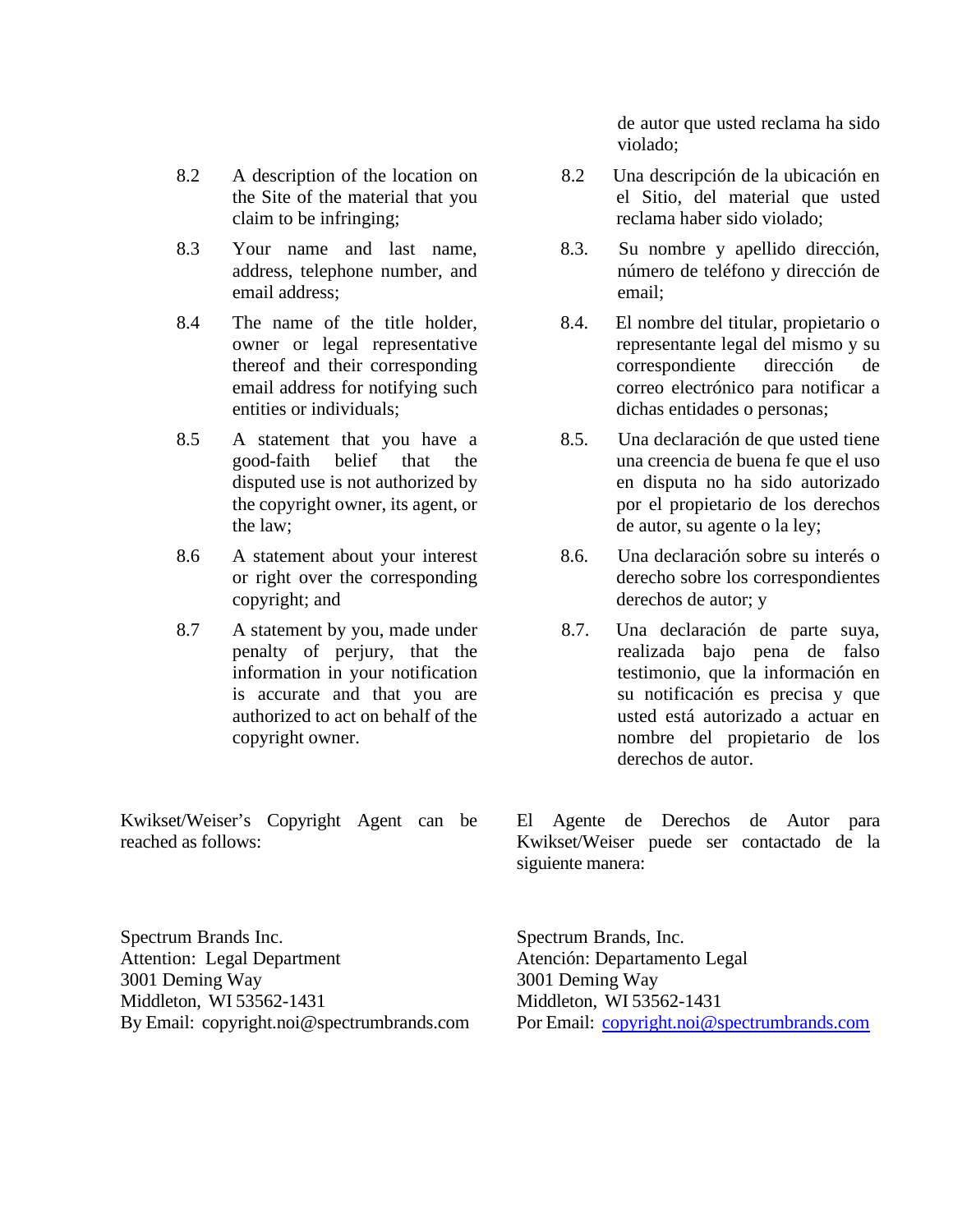8.2 A description of the location on the Site of the material that you claim to be infringing;

8.3 Your name and last name, address, telephone number, and email address;

8.4 The name of the title holder, owner or legal representative thereof and their corresponding email address for notifying such entities or individuals;

8.5 A statement that you have a good-faith belief that the disputed use is not authorized by the copyright owner, its agent, or the law;

8.6 A statement about your interest or right over the corresponding copyright; and

8.7 A statement by you, made under penalty of perjury, that the information in your notification is accurate and that you are authorized to act on behalf of the copyright owner.

Kwikset/Weiser's Copyright Agent can be reached as follows:

Spectrum Brands Inc.
Attention: Legal Department
3001 Deming Way
Middleton, WI 53562-1431
By Email: copyright.noi@spectrumbrands.com

de autor que usted reclama ha sido violado;

8.2 Una descripción de la ubicación en el Sitio, del material que usted reclama haber sido violado;

8.3. Su nombre y apellido dirección, número de teléfono y dirección de email;

8.4. El nombre del titular, propietario o representante legal del mismo y su correspondiente dirección de correo electrónico para notificar a dichas entidades o personas;

8.5. Una declaración de que usted tiene una creencia de buena fe que el uso en disputa no ha sido autorizado por el propietario de los derechos de autor, su agente o la ley;

8.6. Una declaración sobre su interés o derecho sobre los correspondientes derechos de autor; y

8.7. Una declaración de parte suya, realizada bajo pena de falso testimonio, que la información en su notificación es precisa y que usted está autorizado a actuar en nombre del propietario de los derechos de autor.

El Agente de Derechos de Autor para Kwikset/Weiser puede ser contactado de la siguiente manera:

Spectrum Brands, Inc.
Atención: Departamento Legal
3001 Deming Way
Middleton, WI 53562-1431
Por Email: copyright.noi@spectrumbrands.com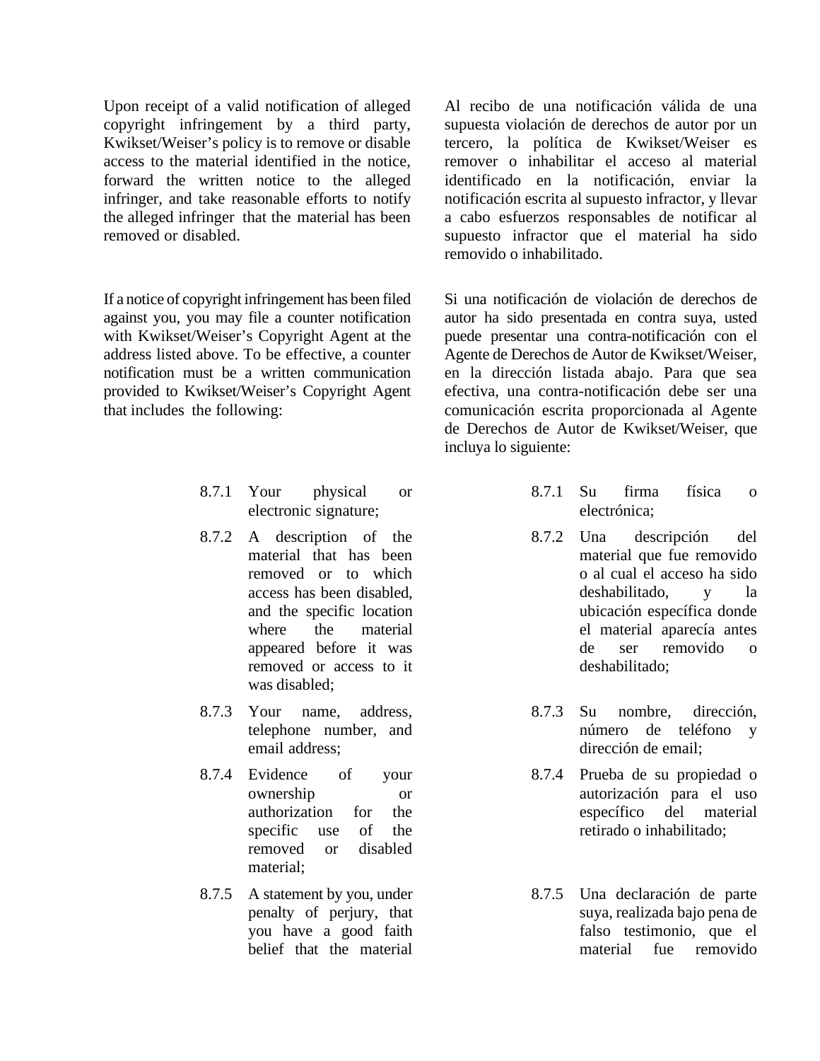Upon receipt of a valid notification of alleged copyright infringement by a third party, Kwikset/Weiser's policy is to remove or disable access to the material identified in the notice, forward the written notice to the alleged infringer, and take reasonable efforts to notify the alleged infringer that the material has been removed or disabled.

If a notice of copyright infringement has been filed against you, you may file a counter notification with Kwikset/Weiser's Copyright Agent at the address listed above. To be effective, a counter notification must be a written communication provided to Kwikset/Weiser's Copyright Agent that includes the following:

8.7.1 Your physical or electronic signature;

8.7.2 A description of the material that has been removed or to which access has been disabled, and the specific location where the material appeared before it was removed or access to it was disabled;

8.7.3 Your name, address, telephone number, and email address;

8.7.4 Evidence of your ownership or authorization for the specific use of the removed or disabled material;

8.7.5 A statement by you, under penalty of perjury, that you have a good faith belief that the material

Al recibo de una notificación válida de una supuesta violación de derechos de autor por un tercero, la política de Kwikset/Weiser es remover o inhabilitar el acceso al material identificado en la notificación, enviar la notificación escrita al supuesto infractor, y llevar a cabo esfuerzos responsables de notificar al supuesto infractor que el material ha sido removido o inhabilitado.

Si una notificación de violación de derechos de autor ha sido presentada en contra suya, usted puede presentar una contra-notificación con el Agente de Derechos de Autor de Kwikset/Weiser, en la dirección listada abajo. Para que sea efectiva, una contra-notificación debe ser una comunicación escrita proporcionada al Agente de Derechos de Autor de Kwikset/Weiser, que incluya lo siguiente:

8.7.1 Su firma física o electrónica;

8.7.2 Una descripción del material que fue removido o al cual el acceso ha sido deshabilitado, y la ubicación específica donde el material aparecía antes de ser removido o deshabilitado;

8.7.3 Su nombre, dirección, número de teléfono y dirección de email;

8.7.4 Prueba de su propiedad o autorización para el uso específico del material retirado o inhabilitado;

8.7.5 Una declaración de parte suya, realizada bajo pena de falso testimonio, que el material fue removido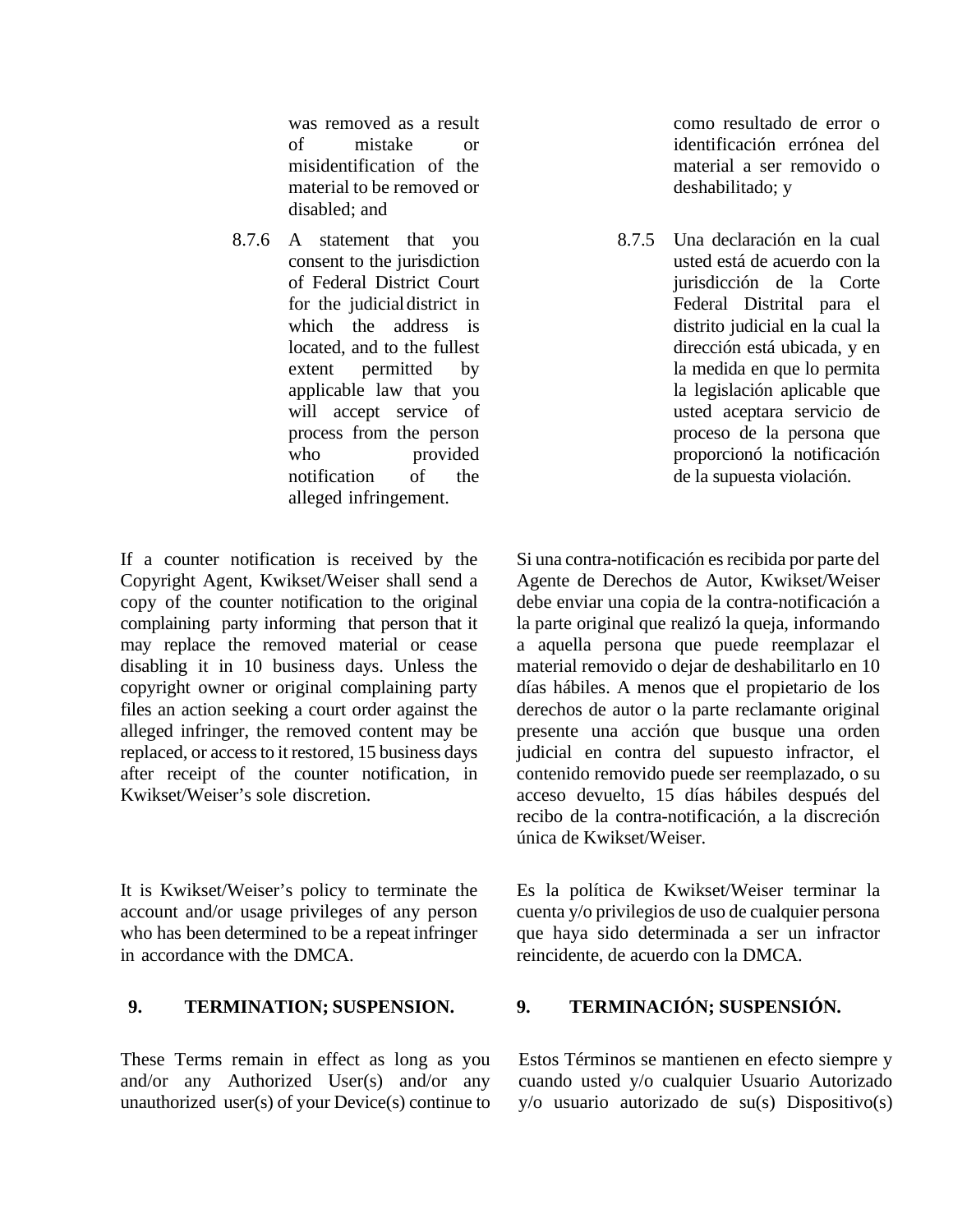was removed as a result of mistake or misidentification of the material to be removed or disabled; and

8.7.6 A statement that you consent to the jurisdiction of Federal District Court for the judicial district in which the address is located, and to the fullest extent permitted by applicable law that you will accept service of process from the person who provided notification of the alleged infringement.

If a counter notification is received by the Copyright Agent, Kwikset/Weiser shall send a copy of the counter notification to the original complaining party informing that person that it may replace the removed material or cease disabling it in 10 business days. Unless the copyright owner or original complaining party files an action seeking a court order against the alleged infringer, the removed content may be replaced, or access to it restored, 15 business days after receipt of the counter notification, in Kwikset/Weiser's sole discretion.

It is Kwikset/Weiser's policy to terminate the account and/or usage privileges of any person who has been determined to be a repeat infringer in accordance with the DMCA.

## 9. TERMINATION; SUSPENSION.

These Terms remain in effect as long as you and/or any Authorized User(s) and/or any unauthorized user(s) of your Device(s) continue to

como resultado de error o identificación errónea del material a ser removido o deshabilitado; y

8.7.5 Una declaración en la cual usted está de acuerdo con la jurisdicción de la Corte Federal Distrital para el distrito judicial en la cual la dirección está ubicada, y en la medida en que lo permita la legislación aplicable que usted aceptara servicio de proceso de la persona que proporcionó la notificación de la supuesta violación.

Si una contra-notificación es recibida por parte del Agente de Derechos de Autor, Kwikset/Weiser debe enviar una copia de la contra-notificación a la parte original que realizó la queja, informando a aquella persona que puede reemplazar el material removido o dejar de deshabilitarlo en 10 días hábiles. A menos que el propietario de los derechos de autor o la parte reclamante original presente una acción que busque una orden judicial en contra del supuesto infractor, el contenido removido puede ser reemplazado, o su acceso devuelto, 15 días hábiles después del recibo de la contra-notificación, a la discreción única de Kwikset/Weiser.

Es la política de Kwikset/Weiser terminar la cuenta y/o privilegios de uso de cualquier persona que haya sido determinada a ser un infractor reincidente, de acuerdo con la DMCA.

## 9. TERMINACIÓN; SUSPENSIÓN.

Estos Términos se mantienen en efecto siempre y cuando usted y/o cualquier Usuario Autorizado y/o usuario autorizado de su(s) Dispositivo(s)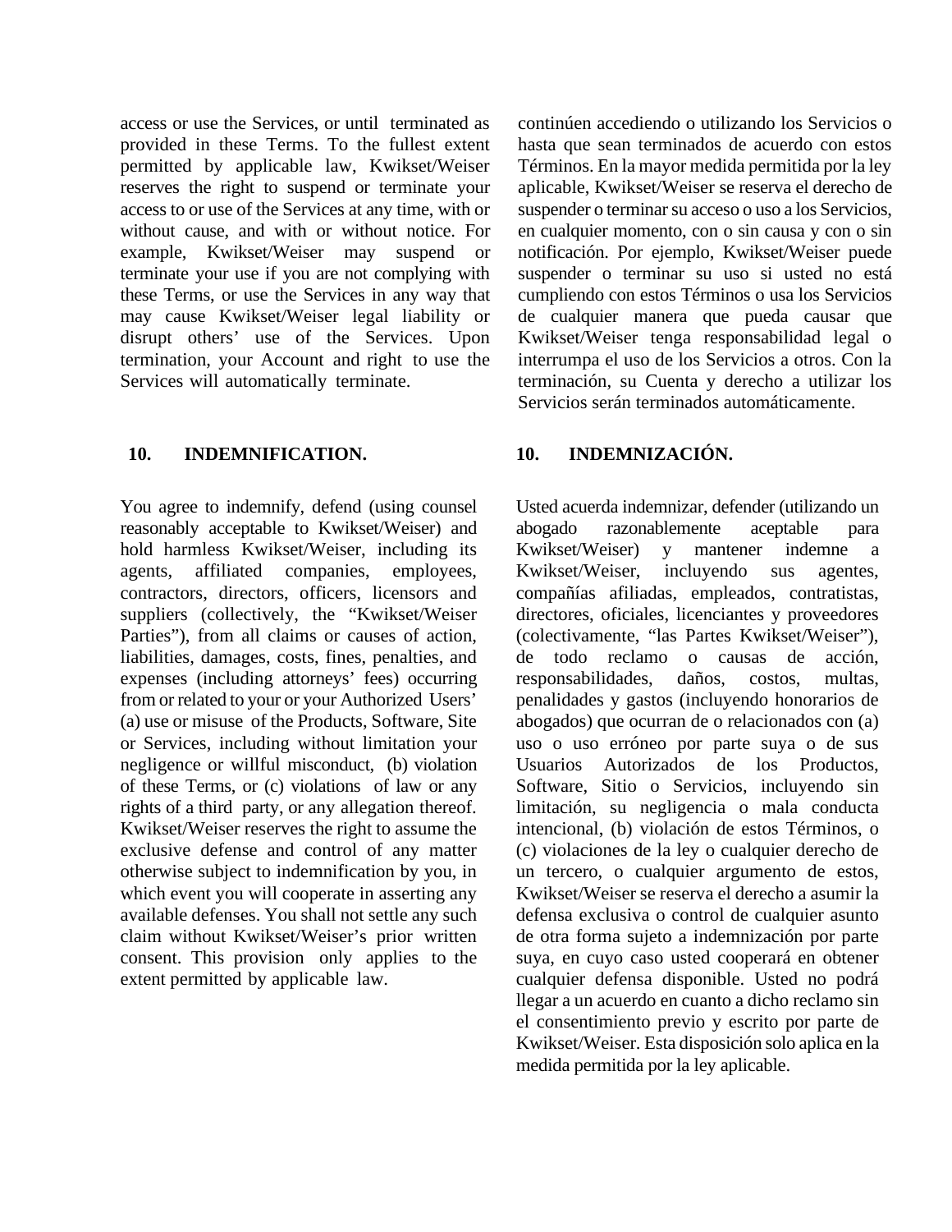access or use the Services, or until terminated as provided in these Terms. To the fullest extent permitted by applicable law, Kwikset/Weiser reserves the right to suspend or terminate your access to or use of the Services at any time, with or without cause, and with or without notice. For example, Kwikset/Weiser may suspend or terminate your use if you are not complying with these Terms, or use the Services in any way that may cause Kwikset/Weiser legal liability or disrupt others' use of the Services. Upon termination, your Account and right to use the Services will automatically terminate.

## 10. INDEMNIFICATION.

You agree to indemnify, defend (using counsel reasonably acceptable to Kwikset/Weiser) and hold harmless Kwikset/Weiser, including its agents, affiliated companies, employees, contractors, directors, officers, licensors and suppliers (collectively, the "Kwikset/Weiser Parties"), from all claims or causes of action, liabilities, damages, costs, fines, penalties, and expenses (including attorneys' fees) occurring from or related to your or your Authorized Users' (a) use or misuse of the Products, Software, Site or Services, including without limitation your negligence or willful misconduct, (b) violation of these Terms, or (c) violations of law or any rights of a third party, or any allegation thereof. Kwikset/Weiser reserves the right to assume the exclusive defense and control of any matter otherwise subject to indemnification by you, in which event you will cooperate in asserting any available defenses. You shall not settle any such claim without Kwikset/Weiser's prior written consent. This provision only applies to the extent permitted by applicable law.

continúen accediendo o utilizando los Servicios o hasta que sean terminados de acuerdo con estos Términos. En la mayor medida permitida por la ley aplicable, Kwikset/Weiser se reserva el derecho de suspender o terminar su acceso o uso a los Servicios, en cualquier momento, con o sin causa y con o sin notificación. Por ejemplo, Kwikset/Weiser puede suspender o terminar su uso si usted no está cumpliendo con estos Términos o usa los Servicios de cualquier manera que pueda causar que Kwikset/Weiser tenga responsabilidad legal o interrumpa el uso de los Servicios a otros. Con la terminación, su Cuenta y derecho a utilizar los Servicios serán terminados automáticamente.

## 10. INDEMNIZACIÓN.

Usted acuerda indemnizar, defender (utilizando un abogado razonablemente aceptable para Kwikset/Weiser) y mantener indemne a Kwikset/Weiser, incluyendo sus agentes, compañías afiliadas, empleados, contratistas, directores, oficiales, licenciantes y proveedores (colectivamente, "las Partes Kwikset/Weiser"), de todo reclamo o causas de acción, responsabilidades, daños, costos, multas, penalidades y gastos (incluyendo honorarios de abogados) que ocurran de o relacionados con (a) uso o uso erróneo por parte suya o de sus Usuarios Autorizados de los Productos, Software, Sitio o Servicios, incluyendo sin limitación, su negligencia o mala conducta intencional, (b) violación de estos Términos, o (c) violaciones de la ley o cualquier derecho de un tercero, o cualquier argumento de estos, Kwikset/Weiser se reserva el derecho a asumir la defensa exclusiva o control de cualquier asunto de otra forma sujeto a indemnización por parte suya, en cuyo caso usted cooperará en obtener cualquier defensa disponible. Usted no podrá llegar a un acuerdo en cuanto a dicho reclamo sin el consentimiento previo y escrito por parte de Kwikset/Weiser. Esta disposición solo aplica en la medida permitida por la ley aplicable.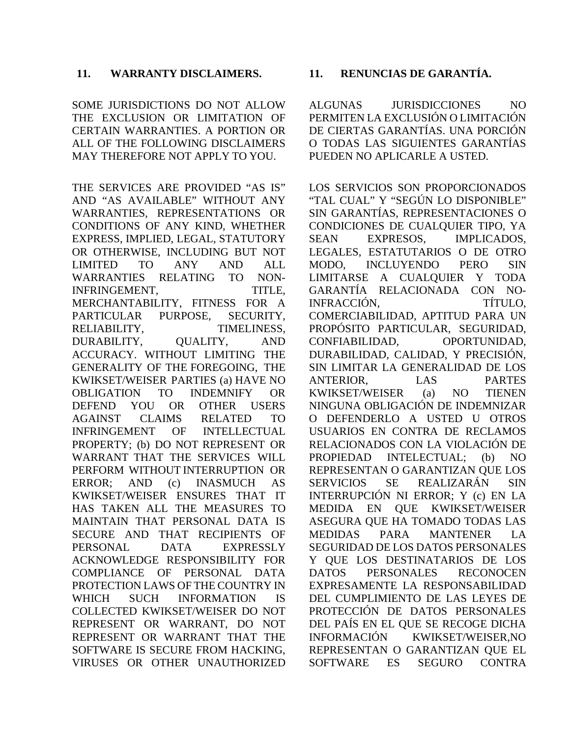## 11. WARRANTY DISCLAIMERS.

SOME JURISDICTIONS DO NOT ALLOW THE EXCLUSION OR LIMITATION OF CERTAIN WARRANTIES. A PORTION OR ALL OF THE FOLLOWING DISCLAIMERS MAY THEREFORE NOT APPLY TO YOU.

THE SERVICES ARE PROVIDED "AS IS" AND "AS AVAILABLE" WITHOUT ANY WARRANTIES, REPRESENTATIONS OR CONDITIONS OF ANY KIND, WHETHER EXPRESS, IMPLIED, LEGAL, STATUTORY OR OTHERWISE, INCLUDING BUT NOT LIMITED TO ANY AND ALL WARRANTIES RELATING TO NON-INFRINGEMENT, TITLE, MERCHANTABILITY, FITNESS FOR A PARTICULAR PURPOSE, SECURITY, RELIABILITY, TIMELINESS, DURABILITY, QUALITY, AND ACCURACY. WITHOUT LIMITING THE GENERALITY OF THE FOREGOING, THE KWIKSET/WEISER PARTIES (a) HAVE NO OBLIGATION TO INDEMNIFY OR DEFEND YOU OR OTHER USERS AGAINST CLAIMS RELATED TO INFRINGEMENT OF INTELLECTUAL PROPERTY; (b) DO NOT REPRESENT OR WARRANT THAT THE SERVICES WILL PERFORM WITHOUT INTERRUPTION OR ERROR; AND (c) INASMUCH AS KWIKSET/WEISER ENSURES THAT IT HAS TAKEN ALL THE MEASURES TO MAINTAIN THAT PERSONAL DATA IS SECURE AND THAT RECIPIENTS OF PERSONAL DATA EXPRESSLY ACKNOWLEDGE RESPONSIBILITY FOR COMPLIANCE OF PERSONAL DATA PROTECTION LAWS OF THE COUNTRY IN WHICH SUCH INFORMATION IS COLLECTED KWIKSET/WEISER DO NOT REPRESENT OR WARRANT, DO NOT REPRESENT OR WARRANT THAT THE SOFTWARE IS SECURE FROM HACKING, VIRUSES OR OTHER UNAUTHORIZED

## 11. RENUNCIAS DE GARANTÍA.

ALGUNAS JURISDICCIONES NO PERMITEN LA EXCLUSIÓN O LIMITACIÓN DE CIERTAS GARANTÍAS. UNA PORCIÓN O TODAS LAS SIGUIENTES GARANTÍAS PUEDEN NO APLICARLE A USTED.

LOS SERVICIOS SON PROPORCIONADOS "TAL CUAL" Y "SEGÚN LO DISPONIBLE" SIN GARANTÍAS, REPRESENTACIONES O CONDICIONES DE CUALQUIER TIPO, YA SEAN EXPRESOS, IMPLICADOS, LEGALES, ESTATUTARIOS O DE OTRO MODO, INCLUYENDO PERO SIN LIMITARSE A CUALQUIER Y TODA GARANTÍA RELACIONADA CON NO-INFRACCIÓN, TÍTULO, COMERCIABILIDAD, APTITUD PARA UN PROPÓSITO PARTICULAR, SEGURIDAD, CONFIABILIDAD, OPORTUNIDAD, DURABILIDAD, CALIDAD, Y PRECISIÓN, SIN LIMITAR LA GENERALIDAD DE LOS ANTERIOR, LAS PARTES KWIKSET/WEISER (a) NO TIENEN NINGUNA OBLIGACIÓN DE INDEMNIZAR O DEFENDERLO A USTED U OTROS USUARIOS EN CONTRA DE RECLAMOS RELACIONADOS CON LA VIOLACIÓN DE PROPIEDAD INTELECTUAL; (b) NO REPRESENTAN O GARANTIZAN QUE LOS SERVICIOS SE REALIZARÁN SIN INTERRUPCIÓN NI ERROR; Y (c) EN LA MEDIDA EN QUE KWIKSET/WEISER ASEGURA QUE HA TOMADO TODAS LAS MEDIDAS PARA MANTENER LA SEGURIDAD DE LOS DATOS PERSONALES Y QUE LOS DESTINATARIOS DE LOS DATOS PERSONALES RECONOCEN EXPRESAMENTE LA RESPONSABILIDAD DEL CUMPLIMIENTO DE LAS LEYES DE PROTECCIÓN DE DATOS PERSONALES DEL PAÍS EN EL QUE SE RECOGE DICHA INFORMACIÓN KWIKSET/WEISER,NO REPRESENTAN O GARANTIZAN QUE EL SOFTWARE ES SEGURO CONTRA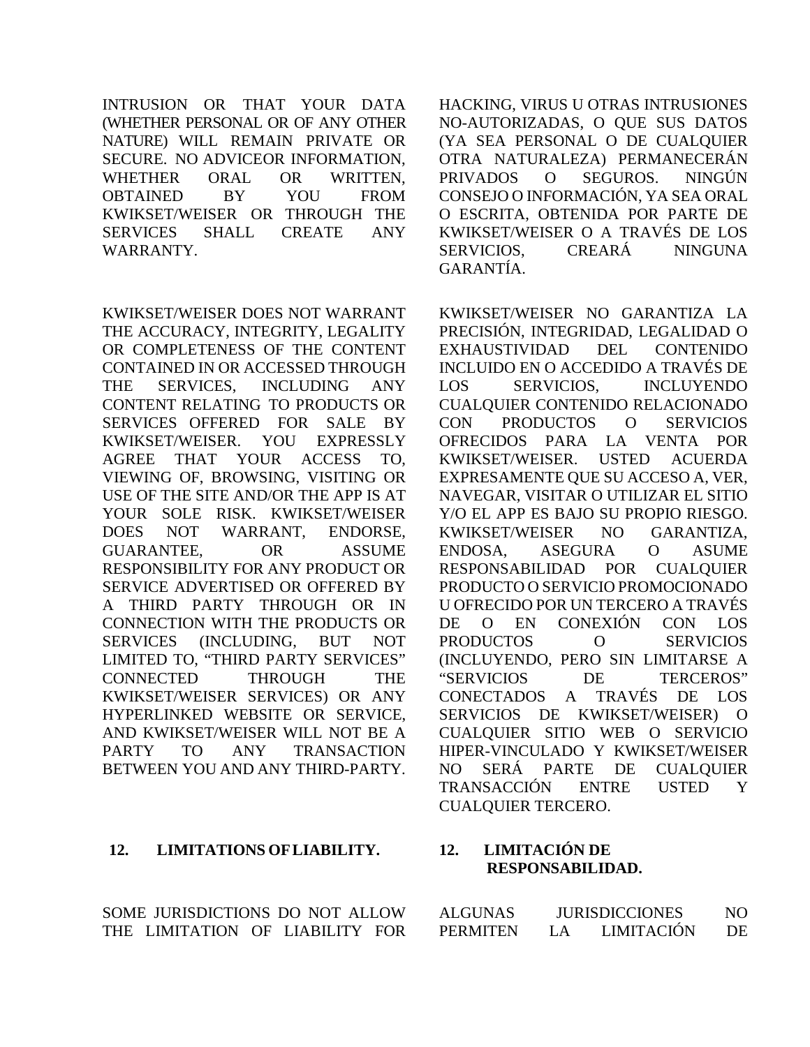INTRUSION OR THAT YOUR DATA (WHETHER PERSONAL OR OF ANY OTHER NATURE) WILL REMAIN PRIVATE OR SECURE. NO ADVICEOR INFORMATION, WHETHER ORAL OR WRITTEN, OBTAINED BY YOU FROM KWIKSET/WEISER OR THROUGH THE SERVICES SHALL CREATE ANY WARRANTY.

KWIKSET/WEISER DOES NOT WARRANT THE ACCURACY, INTEGRITY, LEGALITY OR COMPLETENESS OF THE CONTENT CONTAINED IN OR ACCESSED THROUGH THE SERVICES, INCLUDING ANY CONTENT RELATING TO PRODUCTS OR SERVICES OFFERED FOR SALE BY KWIKSET/WEISER. YOU EXPRESSLY AGREE THAT YOUR ACCESS TO, VIEWING OF, BROWSING, VISITING OR USE OF THE SITE AND/OR THE APP IS AT YOUR SOLE RISK. KWIKSET/WEISER DOES NOT WARRANT, ENDORSE, GUARANTEE, OR ASSUME RESPONSIBILITY FOR ANY PRODUCT OR SERVICE ADVERTISED OR OFFERED BY A THIRD PARTY THROUGH OR IN CONNECTION WITH THE PRODUCTS OR SERVICES (INCLUDING, BUT NOT LIMITED TO, "THIRD PARTY SERVICES" CONNECTED THROUGH THE KWIKSET/WEISER SERVICES) OR ANY HYPERLINKED WEBSITE OR SERVICE, AND KWIKSET/WEISER WILL NOT BE A PARTY TO ANY TRANSACTION BETWEEN YOU AND ANY THIRD-PARTY.

**12. LIMITATIONS OF LIABILITY.**

SOME JURISDICTIONS DO NOT ALLOW THE LIMITATION OF LIABILITY FOR

HACKING, VIRUS U OTRAS INTRUSIONES NO-AUTORIZADAS, O QUE SUS DATOS (YA SEA PERSONAL O DE CUALQUIER OTRA NATURALEZA) PERMANECERÁN PRIVADOS O SEGUROS. NINGÚN CONSEJO O INFORMACIÓN, YA SEA ORAL O ESCRITA, OBTENIDA POR PARTE DE KWIKSET/WEISER O A TRAVÉS DE LOS SERVICIOS, CREARÁ NINGUNA GARANTÍA.

KWIKSET/WEISER NO GARANTIZA LA PRECISIÓN, INTEGRIDAD, LEGALIDAD O EXHAUSTIVIDAD DEL CONTENIDO INCLUIDO EN O ACCEDIDO A TRAVÉS DE LOS SERVICIOS, INCLUYENDO CUALQUIER CONTENIDO RELACIONADO CON PRODUCTOS O SERVICIOS OFRECIDOS PARA LA VENTA POR KWIKSET/WEISER. USTED ACUERDA EXPRESAMENTE QUE SU ACCESO A, VER, NAVEGAR, VISITAR O UTILIZAR EL SITIO Y/O EL APP ES BAJO SU PROPIO RIESGO. KWIKSET/WEISER NO GARANTIZA, ENDOSA, ASEGURA O ASUME RESPONSABILIDAD POR CUALQUIER PRODUCTO O SERVICIO PROMOCIONADO U OFRECIDO POR UN TERCERO A TRAVÉS DE O EN CONEXIÓN CON LOS PRODUCTOS O SERVICIOS (INCLUYENDO, PERO SIN LIMITARSE A "SERVICIOS DE TERCEROS" CONECTADOS A TRAVÉS DE LOS SERVICIOS DE KWIKSET/WEISER) O CUALQUIER SITIO WEB O SERVICIO HIPER-VINCULADO Y KWIKSET/WEISER NO SERÁ PARTE DE CUALQUIER TRANSACCIÓN ENTRE USTED Y CUALQUIER TERCERO.

**12. LIMITACIÓN DE RESPONSABILIDAD.**

ALGUNAS JURISDICCIONES NO PERMITEN LA LIMITACIÓN DE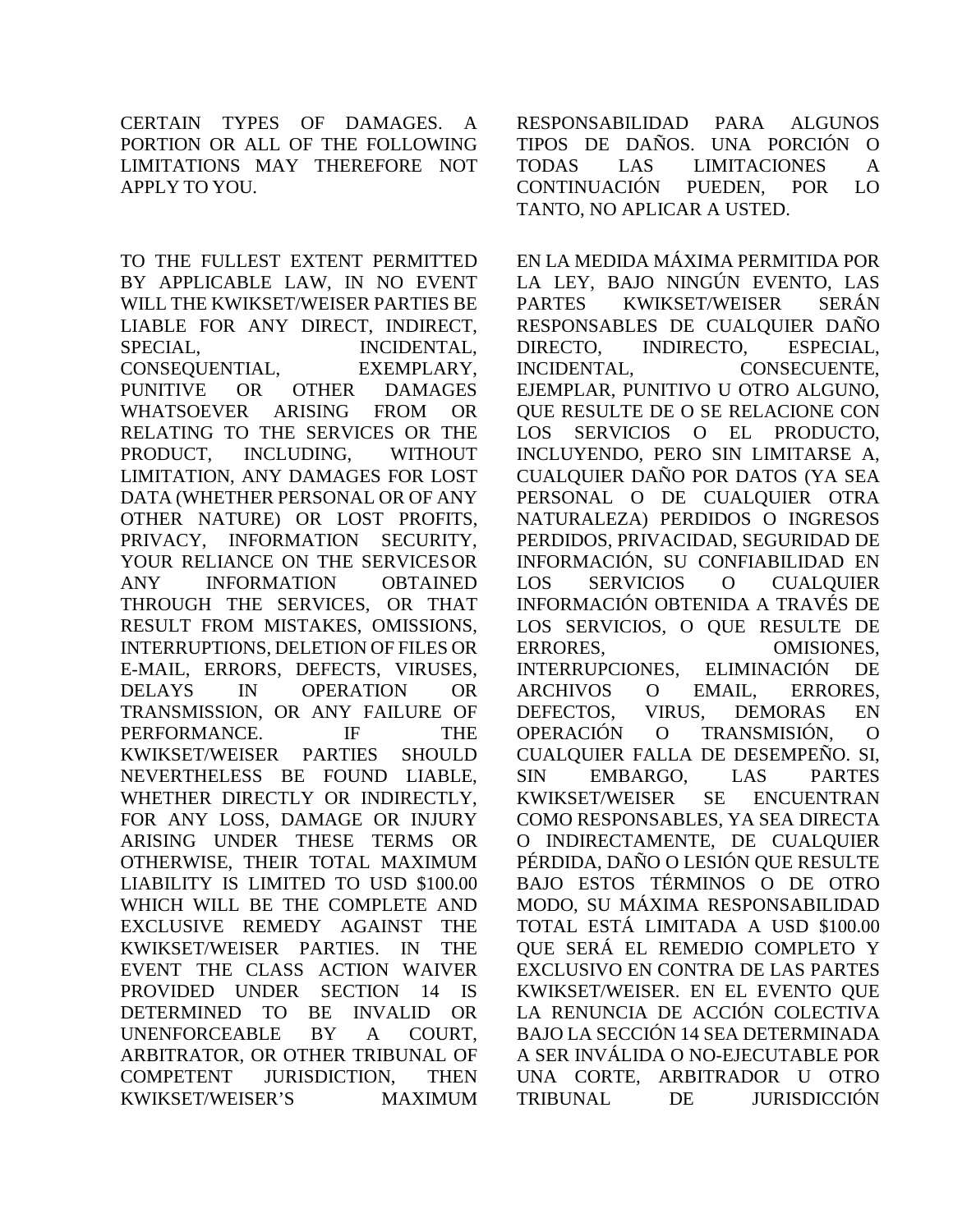CERTAIN TYPES OF DAMAGES. A PORTION OR ALL OF THE FOLLOWING LIMITATIONS MAY THEREFORE NOT APPLY TO YOU.

TO THE FULLEST EXTENT PERMITTED BY APPLICABLE LAW, IN NO EVENT WILL THE KWIKSET/WEISER PARTIES BE LIABLE FOR ANY DIRECT, INDIRECT, SPECIAL, INCIDENTAL, CONSEQUENTIAL, EXEMPLARY, PUNITIVE OR OTHER DAMAGES WHATSOEVER ARISING FROM OR RELATING TO THE SERVICES OR THE PRODUCT, INCLUDING, WITHOUT LIMITATION, ANY DAMAGES FOR LOST DATA (WHETHER PERSONAL OR OF ANY OTHER NATURE) OR LOST PROFITS, PRIVACY, INFORMATION SECURITY, YOUR RELIANCE ON THE SERVICES OR ANY INFORMATION OBTAINED THROUGH THE SERVICES, OR THAT RESULT FROM MISTAKES, OMISSIONS, INTERRUPTIONS, DELETION OF FILES OR E-MAIL, ERRORS, DEFECTS, VIRUSES, DELAYS IN OPERATION OR TRANSMISSION, OR ANY FAILURE OF PERFORMANCE. IF THE KWIKSET/WEISER PARTIES SHOULD NEVERTHELESS BE FOUND LIABLE, WHETHER DIRECTLY OR INDIRECTLY, FOR ANY LOSS, DAMAGE OR INJURY ARISING UNDER THESE TERMS OR OTHERWISE, THEIR TOTAL MAXIMUM LIABILITY IS LIMITED TO USD $100.00 WHICH WILL BE THE COMPLETE AND EXCLUSIVE REMEDY AGAINST THE KWIKSET/WEISER PARTIES. IN THE EVENT THE CLASS ACTION WAIVER PROVIDED UNDER SECTION 14 IS DETERMINED TO BE INVALID OR UNENFORCEABLE BY A COURT, ARBITRATOR, OR OTHER TRIBUNAL OF COMPETENT JURISDICTION, THEN KWIKSET/WEISER'S MAXIMUM

RESPONSABILIDAD PARA ALGUNOS TIPOS DE DAÑOS. UNA PORCIÓN O TODAS LAS LIMITACIONES A CONTINUACIÓN PUEDEN, POR LO TANTO, NO APLICAR A USTED.

EN LA MEDIDA MÁXIMA PERMITIDA POR LA LEY, BAJO NINGÚN EVENTO, LAS PARTES KWIKSET/WEISER SERÁN RESPONSABLES DE CUALQUIER DAÑO DIRECTO, INDIRECTO, ESPECIAL, INCIDENTAL, CONSECUENTE, EJEMPLAR, PUNITIVO U OTRO ALGUNO, QUE RESULTE DE O SE RELACIONE CON LOS SERVICIOS O EL PRODUCTO, INCLUYENDO, PERO SIN LIMITARSE A, CUALQUIER DAÑO POR DATOS (YA SEA PERSONAL O DE CUALQUIER OTRA NATURALEZA) PERDIDOS O INGRESOS PERDIDOS, PRIVACIDAD, SEGURIDAD DE INFORMACIÓN, SU CONFIABILIDAD EN LOS SERVICIOS O CUALQUIER INFORMACIÓN OBTENIDA A TRAVÉS DE LOS SERVICIOS, O QUE RESULTE DE ERRORES, OMISIONES, INTERRUPCIONES, ELIMINACIÓN DE ARCHIVOS O EMAIL, ERRORES, DEFECTOS, VIRUS, DEMORAS EN OPERACIÓN O TRANSMISIÓN, O CUALQUIER FALLA DE DESEMPEÑO. SI, SIN EMBARGO, LAS PARTES KWIKSET/WEISER SE ENCUENTRAN COMO RESPONSABLES, YA SEA DIRECTA O INDIRECTAMENTE, DE CUALQUIER PÉRDIDA, DAÑO O LESIÓN QUE RESULTE BAJO ESTOS TÉRMINOS O DE OTRO MODO, SU MÁXIMA RESPONSABILIDAD TOTAL ESTÁ LIMITADA A USD $100.00 QUE SERÁ EL REMEDIO COMPLETO Y EXCLUSIVO EN CONTRA DE LAS PARTES KWIKSET/WEISER. EN EL EVENTO QUE LA RENUNCIA DE ACCIÓN COLECTIVA BAJO LA SECCIÓN 14 SEA DETERMINADA A SER INVÁLIDA O NO-EJECUTABLE POR UNA CORTE, ARBITRADOR U OTRO TRIBUNAL DE JURISDICCIÓN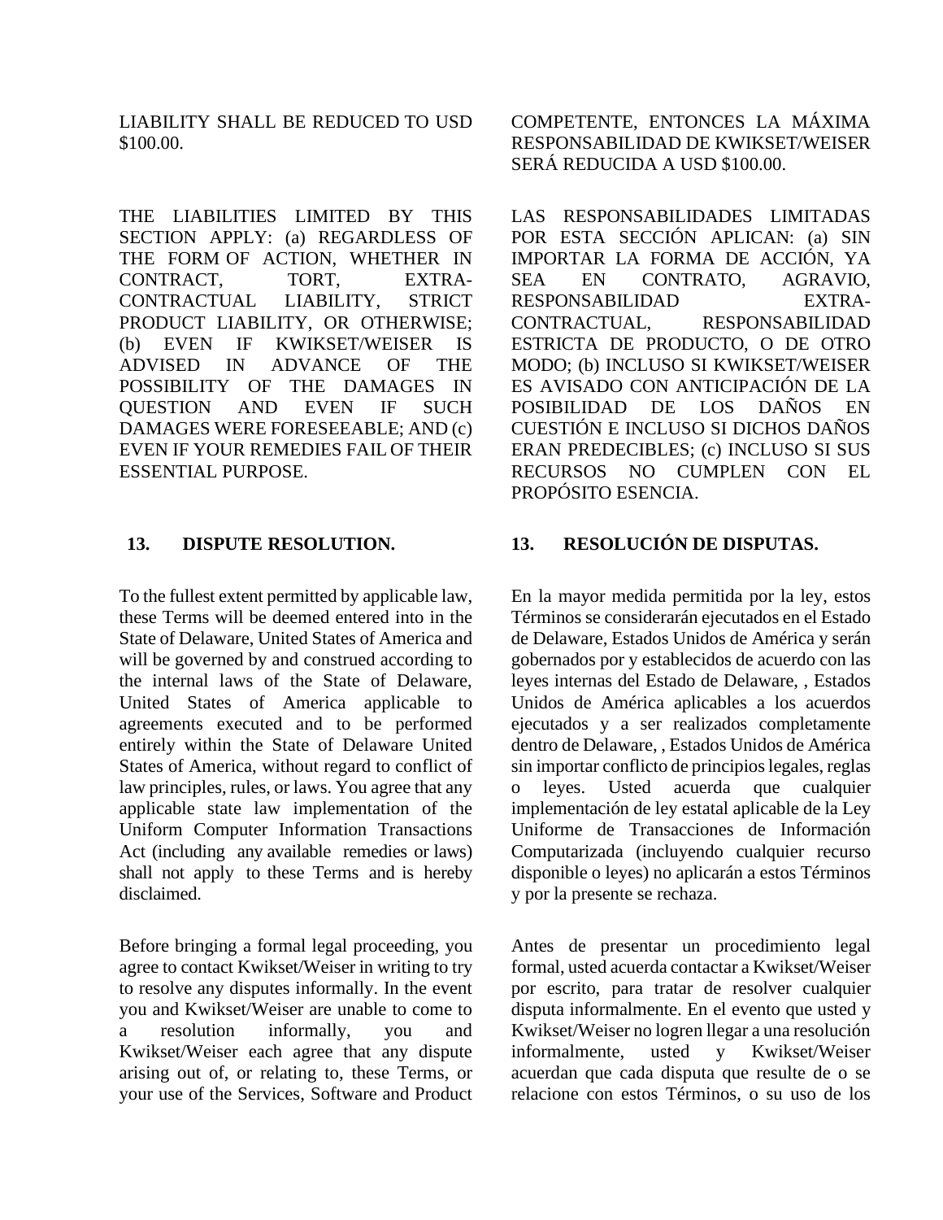LIABILITY SHALL BE REDUCED TO USD $100.00.

THE LIABILITIES LIMITED BY THIS SECTION APPLY: (a) REGARDLESS OF THE FORM OF ACTION, WHETHER IN CONTRACT, TORT, EXTRA-CONTRACTUAL LIABILITY, STRICT PRODUCT LIABILITY, OR OTHERWISE; (b) EVEN IF KWIKSET/WEISER IS ADVISED IN ADVANCE OF THE POSSIBILITY OF THE DAMAGES IN QUESTION AND EVEN IF SUCH DAMAGES WERE FORESEEABLE; AND (c) EVEN IF YOUR REMEDIES FAIL OF THEIR ESSENTIAL PURPOSE.

## 13. DISPUTE RESOLUTION.

To the fullest extent permitted by applicable law, these Terms will be deemed entered into in the State of Delaware, United States of America and will be governed by and construed according to the internal laws of the State of Delaware, United States of America applicable to agreements executed and to be performed entirely within the State of Delaware United States of America, without regard to conflict of law principles, rules, or laws. You agree that any applicable state law implementation of the Uniform Computer Information Transactions Act (including any available remedies or laws) shall not apply to these Terms and is hereby disclaimed.

Before bringing a formal legal proceeding, you agree to contact Kwikset/Weiser in writing to try to resolve any disputes informally. In the event you and Kwikset/Weiser are unable to come to a resolution informally, you and Kwikset/Weiser each agree that any dispute arising out of, or relating to, these Terms, or your use of the Services, Software and Product

COMPETENTE, ENTONCES LA MÁXIMA RESPONSABILIDAD DE KWIKSET/WEISER SERÁ REDUCIDA A USD $100.00.

LAS RESPONSABILIDADES LIMITADAS POR ESTA SECCIÓN APLICAN: (a) SIN IMPORTAR LA FORMA DE ACCIÓN, YA SEA EN CONTRATO, AGRAVIO, RESPONSABILIDAD EXTRA-CONTRACTUAL, RESPONSABILIDAD ESTRICTA DE PRODUCTO, O DE OTRO MODO; (b) INCLUSO SI KWIKSET/WEISER ES AVISADO CON ANTICIPACIÓN DE LA POSIBILIDAD DE LOS DAÑOS EN CUESTIÓN E INCLUSO SI DICHOS DAÑOS ERAN PREDECIBLES; (c) INCLUSO SI SUS RECURSOS NO CUMPLEN CON EL PROPÓSITO ESENCIA.

## 13. RESOLUCIÓN DE DISPUTAS.

En la mayor medida permitida por la ley, estos Términos se considerarán ejecutados en el Estado de Delaware, Estados Unidos de América y serán gobernados por y establecidos de acuerdo con las leyes internas del Estado de Delaware, , Estados Unidos de América aplicables a los acuerdos ejecutados y a ser realizados completamente dentro de Delaware, , Estados Unidos de América sin importar conflicto de principios legales, reglas o leyes. Usted acuerda que cualquier implementación de ley estatal aplicable de la Ley Uniforme de Transacciones de Información Computarizada (incluyendo cualquier recurso disponible o leyes) no aplicarán a estos Términos y por la presente se rechaza.

Antes de presentar un procedimiento legal formal, usted acuerda contactar a Kwikset/Weiser por escrito, para tratar de resolver cualquier disputa informalmente. En el evento que usted y Kwikset/Weiser no logren llegar a una resolución informalmente, usted y Kwikset/Weiser acuerdan que cada disputa que resulte de o se relacione con estos Términos, o su uso de los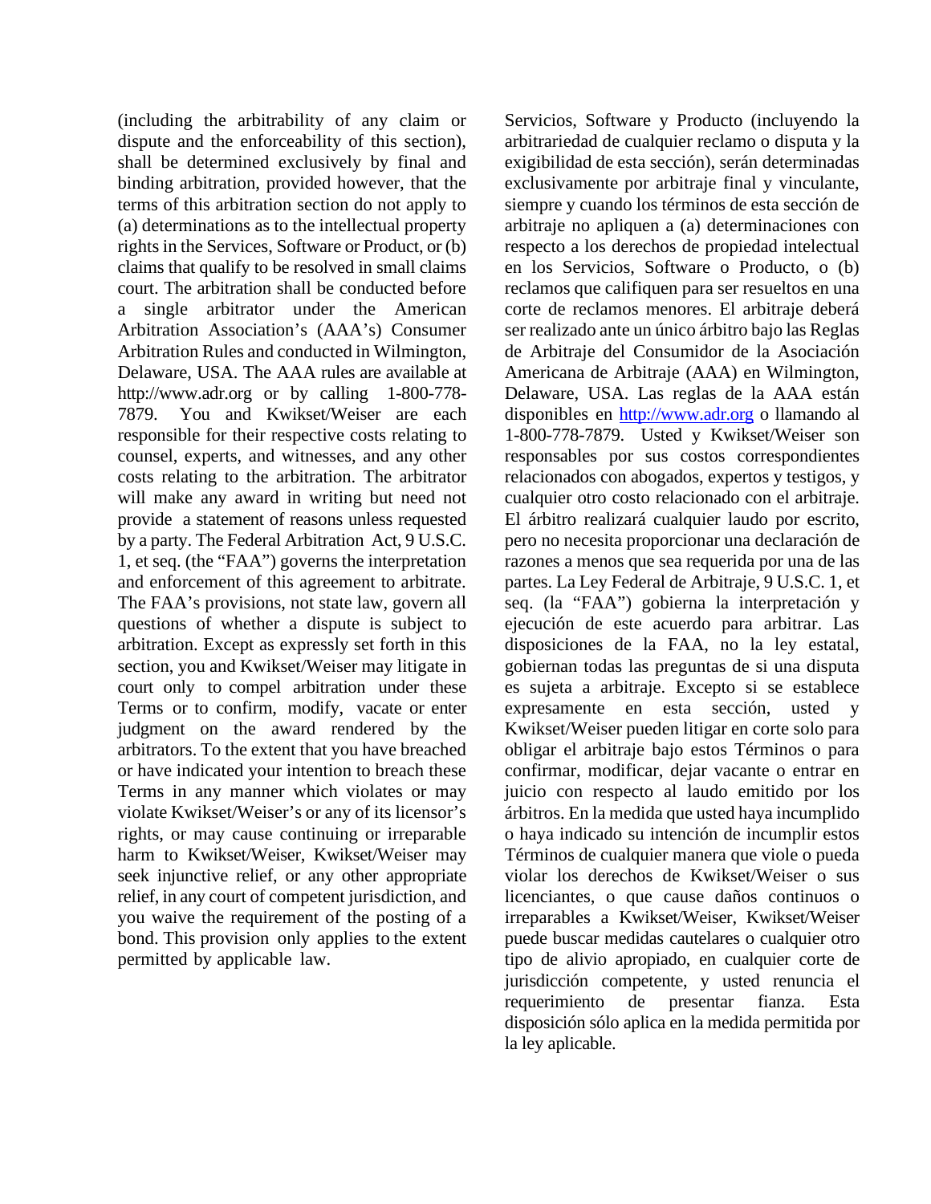(including the arbitrability of any claim or dispute and the enforceability of this section), shall be determined exclusively by final and binding arbitration, provided however, that the terms of this arbitration section do not apply to (a) determinations as to the intellectual property rights in the Services, Software or Product, or (b) claims that qualify to be resolved in small claims court. The arbitration shall be conducted before a single arbitrator under the American Arbitration Association's (AAA's) Consumer Arbitration Rules and conducted in Wilmington, Delaware, USA. The AAA rules are available at http://www.adr.org or by calling 1-800-778-7879. You and Kwikset/Weiser are each responsible for their respective costs relating to counsel, experts, and witnesses, and any other costs relating to the arbitration. The arbitrator will make any award in writing but need not provide a statement of reasons unless requested by a party. The Federal Arbitration Act, 9 U.S.C. 1, et seq. (the "FAA") governs the interpretation and enforcement of this agreement to arbitrate. The FAA's provisions, not state law, govern all questions of whether a dispute is subject to arbitration. Except as expressly set forth in this section, you and Kwikset/Weiser may litigate in court only to compel arbitration under these Terms or to confirm, modify, vacate or enter judgment on the award rendered by the arbitrators. To the extent that you have breached or have indicated your intention to breach these Terms in any manner which violates or may violate Kwikset/Weiser's or any of its licensor's rights, or may cause continuing or irreparable harm to Kwikset/Weiser, Kwikset/Weiser may seek injunctive relief, or any other appropriate relief, in any court of competent jurisdiction, and you waive the requirement of the posting of a bond. This provision only applies to the extent permitted by applicable law.

Servicios, Software y Producto (incluyendo la arbitrariedad de cualquier reclamo o disputa y la exigibilidad de esta sección), serán determinadas exclusivamente por arbitraje final y vinculante, siempre y cuando los términos de esta sección de arbitraje no apliquen a (a) determinaciones con respecto a los derechos de propiedad intelectual en los Servicios, Software o Producto, o (b) reclamos que califiquen para ser resueltos en una corte de reclamos menores. El arbitraje deberá ser realizado ante un único árbitro bajo las Reglas de Arbitraje del Consumidor de la Asociación Americana de Arbitraje (AAA) en Wilmington, Delaware, USA. Las reglas de la AAA están disponibles en http://www.adr.org o llamando al 1-800-778-7879. Usted y Kwikset/Weiser son responsables por sus costos correspondientes relacionados con abogados, expertos y testigos, y cualquier otro costo relacionado con el arbitraje. El árbitro realizará cualquier laudo por escrito, pero no necesita proporcionar una declaración de razones a menos que sea requerida por una de las partes. La Ley Federal de Arbitraje, 9 U.S.C. 1, et seq. (la "FAA") gobierna la interpretación y ejecución de este acuerdo para arbitrar. Las disposiciones de la FAA, no la ley estatal, gobiernan todas las preguntas de si una disputa es sujeta a arbitraje. Excepto si se establece expresamente en esta sección, usted y Kwikset/Weiser pueden litigar en corte solo para obligar el arbitraje bajo estos Términos o para confirmar, modificar, dejar vacante o entrar en juicio con respecto al laudo emitido por los árbitros. En la medida que usted haya incumplido o haya indicado su intención de incumplir estos Términos de cualquier manera que viole o pueda violar los derechos de Kwikset/Weiser o sus licenciantes, o que cause daños continuos o irreparables a Kwikset/Weiser, Kwikset/Weiser puede buscar medidas cautelares o cualquier otro tipo de alivio apropiado, en cualquier corte de jurisdicción competente, y usted renuncia el requerimiento de presentar fianza. Esta disposición sólo aplica en la medida permitida por la ley aplicable.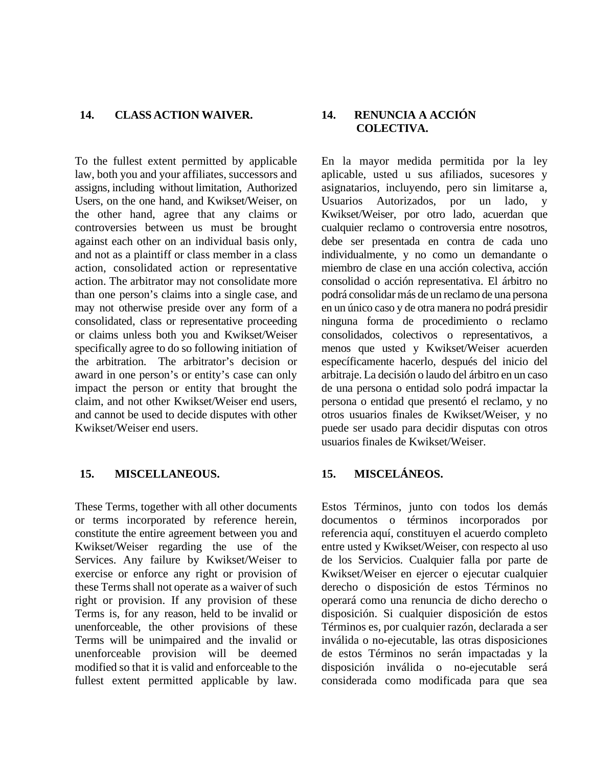## 14. CLASS ACTION WAIVER.

To the fullest extent permitted by applicable law, both you and your affiliates, successors and assigns, including without limitation, Authorized Users, on the one hand, and Kwikset/Weiser, on the other hand, agree that any claims or controversies between us must be brought against each other on an individual basis only, and not as a plaintiff or class member in a class action, consolidated action or representative action. The arbitrator may not consolidate more than one person's claims into a single case, and may not otherwise preside over any form of a consolidated, class or representative proceeding or claims unless both you and Kwikset/Weiser specifically agree to do so following initiation of the arbitration. The arbitrator's decision or award in one person's or entity's case can only impact the person or entity that brought the claim, and not other Kwikset/Weiser end users, and cannot be used to decide disputes with other Kwikset/Weiser end users.

## 15. MISCELLANEOUS.

These Terms, together with all other documents or terms incorporated by reference herein, constitute the entire agreement between you and Kwikset/Weiser regarding the use of the Services. Any failure by Kwikset/Weiser to exercise or enforce any right or provision of these Terms shall not operate as a waiver of such right or provision. If any provision of these Terms is, for any reason, held to be invalid or unenforceable, the other provisions of these Terms will be unimpaired and the invalid or unenforceable provision will be deemed modified so that it is valid and enforceable to the fullest extent permitted applicable by law.

## 14. RENUNCIA A ACCIÓN COLECTIVA.

En la mayor medida permitida por la ley aplicable, usted u sus afiliados, sucesores y asignatarios, incluyendo, pero sin limitarse a, Usuarios Autorizados, por un lado, y Kwikset/Weiser, por otro lado, acuerdan que cualquier reclamo o controversia entre nosotros, debe ser presentada en contra de cada uno individualmente, y no como un demandante o miembro de clase en una acción colectiva, acción consolidad o acción representativa. El árbitro no podrá consolidar más de un reclamo de una persona en un único caso y de otra manera no podrá presidir ninguna forma de procedimiento o reclamo consolidados, colectivos o representativos, a menos que usted y Kwikset/Weiser acuerden específicamente hacerlo, después del inicio del arbitraje. La decisión o laudo del árbitro en un caso de una persona o entidad solo podrá impactar la persona o entidad que presentó el reclamo, y no otros usuarios finales de Kwikset/Weiser, y no puede ser usado para decidir disputas con otros usuarios finales de Kwikset/Weiser.

## 15. MISCELÁNEOS.

Estos Términos, junto con todos los demás documentos o términos incorporados por referencia aquí, constituyen el acuerdo completo entre usted y Kwikset/Weiser, con respecto al uso de los Servicios. Cualquier falla por parte de Kwikset/Weiser en ejercer o ejecutar cualquier derecho o disposición de estos Términos no operará como una renuncia de dicho derecho o disposición. Si cualquier disposición de estos Términos es, por cualquier razón, declarada a ser inválida o no-ejecutable, las otras disposiciones de estos Términos no serán impactadas y la disposición inválida o no-ejecutable será considerada como modificada para que sea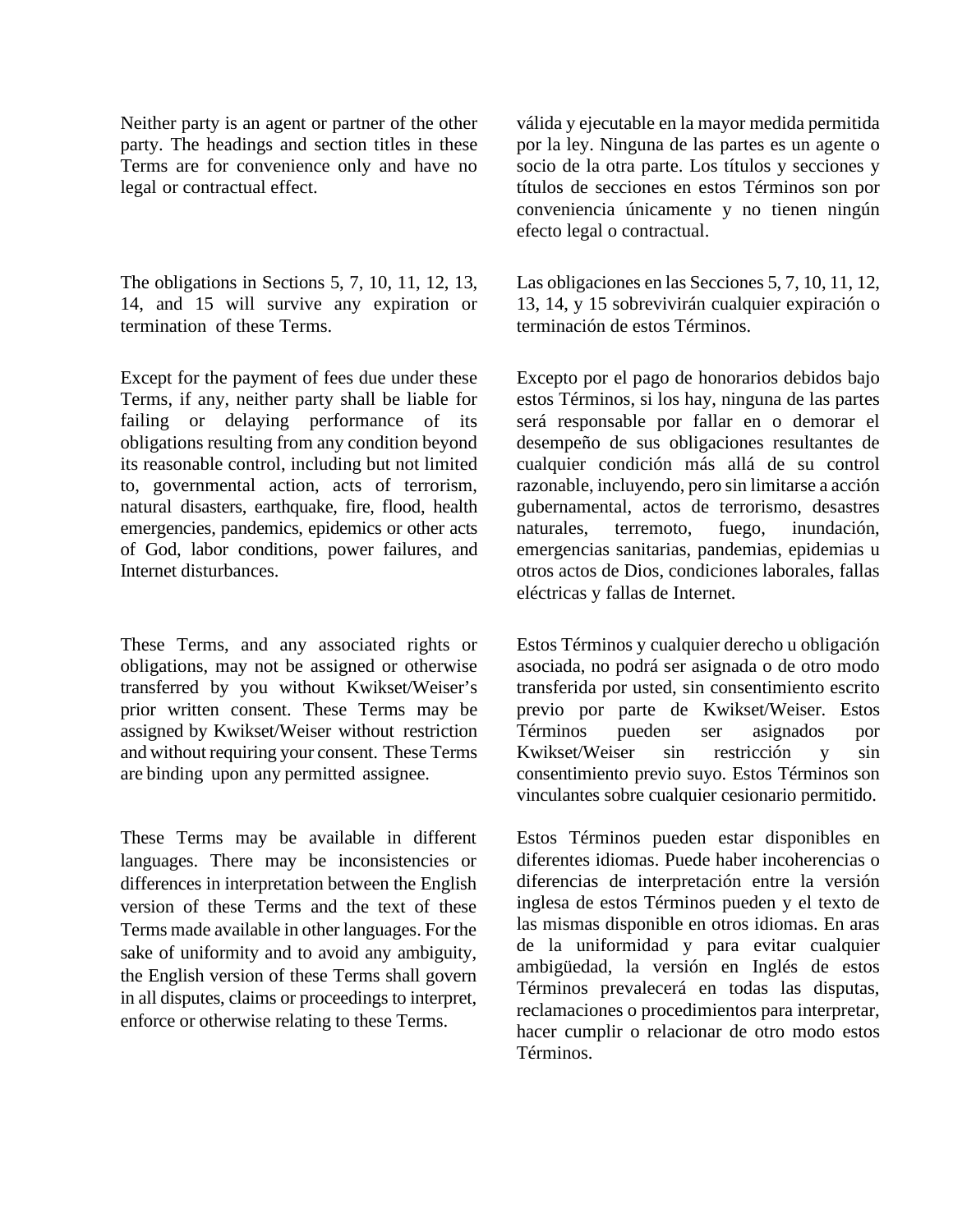Neither party is an agent or partner of the other party. The headings and section titles in these Terms are for convenience only and have no legal or contractual effect.

válida y ejecutable en la mayor medida permitida por la ley. Ninguna de las partes es un agente o socio de la otra parte. Los títulos y secciones y títulos de secciones en estos Términos son por conveniencia únicamente y no tienen ningún efecto legal o contractual.

The obligations in Sections 5, 7, 10, 11, 12, 13, 14, and 15 will survive any expiration or termination of these Terms.

Las obligaciones en las Secciones 5, 7, 10, 11, 12, 13, 14, y 15 sobrevivirán cualquier expiración o terminación de estos Términos.

Except for the payment of fees due under these Terms, if any, neither party shall be liable for failing or delaying performance of its obligations resulting from any condition beyond its reasonable control, including but not limited to, governmental action, acts of terrorism, natural disasters, earthquake, fire, flood, health emergencies, pandemics, epidemics or other acts of God, labor conditions, power failures, and Internet disturbances.

Excepto por el pago de honorarios debidos bajo estos Términos, si los hay, ninguna de las partes será responsable por fallar en o demorar el desempeño de sus obligaciones resultantes de cualquier condición más allá de su control razonable, incluyendo, pero sin limitarse a acción gubernamental, actos de terrorismo, desastres naturales, terremoto, fuego, inundación, emergencias sanitarias, pandemias, epidemias u otros actos de Dios, condiciones laborales, fallas eléctricas y fallas de Internet.

These Terms, and any associated rights or obligations, may not be assigned or otherwise transferred by you without Kwikset/Weiser's prior written consent. These Terms may be assigned by Kwikset/Weiser without restriction and without requiring your consent. These Terms are binding upon any permitted assignee.

Estos Términos y cualquier derecho u obligación asociada, no podrá ser asignada o de otro modo transferida por usted, sin consentimiento escrito previo por parte de Kwikset/Weiser. Estos Términos pueden ser asignados por Kwikset/Weiser sin restricción y sin consentimiento previo suyo. Estos Términos son vinculantes sobre cualquier cesionario permitido.

These Terms may be available in different languages. There may be inconsistencies or differences in interpretation between the English version of these Terms and the text of these Terms made available in other languages. For the sake of uniformity and to avoid any ambiguity, the English version of these Terms shall govern in all disputes, claims or proceedings to interpret, enforce or otherwise relating to these Terms.

Estos Términos pueden estar disponibles en diferentes idiomas. Puede haber incoherencias o diferencias de interpretación entre la versión inglesa de estos Términos pueden y el texto de las mismas disponible en otros idiomas. En aras de la uniformidad y para evitar cualquier ambigüedad, la versión en Inglés de estos Términos prevalecerá en todas las disputas, reclamaciones o procedimientos para interpretar, hacer cumplir o relacionar de otro modo estos Términos.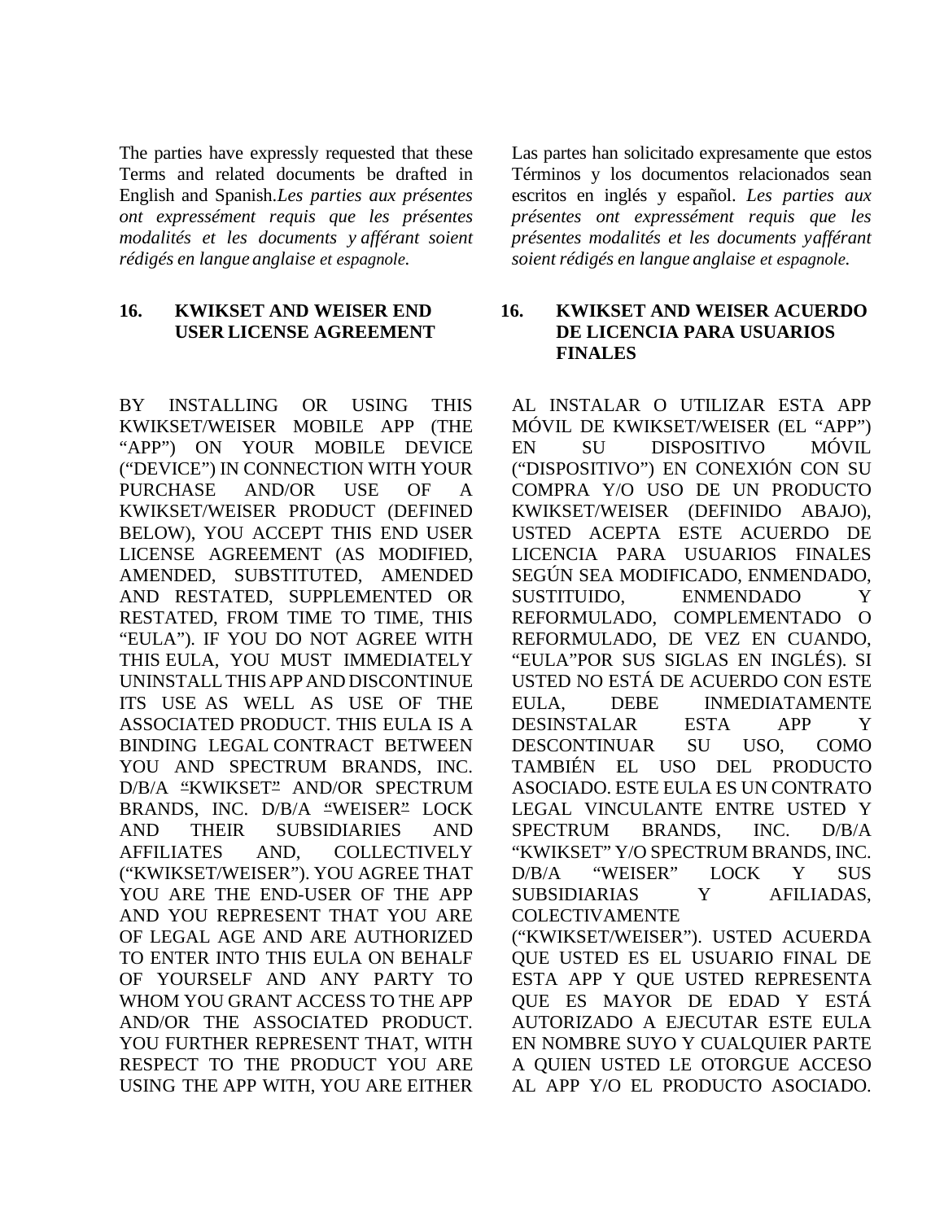The parties have expressly requested that these Terms and related documents be drafted in English and Spanish.*Les parties aux présentes ont expressément requis que les présentes modalités et les documents y afférant soient rédigés en langue anglaise et espagnole.*

## 16. KWIKSET AND WEISER END USER LICENSE AGREEMENT

BY INSTALLING OR USING THIS KWIKSET/WEISER MOBILE APP (THE "APP") ON YOUR MOBILE DEVICE ("DEVICE") IN CONNECTION WITH YOUR PURCHASE AND/OR USE OF A KWIKSET/WEISER PRODUCT (DEFINED BELOW), YOU ACCEPT THIS END USER LICENSE AGREEMENT (AS MODIFIED, AMENDED, SUBSTITUTED, AMENDED AND RESTATED, SUPPLEMENTED OR RESTATED, FROM TIME TO TIME, THIS "EULA"). IF YOU DO NOT AGREE WITH THIS EULA, YOU MUST IMMEDIATELY UNINSTALL THIS APP AND DISCONTINUE ITS USE AS WELL AS USE OF THE ASSOCIATED PRODUCT. THIS EULA IS A BINDING LEGAL CONTRACT BETWEEN YOU AND SPECTRUM BRANDS, INC. D/B/A "KWIKSET" AND/OR SPECTRUM BRANDS, INC. D/B/A "WEISER" LOCK AND THEIR SUBSIDIARIES AND AFFILIATES AND, COLLECTIVELY ("KWIKSET/WEISER"). YOU AGREE THAT YOU ARE THE END-USER OF THE APP AND YOU REPRESENT THAT YOU ARE OF LEGAL AGE AND ARE AUTHORIZED TO ENTER INTO THIS EULA ON BEHALF OF YOURSELF AND ANY PARTY TO WHOM YOU GRANT ACCESS TO THE APP AND/OR THE ASSOCIATED PRODUCT. YOU FURTHER REPRESENT THAT, WITH RESPECT TO THE PRODUCT YOU ARE USING THE APP WITH, YOU ARE EITHER

Las partes han solicitado expresamente que estos Términos y los documentos relacionados sean escritos en inglés y español. *Les parties aux présentes ont expressément requis que les présentes modalités et les documents yafférant soient rédigés en langue anglaise et espagnole.*

## 16. KWIKSET AND WEISER ACUERDO DE LICENCIA PARA USUARIOS FINALES

AL INSTALAR O UTILIZAR ESTA APP MÓVIL DE KWIKSET/WEISER (EL "APP") EN SU DISPOSITIVO MÓVIL ("DISPOSITIVO") EN CONEXIÓN CON SU COMPRA Y/O USO DE UN PRODUCTO KWIKSET/WEISER (DEFINIDO ABAJO), USTED ACEPTA ESTE ACUERDO DE LICENCIA PARA USUARIOS FINALES SEGÚN SEA MODIFICADO, ENMENDADO, SUSTITUIDO, ENMENDADO Y REFORMULADO, COMPLEMENTADO O REFORMULADO, DE VEZ EN CUANDO, "EULA"POR SUS SIGLAS EN INGLÉS). SI USTED NO ESTÁ DE ACUERDO CON ESTE EULA, DEBE INMEDIATAMENTE DESINSTALAR ESTA APP Y DESCONTINUAR SU USO, COMO TAMBIÉN EL USO DEL PRODUCTO ASOCIADO. ESTE EULA ES UN CONTRATO LEGAL VINCULANTE ENTRE USTED Y SPECTRUM BRANDS, INC. D/B/A "KWIKSET" Y/O SPECTRUM BRANDS, INC. D/B/A "WEISER" LOCK Y SUS SUBSIDIARIAS Y AFILIADAS, COLECTIVAMENTE ("KWIKSET/WEISER"). USTED ACUERDA QUE USTED ES EL USUARIO FINAL DE ESTA APP Y QUE USTED REPRESENTA QUE ES MAYOR DE EDAD Y ESTÁ AUTORIZADO A EJECUTAR ESTE EULA EN NOMBRE SUYO Y CUALQUIER PARTE A QUIEN USTED LE OTORGUE ACCESO AL APP Y/O EL PRODUCTO ASOCIADO.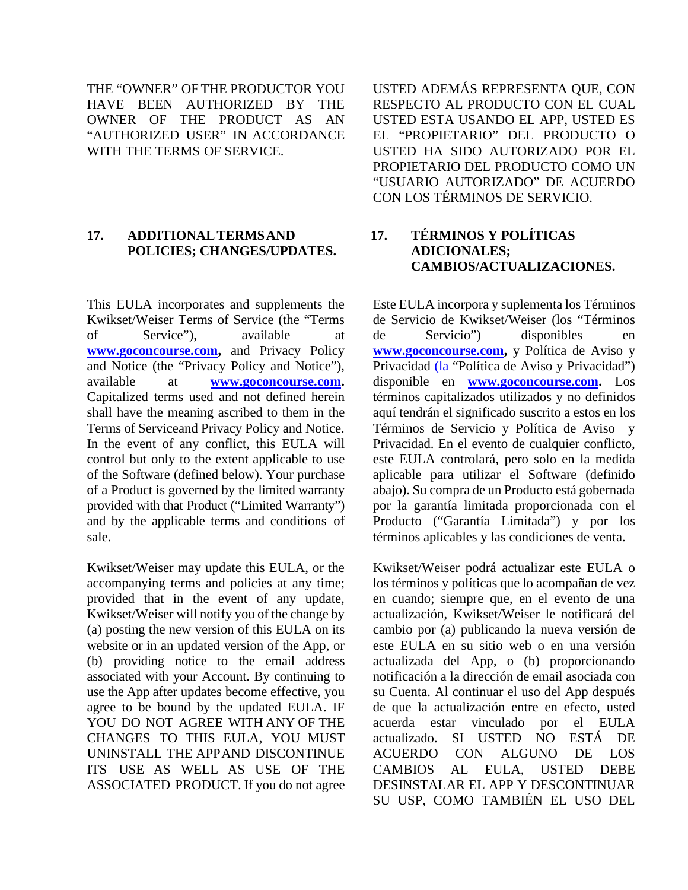THE "OWNER" OF THE PRODUCTOR YOU HAVE BEEN AUTHORIZED BY THE OWNER OF THE PRODUCT AS AN "AUTHORIZED USER" IN ACCORDANCE WITH THE TERMS OF SERVICE.

## 17. ADDITIONAL TERMS AND POLICIES; CHANGES/UPDATES.

This EULA incorporates and supplements the Kwikset/Weiser Terms of Service (the "Terms of Service"), available at **www.goconcourse.com**, and Privacy Policy and Notice (the "Privacy Policy and Notice"), available at **www.goconcourse.com.** Capitalized terms used and not defined herein shall have the meaning ascribed to them in the Terms of Serviceand Privacy Policy and Notice. In the event of any conflict, this EULA will control but only to the extent applicable to use of the Software (defined below). Your purchase of a Product is governed by the limited warranty provided with that Product ("Limited Warranty") and by the applicable terms and conditions of sale.

Kwikset/Weiser may update this EULA, or the accompanying terms and policies at any time; provided that in the event of any update, Kwikset/Weiser will notify you of the change by (a) posting the new version of this EULA on its website or in an updated version of the App, or (b) providing notice to the email address associated with your Account. By continuing to use the App after updates become effective, you agree to be bound by the updated EULA. IF YOU DO NOT AGREE WITH ANY OF THE CHANGES TO THIS EULA, YOU MUST UNINSTALL THE APP AND DISCONTINUE ITS USE AS WELL AS USE OF THE ASSOCIATED PRODUCT. If you do not agree

USTED ADEMÁS REPRESENTA QUE, CON RESPECTO AL PRODUCTO CON EL CUAL USTED ESTA USANDO EL APP, USTED ES EL "PROPIETARIO" DEL PRODUCTO O USTED HA SIDO AUTORIZADO POR EL PROPIETARIO DEL PRODUCTO COMO UN "USUARIO AUTORIZADO" DE ACUERDO CON LOS TÉRMINOS DE SERVICIO.

## 17. TÉRMINOS Y POLÍTICAS ADICIONALES; CAMBIOS/ACTUALIZACIONES.

Este EULA incorpora y suplementa los Términos de Servicio de Kwikset/Weiser (los "Términos de Servicio") disponibles en **www.goconcourse.com**, y Política de Aviso y Privacidad (la "Política de Aviso y Privacidad") disponible en **www.goconcourse.com.** Los términos capitalizados utilizados y no definidos aquí tendrán el significado suscrito a estos en los Términos de Servicio y Política de Aviso y Privacidad. En el evento de cualquier conflicto, este EULA controlará, pero solo en la medida aplicable para utilizar el Software (definido abajo). Su compra de un Producto está gobernada por la garantía limitada proporcionada con el Producto ("Garantía Limitada") y por los términos aplicables y las condiciones de venta.

Kwikset/Weiser podrá actualizar este EULA o los términos y políticas que lo acompañan de vez en cuando; siempre que, en el evento de una actualización, Kwikset/Weiser le notificará del cambio por (a) publicando la nueva versión de este EULA en su sitio web o en una versión actualizada del App, o (b) proporcionando notificación a la dirección de email asociada con su Cuenta. Al continuar el uso del App después de que la actualización entre en efecto, usted acuerda estar vinculado por el EULA actualizado. SI USTED NO ESTÁ DE ACUERDO CON ALGUNO DE LOS CAMBIOS AL EULA, USTED DEBE DESINSTALAR EL APP Y DESCONTINUAR SU USP, COMO TAMBIÉN EL USO DEL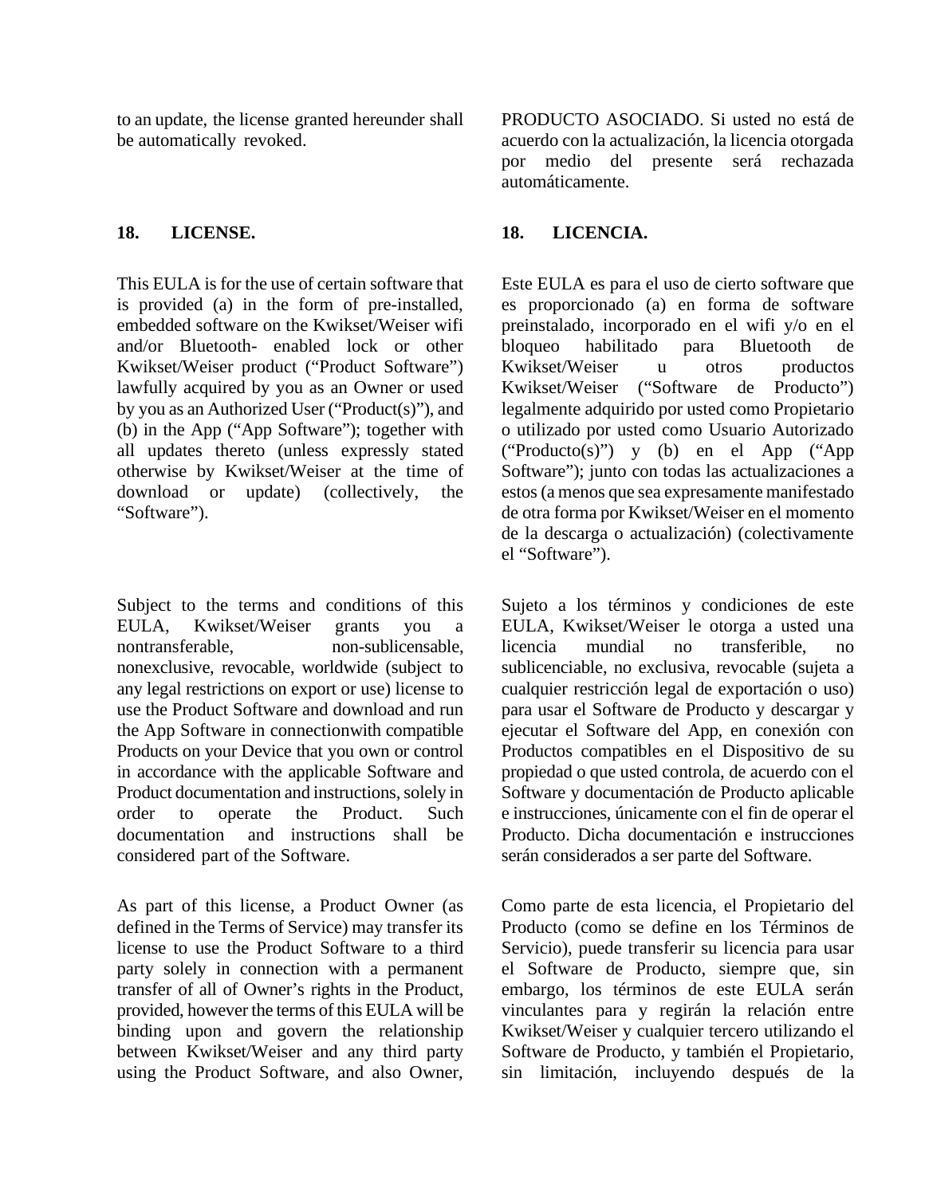to an update, the license granted hereunder shall be automatically revoked.

## 18. LICENSE.

This EULA is for the use of certain software that is provided (a) in the form of pre-installed, embedded software on the Kwikset/Weiser wifi and/or Bluetooth- enabled lock or other Kwikset/Weiser product ("Product Software") lawfully acquired by you as an Owner or used by you as an Authorized User ("Product(s)"), and (b) in the App ("App Software"); together with all updates thereto (unless expressly stated otherwise by Kwikset/Weiser at the time of download or update) (collectively, the "Software").

Subject to the terms and conditions of this EULA, Kwikset/Weiser grants you a nontransferable, non-sublicensable, nonexclusive, revocable, worldwide (subject to any legal restrictions on export or use) license to use the Product Software and download and run the App Software in connectionwith compatible Products on your Device that you own or control in accordance with the applicable Software and Product documentation and instructions, solely in order to operate the Product. Such documentation and instructions shall be considered part of the Software.

As part of this license, a Product Owner (as defined in the Terms of Service) may transfer its license to use the Product Software to a third party solely in connection with a permanent transfer of all of Owner's rights in the Product, provided, however the terms of this EULA will be binding upon and govern the relationship between Kwikset/Weiser and any third party using the Product Software, and also Owner,

PRODUCTO ASOCIADO. Si usted no está de acuerdo con la actualización, la licencia otorgada por medio del presente será rechazada automáticamente.

## 18. LICENCIA.

Este EULA es para el uso de cierto software que es proporcionado (a) en forma de software preinstalado, incorporado en el wifi y/o en el bloqueo habilitado para Bluetooth de Kwikset/Weiser u otros productos Kwikset/Weiser ("Software de Producto") legalmente adquirido por usted como Propietario o utilizado por usted como Usuario Autorizado ("Producto(s)") y (b) en el App ("App Software"); junto con todas las actualizaciones a estos (a menos que sea expresamente manifestado de otra forma por Kwikset/Weiser en el momento de la descarga o actualización) (colectivamente el "Software").

Sujeto a los términos y condiciones de este EULA, Kwikset/Weiser le otorga a usted una licencia mundial no transferible, no sublicenciable, no exclusiva, revocable (sujeta a cualquier restricción legal de exportación o uso) para usar el Software de Producto y descargar y ejecutar el Software del App, en conexión con Productos compatibles en el Dispositivo de su propiedad o que usted controla, de acuerdo con el Software y documentación de Producto aplicable e instrucciones, únicamente con el fin de operar el Producto. Dicha documentación e instrucciones serán considerados a ser parte del Software.

Como parte de esta licencia, el Propietario del Producto (como se define en los Términos de Servicio), puede transferir su licencia para usar el Software de Producto, siempre que, sin embargo, los términos de este EULA serán vinculantes para y regirán la relación entre Kwikset/Weiser y cualquier tercero utilizando el Software de Producto, y también el Propietario, sin limitación, incluyendo después de la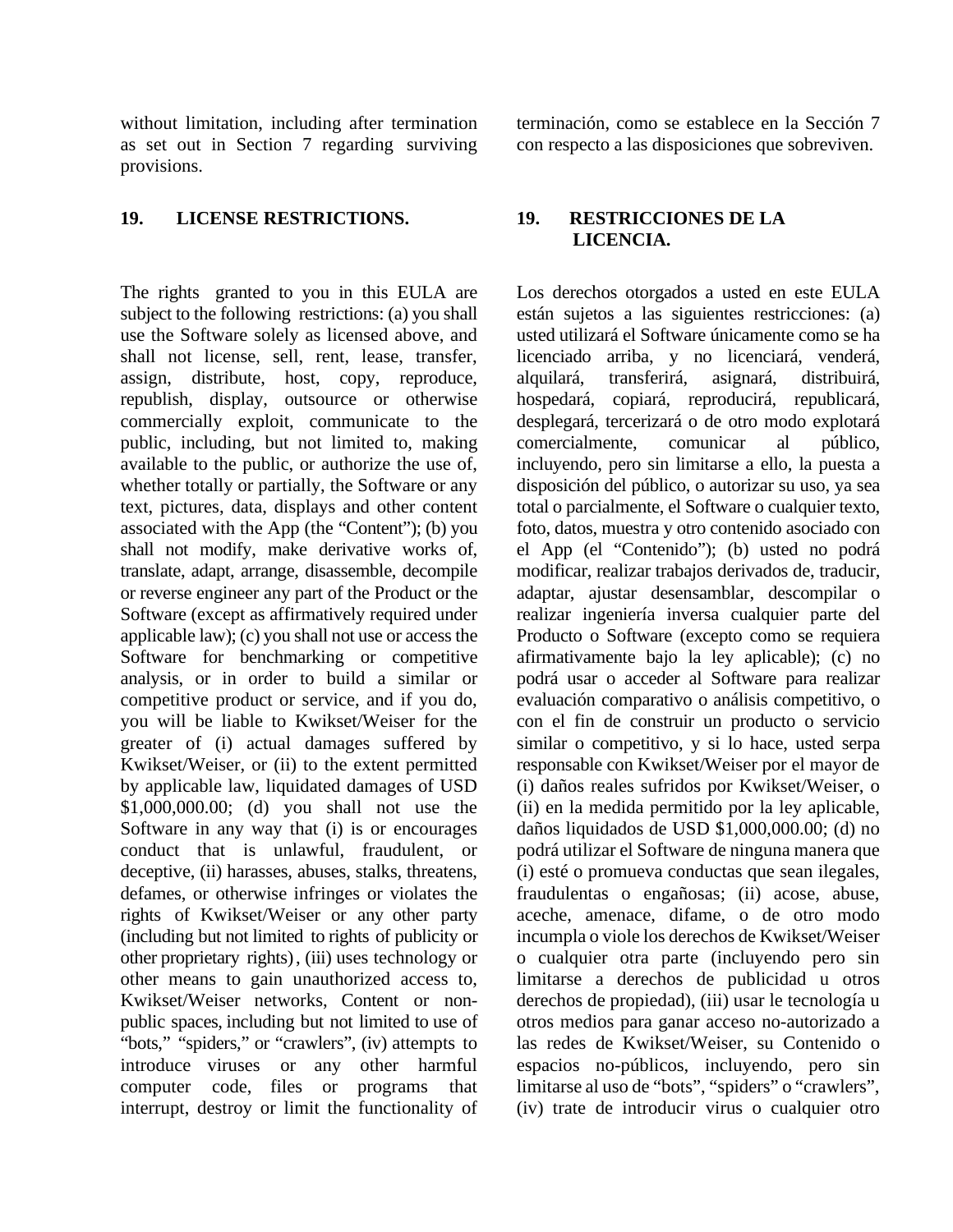without limitation, including after termination as set out in Section 7 regarding surviving provisions.

## 19. LICENSE RESTRICTIONS.

The rights granted to you in this EULA are subject to the following restrictions: (a) you shall use the Software solely as licensed above, and shall not license, sell, rent, lease, transfer, assign, distribute, host, copy, reproduce, republish, display, outsource or otherwise commercially exploit, communicate to the public, including, but not limited to, making available to the public, or authorize the use of, whether totally or partially, the Software or any text, pictures, data, displays and other content associated with the App (the "Content"); (b) you shall not modify, make derivative works of, translate, adapt, arrange, disassemble, decompile or reverse engineer any part of the Product or the Software (except as affirmatively required under applicable law); (c) you shall not use or access the Software for benchmarking or competitive analysis, or in order to build a similar or competitive product or service, and if you do, you will be liable to Kwikset/Weiser for the greater of (i) actual damages suffered by Kwikset/Weiser, or (ii) to the extent permitted by applicable law, liquidated damages of USD $1,000,000.00; (d) you shall not use the Software in any way that (i) is or encourages conduct that is unlawful, fraudulent, or deceptive, (ii) harasses, abuses, stalks, threatens, defames, or otherwise infringes or violates the rights of Kwikset/Weiser or any other party (including but not limited to rights of publicity or other proprietary rights), (iii) uses technology or other means to gain unauthorized access to, Kwikset/Weiser networks, Content or non-public spaces, including but not limited to use of "bots," "spiders," or "crawlers", (iv) attempts to introduce viruses or any other harmful computer code, files or programs that interrupt, destroy or limit the functionality of

terminación, como se establece en la Sección 7 con respecto a las disposiciones que sobreviven.

## 19. RESTRICCIONES DE LA LICENCIA.

Los derechos otorgados a usted en este EULA están sujetos a las siguientes restricciones: (a) usted utilizará el Software únicamente como se ha licenciado arriba, y no licenciará, venderá, alquilará, transferirá, asignará, distribuirá, hospedará, copiará, reproducirá, republicará, desplegará, tercerizará o de otro modo explotará comercialmente, comunicar al público, incluyendo, pero sin limitarse a ello, la puesta a disposición del público, o autorizar su uso, ya sea total o parcialmente, el Software o cualquier texto, foto, datos, muestra y otro contenido asociado con el App (el "Contenido"); (b) usted no podrá modificar, realizar trabajos derivados de, traducir, adaptar, ajustar desensamblar, descompilar o realizar ingeniería inversa cualquier parte del Producto o Software (excepto como se requiera afirmativamente bajo la ley aplicable); (c) no podrá usar o acceder al Software para realizar evaluación comparativo o análisis competitivo, o con el fin de construir un producto o servicio similar o competitivo, y si lo hace, usted serpa responsable con Kwikset/Weiser por el mayor de (i) daños reales sufridos por Kwikset/Weiser, o (ii) en la medida permitido por la ley aplicable, daños liquidados de USD $1,000,000.00; (d) no podrá utilizar el Software de ninguna manera que (i) esté o promueva conductas que sean ilegales, fraudulentas o engañosas; (ii) acose, abuse, aceche, amenace, difame, o de otro modo incumpla o viole los derechos de Kwikset/Weiser o cualquier otra parte (incluyendo pero sin limitarse a derechos de publicidad u otros derechos de propiedad), (iii) usar le tecnología u otros medios para ganar acceso no-autorizado a las redes de Kwikset/Weiser, su Contenido o espacios no-públicos, incluyendo, pero sin limitarse al uso de "bots", "spiders" o "crawlers", (iv) trate de introducir virus o cualquier otro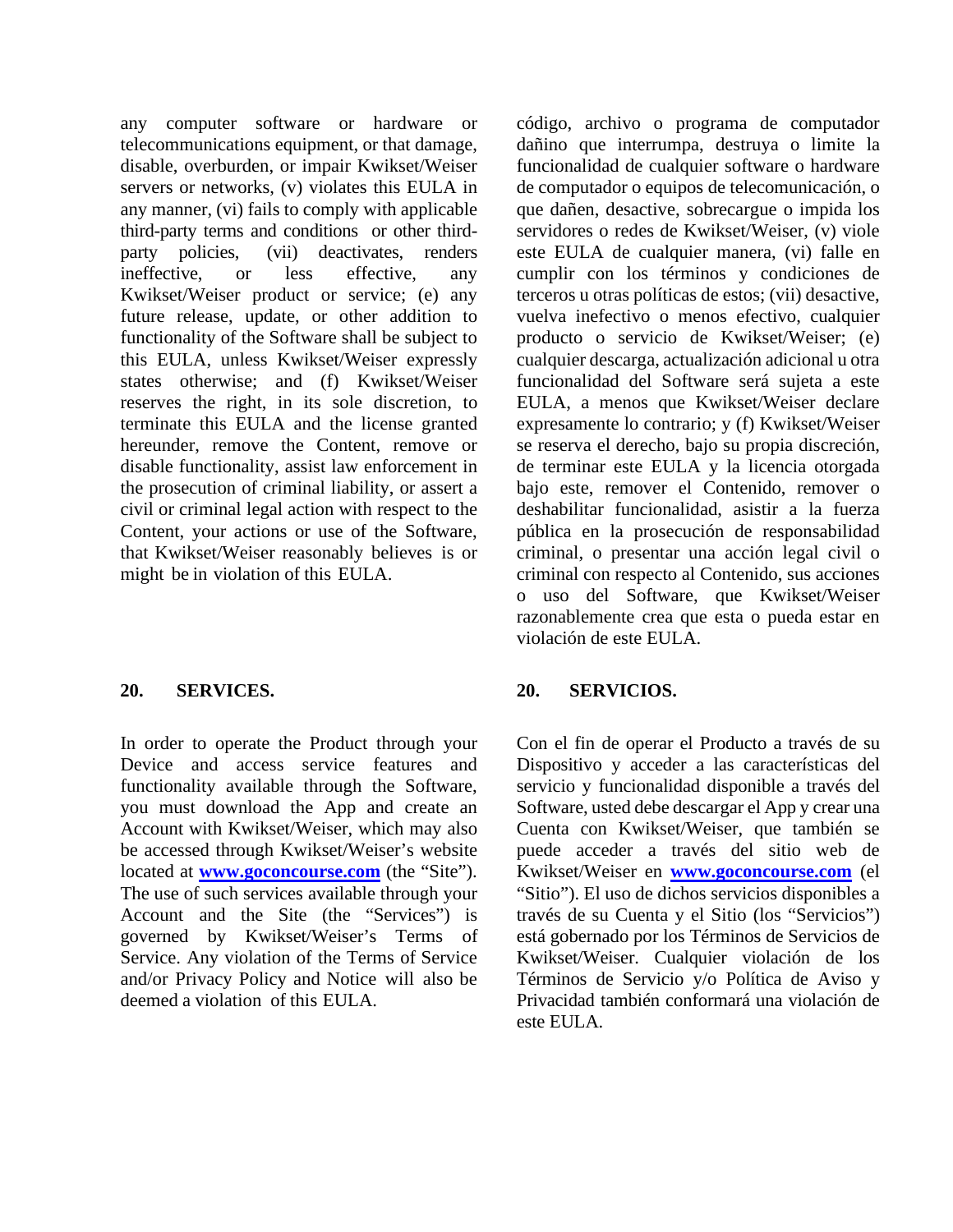any computer software or hardware or telecommunications equipment, or that damage, disable, overburden, or impair Kwikset/Weiser servers or networks, (v) violates this EULA in any manner, (vi) fails to comply with applicable third-party terms and conditions or other third-party policies, (vii) deactivates, renders ineffective, or less effective, any Kwikset/Weiser product or service; (e) any future release, update, or other addition to functionality of the Software shall be subject to this EULA, unless Kwikset/Weiser expressly states otherwise; and (f) Kwikset/Weiser reserves the right, in its sole discretion, to terminate this EULA and the license granted hereunder, remove the Content, remove or disable functionality, assist law enforcement in the prosecution of criminal liability, or assert a civil or criminal legal action with respect to the Content, your actions or use of the Software, that Kwikset/Weiser reasonably believes is or might be in violation of this EULA.

## 20. SERVICES.

In order to operate the Product through your Device and access service features and functionality available through the Software, you must download the App and create an Account with Kwikset/Weiser, which may also be accessed through Kwikset/Weiser's website located at **www.goconcourse.com** (the "Site"). The use of such services available through your Account and the Site (the "Services") is governed by Kwikset/Weiser's Terms of Service. Any violation of the Terms of Service and/or Privacy Policy and Notice will also be deemed a violation of this EULA.

código, archivo o programa de computador dañino que interrumpa, destruya o limite la funcionalidad de cualquier software o hardware de computador o equipos de telecomunicación, o que dañen, desactive, sobrecargue o impida los servidores o redes de Kwikset/Weiser, (v) viole este EULA de cualquier manera, (vi) falle en cumplir con los términos y condiciones de terceros u otras políticas de estos; (vii) desactive, vuelva inefectivo o menos efectivo, cualquier producto o servicio de Kwikset/Weiser; (e) cualquier descarga, actualización adicional u otra funcionalidad del Software será sujeta a este EULA, a menos que Kwikset/Weiser declare expresamente lo contrario; y (f) Kwikset/Weiser se reserva el derecho, bajo su propia discreción, de terminar este EULA y la licencia otorgada bajo este, remover el Contenido, remover o deshabilitar funcionalidad, asistir a la fuerza pública en la prosecución de responsabilidad criminal, o presentar una acción legal civil o criminal con respecto al Contenido, sus acciones o uso del Software, que Kwikset/Weiser razonablemente crea que esta o pueda estar en violación de este EULA.

## 20. SERVICIOS.

Con el fin de operar el Producto a través de su Dispositivo y acceder a las características del servicio y funcionalidad disponible a través del Software, usted debe descargar el App y crear una Cuenta con Kwikset/Weiser, que también se puede acceder a través del sitio web de Kwikset/Weiser en **www.goconcourse.com** (el "Sitio"). El uso de dichos servicios disponibles a través de su Cuenta y el Sitio (los "Servicios") está gobernado por los Términos de Servicios de Kwikset/Weiser. Cualquier violación de los Términos de Servicio y/o Política de Aviso y Privacidad también conformará una violación de este EULA.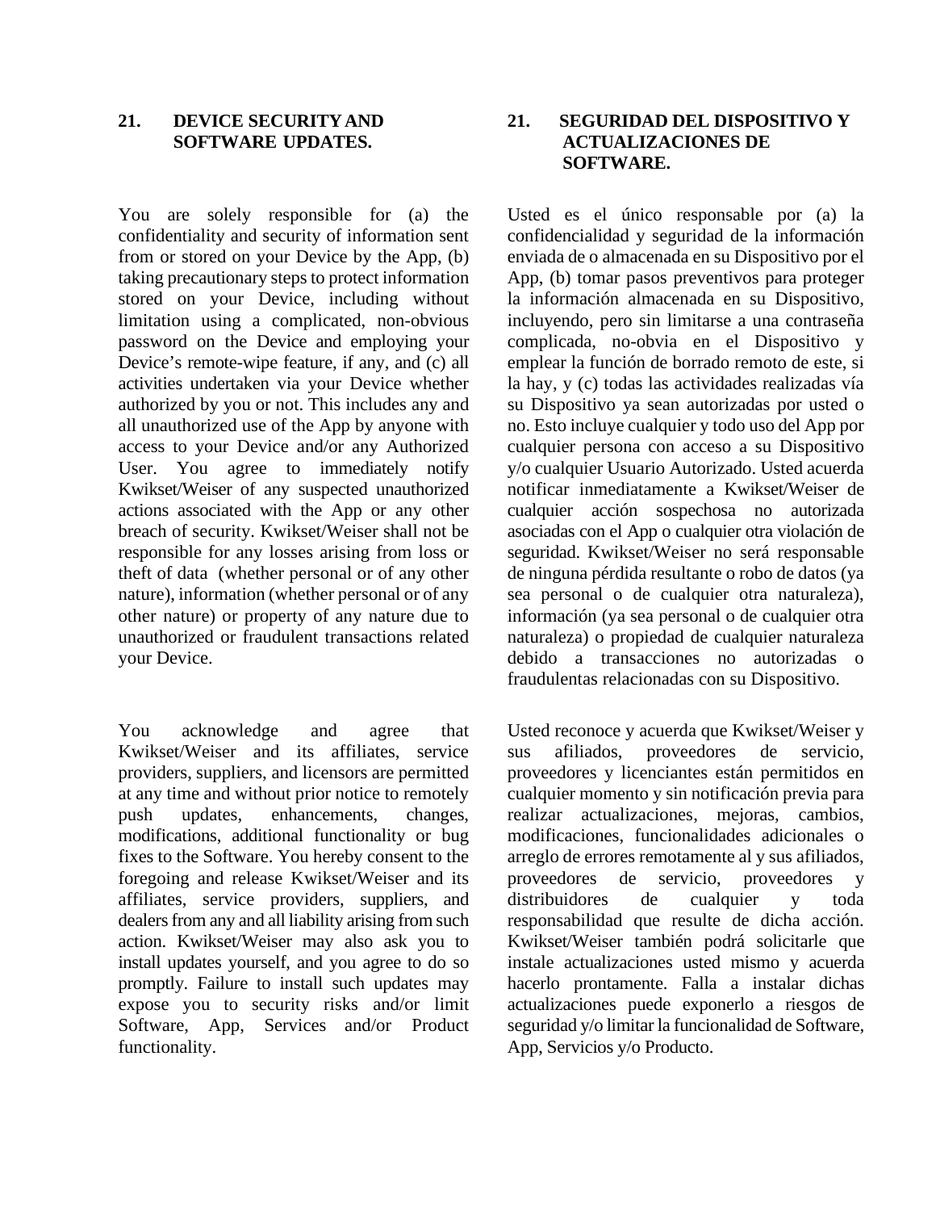## 21. DEVICE SECURITY AND SOFTWARE UPDATES.

You are solely responsible for (a) the confidentiality and security of information sent from or stored on your Device by the App, (b) taking precautionary steps to protect information stored on your Device, including without limitation using a complicated, non-obvious password on the Device and employing your Device's remote-wipe feature, if any, and (c) all activities undertaken via your Device whether authorized by you or not. This includes any and all unauthorized use of the App by anyone with access to your Device and/or any Authorized User. You agree to immediately notify Kwikset/Weiser of any suspected unauthorized actions associated with the App or any other breach of security. Kwikset/Weiser shall not be responsible for any losses arising from loss or theft of data (whether personal or of any other nature), information (whether personal or of any other nature) or property of any nature due to unauthorized or fraudulent transactions related your Device.

You acknowledge and agree that Kwikset/Weiser and its affiliates, service providers, suppliers, and licensors are permitted at any time and without prior notice to remotely push updates, enhancements, changes, modifications, additional functionality or bug fixes to the Software. You hereby consent to the foregoing and release Kwikset/Weiser and its affiliates, service providers, suppliers, and dealers from any and all liability arising from such action. Kwikset/Weiser may also ask you to install updates yourself, and you agree to do so promptly. Failure to install such updates may expose you to security risks and/or limit Software, App, Services and/or Product functionality.

## 21. SEGURIDAD DEL DISPOSITIVO Y ACTUALIZACIONES DE SOFTWARE.

Usted es el único responsable por (a) la confidencialidad y seguridad de la información enviada de o almacenada en su Dispositivo por el App, (b) tomar pasos preventivos para proteger la información almacenada en su Dispositivo, incluyendo, pero sin limitarse a una contraseña complicada, no-obvia en el Dispositivo y emplear la función de borrado remoto de este, si la hay, y (c) todas las actividades realizadas vía su Dispositivo ya sean autorizadas por usted o no. Esto incluye cualquier y todo uso del App por cualquier persona con acceso a su Dispositivo y/o cualquier Usuario Autorizado. Usted acuerda notificar inmediatamente a Kwikset/Weiser de cualquier acción sospechosa no autorizada asociadas con el App o cualquier otra violación de seguridad. Kwikset/Weiser no será responsable de ninguna pérdida resultante o robo de datos (ya sea personal o de cualquier otra naturaleza), información (ya sea personal o de cualquier otra naturaleza) o propiedad de cualquier naturaleza debido a transacciones no autorizadas o fraudulentas relacionadas con su Dispositivo.

Usted reconoce y acuerda que Kwikset/Weiser y sus afiliados, proveedores de servicio, proveedores y licenciantes están permitidos en cualquier momento y sin notificación previa para realizar actualizaciones, mejoras, cambios, modificaciones, funcionalidades adicionales o arreglo de errores remotamente al y sus afiliados, proveedores de servicio, proveedores y distribuidores de cualquier y toda responsabilidad que resulte de dicha acción. Kwikset/Weiser también podrá solicitarle que instale actualizaciones usted mismo y acuerda hacerlo prontamente. Falla a instalar dichas actualizaciones puede exponerlo a riesgos de seguridad y/o limitar la funcionalidad de Software, App, Servicios y/o Producto.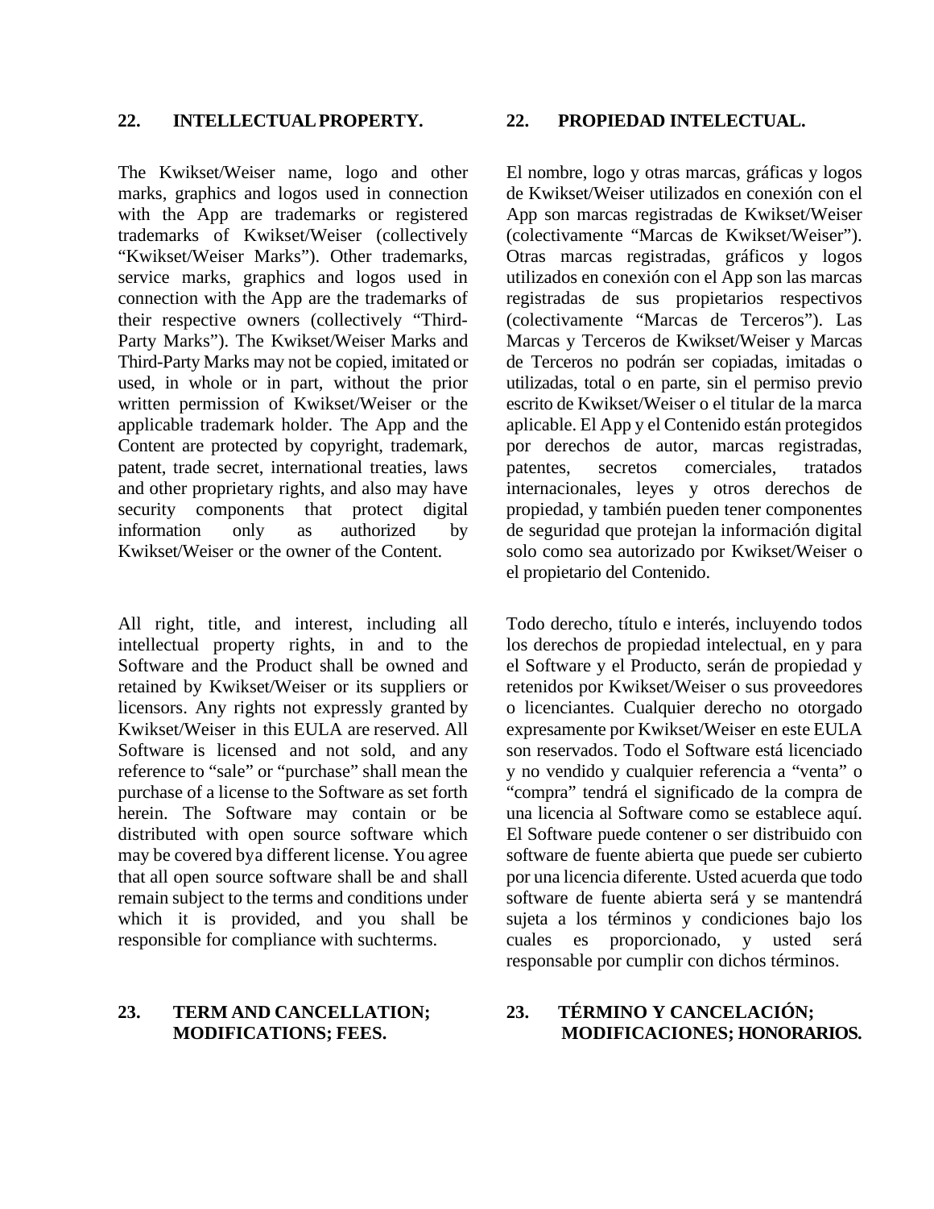## 22. INTELLECTUAL PROPERTY.

The Kwikset/Weiser name, logo and other marks, graphics and logos used in connection with the App are trademarks or registered trademarks of Kwikset/Weiser (collectively "Kwikset/Weiser Marks"). Other trademarks, service marks, graphics and logos used in connection with the App are the trademarks of their respective owners (collectively "Third-Party Marks"). The Kwikset/Weiser Marks and Third-Party Marks may not be copied, imitated or used, in whole or in part, without the prior written permission of Kwikset/Weiser or the applicable trademark holder. The App and the Content are protected by copyright, trademark, patent, trade secret, international treaties, laws and other proprietary rights, and also may have security components that protect digital information only as authorized by Kwikset/Weiser or the owner of the Content.

All right, title, and interest, including all intellectual property rights, in and to the Software and the Product shall be owned and retained by Kwikset/Weiser or its suppliers or licensors. Any rights not expressly granted by Kwikset/Weiser in this EULA are reserved. All Software is licensed and not sold, and any reference to "sale" or "purchase" shall mean the purchase of a license to the Software as set forth herein. The Software may contain or be distributed with open source software which may be covered bya different license. You agree that all open source software shall be and shall remain subject to the terms and conditions under which it is provided, and you shall be responsible for compliance with suchterms.

## 22. PROPIEDAD INTELECTUAL.

El nombre, logo y otras marcas, gráficas y logos de Kwikset/Weiser utilizados en conexión con el App son marcas registradas de Kwikset/Weiser (colectivamente "Marcas de Kwikset/Weiser"). Otras marcas registradas, gráficos y logos utilizados en conexión con el App son las marcas registradas de sus propietarios respectivos (colectivamente "Marcas de Terceros"). Las Marcas y Terceros de Kwikset/Weiser y Marcas de Terceros no podrán ser copiadas, imitadas o utilizadas, total o en parte, sin el permiso previo escrito de Kwikset/Weiser o el titular de la marca aplicable. El App y el Contenido están protegidos por derechos de autor, marcas registradas, patentes, secretos comerciales, tratados internacionales, leyes y otros derechos de propiedad, y también pueden tener componentes de seguridad que protejan la información digital solo como sea autorizado por Kwikset/Weiser o el propietario del Contenido.

Todo derecho, título e interés, incluyendo todos los derechos de propiedad intelectual, en y para el Software y el Producto, serán de propiedad y retenidos por Kwikset/Weiser o sus proveedores o licenciantes. Cualquier derecho no otorgado expresamente por Kwikset/Weiser en este EULA son reservados. Todo el Software está licenciado y no vendido y cualquier referencia está "venta" o "compra" tendrá el significado de la compra de una licencia al Software como se establece aquí. El Software puede contener o ser distribuido con software de fuente abierta que puede ser cubierto por una licencia diferente. Usted acuerda que todo software de fuente abierta será y se mantendrá sujeta a los términos y condiciones bajo los cuales es proporcionado, y usted será responsable por cumplir con dichos términos.

## 23. TERM AND CANCELLATION; MODIFICATIONS; FEES.

## 23. TÉRMINO Y CANCELACIÓN; MODIFICACIONES; HONORARIOS.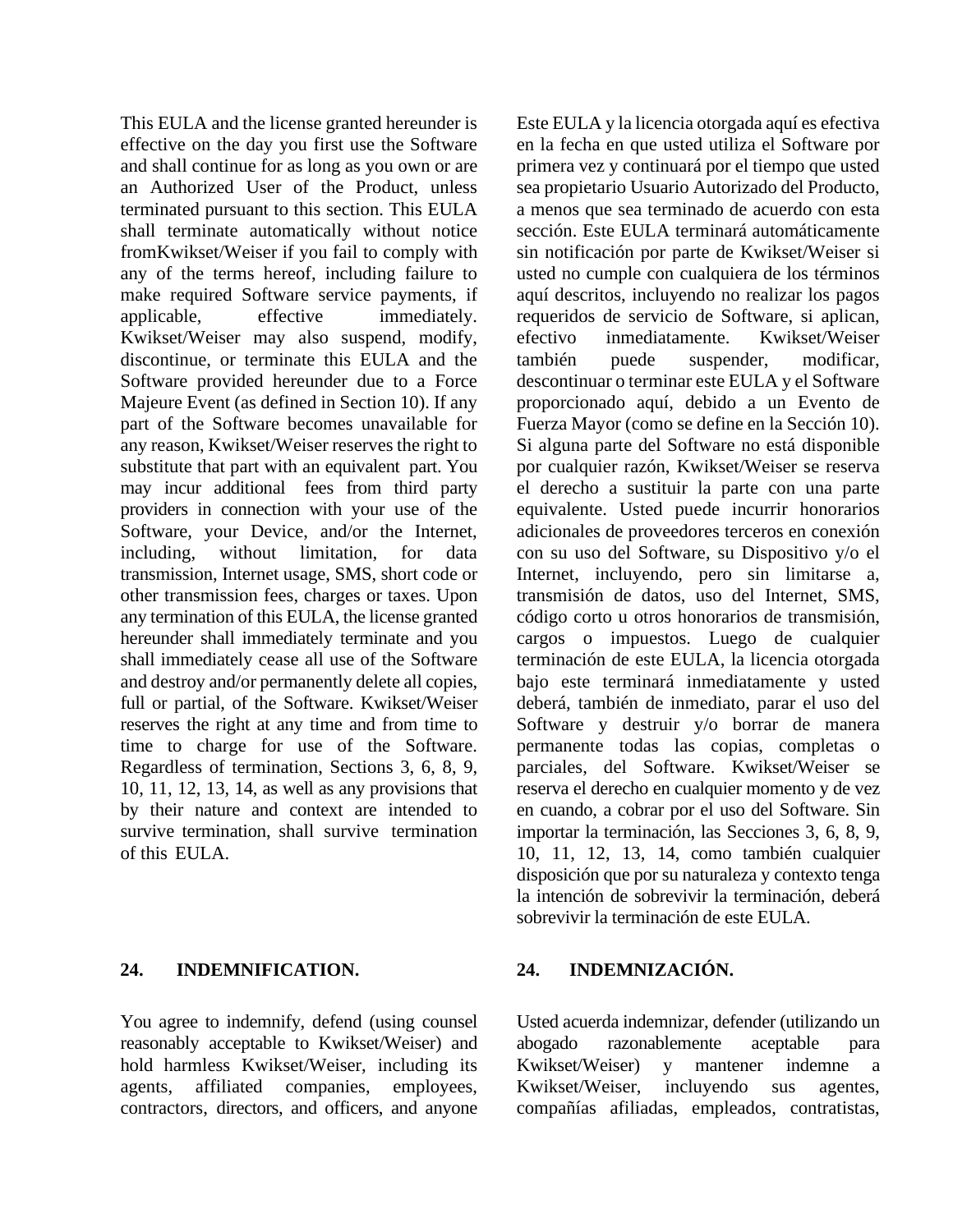This EULA and the license granted hereunder is effective on the day you first use the Software and shall continue for as long as you own or are an Authorized User of the Product, unless terminated pursuant to this section. This EULA shall terminate automatically without notice fromKwikset/Weiser if you fail to comply with any of the terms hereof, including failure to make required Software service payments, if applicable, effective immediately. Kwikset/Weiser may also suspend, modify, discontinue, or terminate this EULA and the Software provided hereunder due to a Force Majeure Event (as defined in Section 10). If any part of the Software becomes unavailable for any reason, Kwikset/Weiser reserves the right to substitute that part with an equivalent part. You may incur additional fees from third party providers in connection with your use of the Software, your Device, and/or the Internet, including, without limitation, for data transmission, Internet usage, SMS, short code or other transmission fees, charges or taxes. Upon any termination of this EULA, the license granted hereunder shall immediately terminate and you shall immediately cease all use of the Software and destroy and/or permanently delete all copies, full or partial, of the Software. Kwikset/Weiser reserves the right at any time and from time to time to charge for use of the Software. Regardless of termination, Sections 3, 6, 8, 9, 10, 11, 12, 13, 14, as well as any provisions that by their nature and context are intended to survive termination, shall survive termination of this EULA.

Este EULA y la licencia otorgada aquí es efectiva en la fecha en que usted utiliza el Software por primera vez y continuará por el tiempo que usted sea propietario Usuario Autorizado del Producto, a menos que sea terminado de acuerdo con esta sección. Este EULA terminará automáticamente sin notificación por parte de Kwikset/Weiser si usted no cumple con cualquiera de los términos aquí descritos, incluyendo no realizar los pagos requeridos de servicio de Software, si aplican, efectivo inmediatamente. Kwikset/Weiser también puede suspender, modificar, descontinuar o terminar este EULA y el Software proporcionado aquí, debido a un Evento de Fuerza Mayor (como se define en la Sección 10). Si alguna parte del Software no está disponible por cualquier razón, Kwikset/Weiser se reserva el derecho a sustituir la parte con una parte equivalente. Usted puede incurrir honorarios adicionales de proveedores terceros en conexión con su uso del Software, su Dispositivo y/o el Internet, incluyendo, pero sin limitarse a, transmisión de datos, uso del Internet, SMS, código corto u otros honorarios de transmisión, cargos o impuestos. Luego de cualquier terminación de este EULA, la licencia otorgada bajo este terminará inmediatamente y usted deberá, también de inmediato, parar el uso del Software y destruir y/o borrar de manera permanente todas las copias, completas o parciales, del Software. Kwikset/Weiser se reserva el derecho en cualquier momento y de vez en cuando, a cobrar por el uso del Software. Sin importar la terminación, las Secciones 3, 6, 8, 9, 10, 11, 12, 13, 14, como también cualquier disposición que por su naturaleza y contexto tenga la intención de sobrevivir la terminación, deberá sobrevivir la terminación de este EULA.

## 24. INDEMNIFICATION.

You agree to indemnify, defend (using counsel reasonably acceptable to Kwikset/Weiser) and hold harmless Kwikset/Weiser, including its agents, affiliated companies, employees, contractors, directors, and officers, and anyone

## 24. INDEMNIZACIÓN.

Usted acuerda indemnizar, defender (utilizando un abogado razonablemente aceptable para Kwikset/Weiser) y mantener indemne a Kwikset/Weiser, incluyendo sus agentes, compañías afiliadas, empleados, contratistas,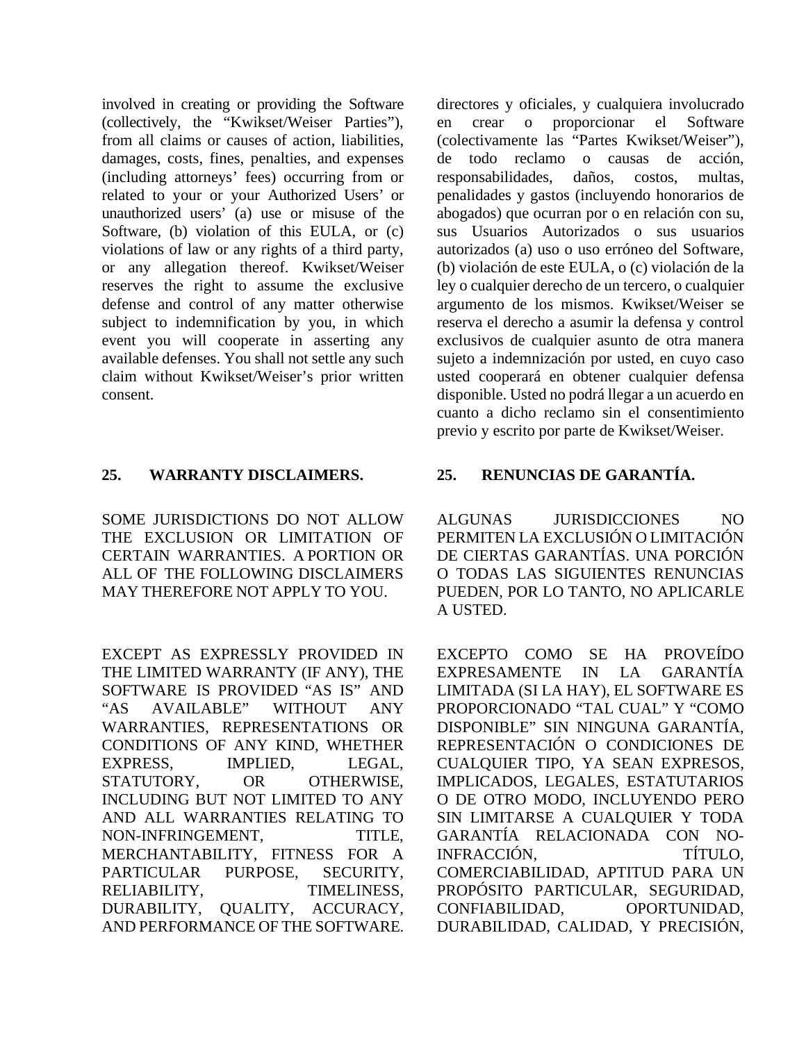involved in creating or providing the Software (collectively, the "Kwikset/Weiser Parties"), from all claims or causes of action, liabilities, damages, costs, fines, penalties, and expenses (including attorneys' fees) occurring from or related to your or your Authorized Users' or unauthorized users' (a) use or misuse of the Software, (b) violation of this EULA, or (c) violations of law or any rights of a third party, or any allegation thereof. Kwikset/Weiser reserves the right to assume the exclusive defense and control of any matter otherwise subject to indemnification by you, in which event you will cooperate in asserting any available defenses. You shall not settle any such claim without Kwikset/Weiser's prior written consent.

## 25. WARRANTY DISCLAIMERS.

SOME JURISDICTIONS DO NOT ALLOW THE EXCLUSION OR LIMITATION OF CERTAIN WARRANTIES. A PORTION OR ALL OF THE FOLLOWING DISCLAIMERS MAY THEREFORE NOT APPLY TO YOU.

EXCEPT AS EXPRESSLY PROVIDED IN THE LIMITED WARRANTY (IF ANY), THE SOFTWARE IS PROVIDED "AS IS" AND "AS AVAILABLE" WITHOUT ANY WARRANTIES, REPRESENTATIONS OR CONDITIONS OF ANY KIND, WHETHER EXPRESS, IMPLIED, LEGAL, STATUTORY, OR OTHERWISE, INCLUDING BUT NOT LIMITED TO ANY AND ALL WARRANTIES RELATING TO NON-INFRINGEMENT, TITLE, MERCHANTABILITY, FITNESS FOR A PARTICULAR PURPOSE, SECURITY, RELIABILITY, TIMELINESS, DURABILITY, QUALITY, ACCURACY, AND PERFORMANCE OF THE SOFTWARE.

directores y oficiales, y cualquiera involucrado en crear o proporcionar el Software (colectivamente las "Partes Kwikset/Weiser"), de todo reclamo o causas de acción, responsabilidades, daños, costos, multas, penalidades y gastos (incluyendo honorarios de abogados) que ocurran por o en relación con su, sus Usuarios Autorizados o sus usuarios autorizados (a) uso o uso erróneo del Software, (b) violación de este EULA, o (c) violación de la ley o cualquier derecho de un tercero, o cualquier argumento de los mismos. Kwikset/Weiser se reserva el derecho a asumir la defensa y control exclusivos de cualquier asunto de otra manera sujeto a indemnización por usted, en cuyo caso usted cooperará en obtener cualquier defensa disponible. Usted no podrá llegar a un acuerdo en cuanto a dicho reclamo sin el consentimiento previo y escrito por parte de Kwikset/Weiser.

## 25. RENUNCIAS DE GARANTÍA.

ALGUNAS JURISDICCIONES NO PERMITEN LA EXCLUSIÓN O LIMITACIÓN DE CIERTAS GARANTÍAS. UNA PORCIÓN O TODAS LAS SIGUIENTES RENUNCIAS PUEDEN, POR LO TANTO, NO APLICARLE A USTED.

EXCEPTO COMO SE HA PROVEÍDO EXPRESAMENTE IN LA GARANTÍA LIMITADA (SI LA HAY), EL SOFTWARE ES PROPORCIONADO "TAL CUAL" Y "COMO DISPONIBLE" SIN NINGUNA GARANTÍA, REPRESENTACIÓN O CONDICIONES DE CUALQUIER TIPO, YA SEAN EXPRESOS, IMPLICADOS, LEGALES, ESTATUTARIOS O DE OTRO MODO, INCLUYENDO PERO SIN LIMITARSE A CUALQUIER Y TODA GARANTÍA RELACIONADA CON NO-INFRACCIÓN, TÍTULO, COMERCIABILIDAD, APTITUD PARA UN PROPÓSITO PARTICULAR, SEGURIDAD, CONFIABILIDAD, OPORTUNIDAD, DURABILIDAD, CALIDAD, Y PRECISIÓN,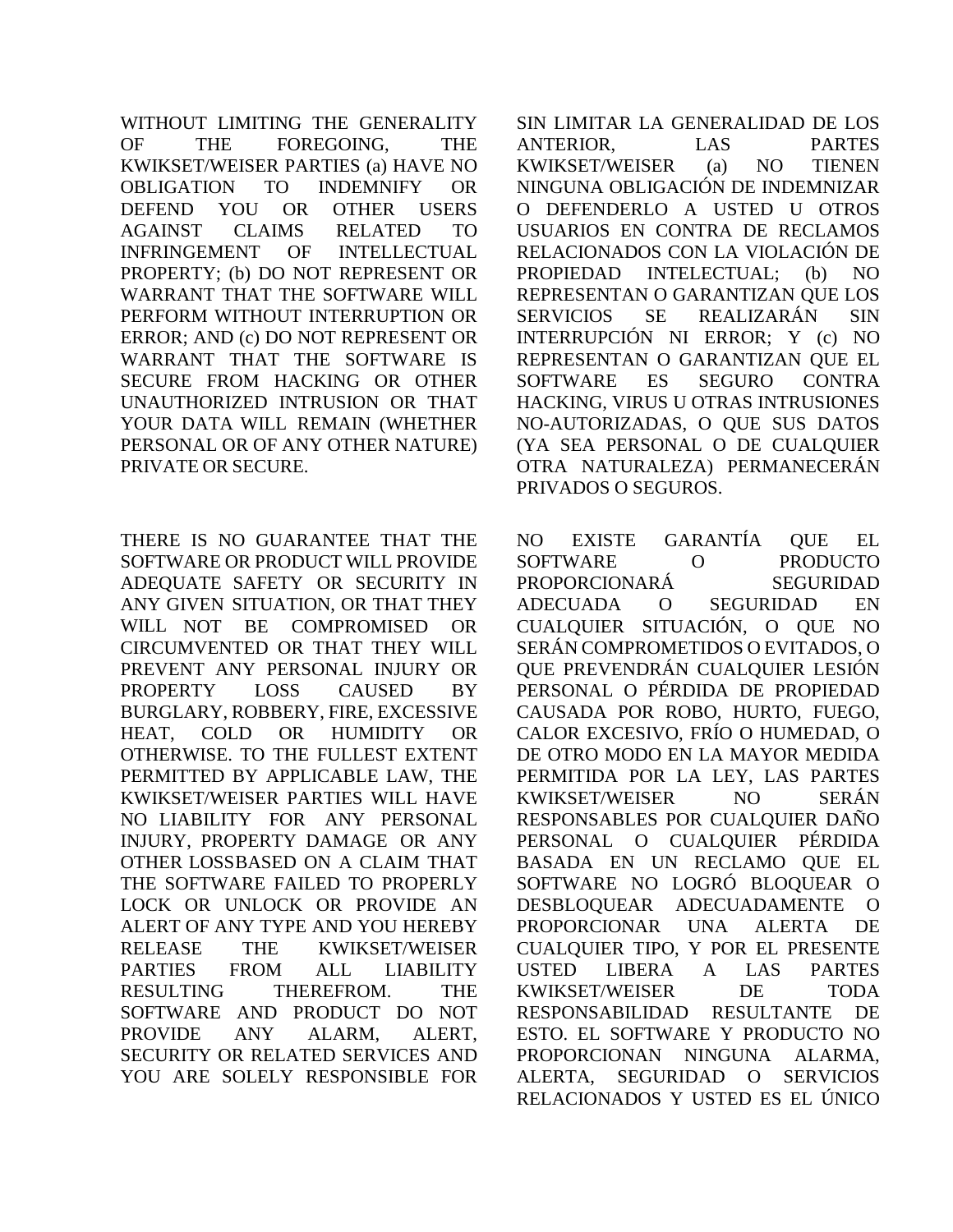WITHOUT LIMITING THE GENERALITY OF THE FOREGOING, THE KWIKSET/WEISER PARTIES (a) HAVE NO OBLIGATION TO INDEMNIFY OR DEFEND YOU OR OTHER USERS AGAINST CLAIMS RELATED TO INFRINGEMENT OF INTELLECTUAL PROPERTY; (b) DO NOT REPRESENT OR WARRANT THAT THE SOFTWARE WILL PERFORM WITHOUT INTERRUPTION OR ERROR; AND (c) DO NOT REPRESENT OR WARRANT THAT THE SOFTWARE IS SECURE FROM HACKING OR OTHER UNAUTHORIZED INTRUSION OR THAT YOUR DATA WILL REMAIN (WHETHER PERSONAL OR OF ANY OTHER NATURE) PRIVATE OR SECURE.

THERE IS NO GUARANTEE THAT THE SOFTWARE OR PRODUCT WILL PROVIDE ADEQUATE SAFETY OR SECURITY IN ANY GIVEN SITUATION, OR THAT THEY WILL NOT BE COMPROMISED OR CIRCUMVENTED OR THAT THEY WILL PREVENT ANY PERSONAL INJURY OR PROPERTY LOSS CAUSED BY BURGLARY, ROBBERY, FIRE, EXCESSIVE HEAT, COLD OR HUMIDITY OR OTHERWISE. TO THE FULLEST EXTENT PERMITTED BY APPLICABLE LAW, THE KWIKSET/WEISER PARTIES WILL HAVE NO LIABILITY FOR ANY PERSONAL INJURY, PROPERTY DAMAGE OR ANY OTHER LOSSBASED ON A CLAIM THAT THE SOFTWARE FAILED TO PROPERLY LOCK OR UNLOCK OR PROVIDE AN ALERT OF ANY TYPE AND YOU HEREBY RELEASE THE KWIKSET/WEISER PARTIES FROM ALL LIABILITY RESULTING THEREFROM. THE SOFTWARE AND PRODUCT DO NOT PROVIDE ANY ALARM, ALERT, SECURITY OR RELATED SERVICES AND YOU ARE SOLELY RESPONSIBLE FOR

SIN LIMITAR LA GENERALIDAD DE LOS ANTERIOR, LAS PARTES KWIKSET/WEISER (a) NO TIENEN NINGUNA OBLIGACIÓN DE INDEMNIZAR O DEFENDERLO A USTED U OTROS USUARIOS EN CONTRA DE RECLAMOS RELACIONADOS CON LA VIOLACIÓN DE PROPIEDAD INTELECTUAL; (b) NO REPRESENTAN O GARANTIZAN QUE LOS SERVICIOS SE REALIZARÁN SIN INTERRUPCIÓN NI ERROR; Y (c) NO REPRESENTAN O GARANTIZAN QUE EL SOFTWARE ES SEGURO CONTRA HACKING, VIRUS U OTRAS INTRUSIONES NO-AUTORIZADAS, O QUE SUS DATOS (YA SEA PERSONAL O DE CUALQUIER OTRA NATURALEZA) PERMANECERÁN PRIVADOS O SEGUROS.

NO EXISTE GARANTÍA QUE EL SOFTWARE O PRODUCTO PROPORCIONARÁ SEGURIDAD ADECUADA O SEGURIDAD EN CUALQUIER SITUACIÓN, O QUE NO SERÁN COMPROMETIDOS O EVITADOS, O QUE PREVENDRÁN CUALQUIER LESIÓN PERSONAL O PÉRDIDA DE PROPIEDAD CAUSADA POR ROBO, HURTO, FUEGO, CALOR EXCESIVO, FRÍO O HUMEDAD, O DE OTRO MODO EN LA MAYOR MEDIDA PERMITIDA POR LA LEY, LAS PARTES KWIKSET/WEISER NO SERÁN RESPONSABLES POR CUALQUIER DAÑO PERSONAL O CUALQUIER PÉRDIDA BASADA EN UN RECLAMO QUE EL SOFTWARE NO LOGRÓ BLOQUEAR O DESBLOQUEAR ADECUADAMENTE O PROPORCIONAR UNA ALERTA DE CUALQUIER TIPO, Y POR EL PRESENTE USTED LIBERA A LAS PARTES KWIKSET/WEISER DE TODA RESPONSABILIDAD RESULTANTE DE ESTO. EL SOFTWARE Y PRODUCTO NO PROPORCIONAN NINGUNA ALARMA, ALERTA, SEGURIDAD O SERVICIOS RELACIONADOS Y USTED ES EL ÚNICO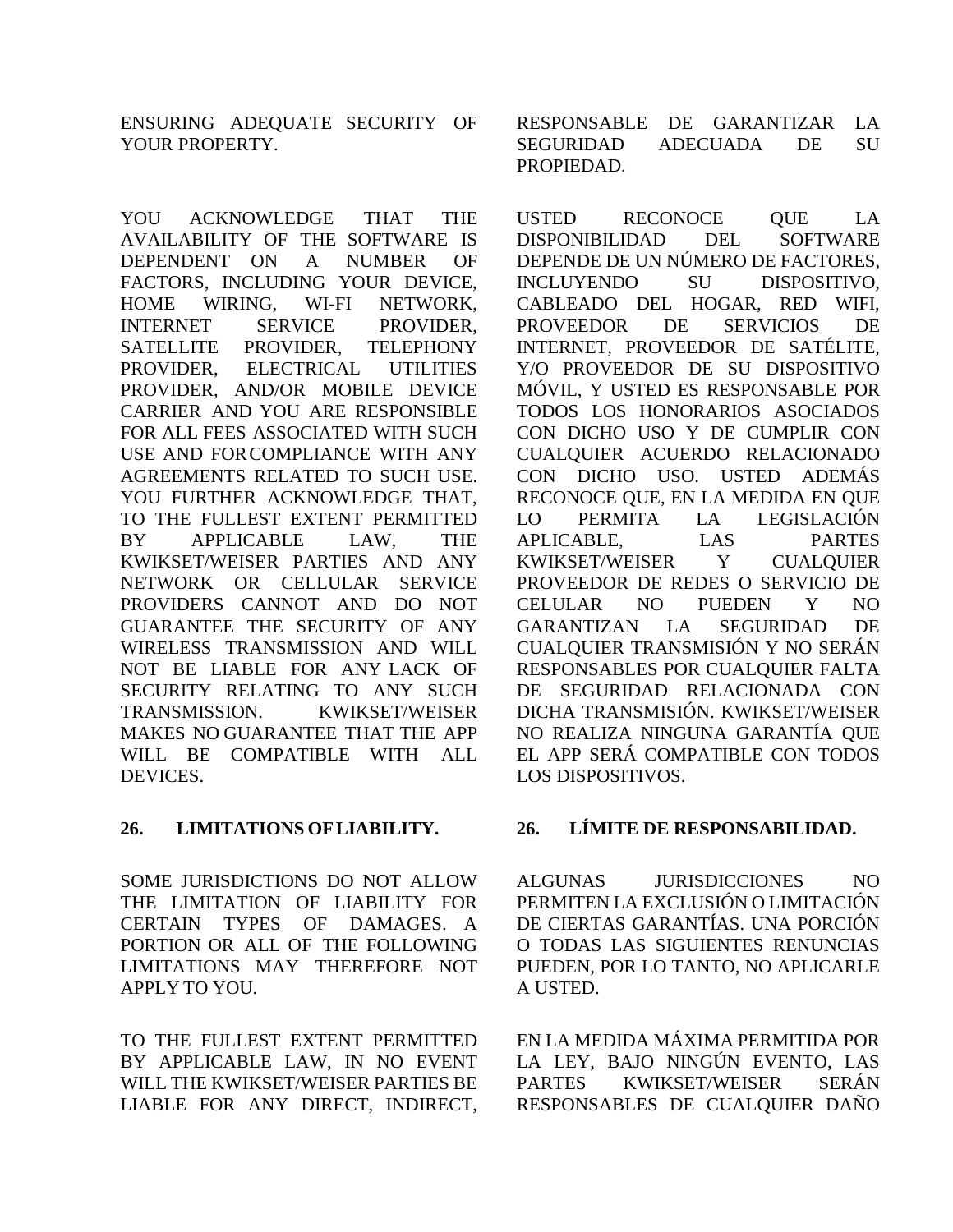ENSURING ADEQUATE SECURITY OF YOUR PROPERTY.

YOU ACKNOWLEDGE THAT THE AVAILABILITY OF THE SOFTWARE IS DEPENDENT ON A NUMBER OF FACTORS, INCLUDING YOUR DEVICE, HOME WIRING, WI-FI NETWORK, INTERNET SERVICE PROVIDER, SATELLITE PROVIDER, TELEPHONY PROVIDER, ELECTRICAL UTILITIES PROVIDER, AND/OR MOBILE DEVICE CARRIER AND YOU ARE RESPONSIBLE FOR ALL FEES ASSOCIATED WITH SUCH USE AND FOR COMPLIANCE WITH ANY AGREEMENTS RELATED TO SUCH USE. YOU FURTHER ACKNOWLEDGE THAT, TO THE FULLEST EXTENT PERMITTED BY APPLICABLE LAW, THE KWIKSET/WEISER PARTIES AND ANY NETWORK OR CELLULAR SERVICE PROVIDERS CANNOT AND DO NOT GUARANTEE THE SECURITY OF ANY WIRELESS TRANSMISSION AND WILL NOT BE LIABLE FOR ANY LACK OF SECURITY RELATING TO ANY SUCH TRANSMISSION. KWIKSET/WEISER MAKES NO GUARANTEE THAT THE APP WILL BE COMPATIBLE WITH ALL DEVICES.

## 26. LIMITATIONS OF LIABILITY.

SOME JURISDICTIONS DO NOT ALLOW THE LIMITATION OF LIABILITY FOR CERTAIN TYPES OF DAMAGES. A PORTION OR ALL OF THE FOLLOWING LIMITATIONS MAY THEREFORE NOT APPLY TO YOU.

TO THE FULLEST EXTENT PERMITTED BY APPLICABLE LAW, IN NO EVENT WILL THE KWIKSET/WEISER PARTIES BE LIABLE FOR ANY DIRECT, INDIRECT,

RESPONSABLE DE GARANTIZAR LA SEGURIDAD ADECUADA DE SU PROPIEDAD.

USTED RECONOCE QUE LA DISPONIBILIDAD DEL SOFTWARE DEPENDE DE UN NÚMERO DE FACTORES, INCLUYENDO SU DISPOSITIVO, CABLEADO DEL HOGAR, RED WIFI, PROVEEDOR DE SERVICIOS DE INTERNET, PROVEEDOR DE SATÉLITE, Y/O PROVEEDOR DE SU DISPOSITIVO MÓVIL, Y USTED ES RESPONSABLE POR TODOS LOS HONORARIOS ASOCIADOS CON DICHO USO Y DE CUMPLIR CON CUALQUIER ACUERDO RELACIONADO CON DICHO USO. USTED ADEMÁS RECONOCE QUE, EN LA MEDIDA EN QUE LO PERMITA LA LEGISLACIÓN APLICABLE, LAS PARTES KWIKSET/WEISER Y CUALQUIER PROVEEDOR DE REDES O SERVICIO DE CELULAR NO PUEDEN Y NO GARANTIZAN LA SEGURIDAD DE CUALQUIER TRANSMISIÓN Y NO SERÁN RESPONSABLES POR CUALQUIER FALTA DE SEGURIDAD RELACIONADA CON DICHA TRANSMISIÓN. KWIKSET/WEISER NO REALIZA NINGUNA GARANTÍA QUE EL APP SERÁ COMPATIBLE CON TODOS LOS DISPOSITIVOS.

## 26. LÍMITE DE RESPONSABILIDAD.

ALGUNAS JURISDICCIONES NO PERMITEN LA EXCLUSIÓN O LIMITACIÓN DE CIERTAS GARANTÍAS. UNA PORCIÓN O TODAS LAS SIGUIENTES RENUNCIAS PUEDEN, POR LO TANTO, NO APLICARLE A USTED.

EN LA MEDIDA MÁXIMA PERMITIDA POR LA LEY, BAJO NINGÚN EVENTO, LAS PARTES KWIKSET/WEISER SERÁN RESPONSABLES DE CUALQUIER DAÑO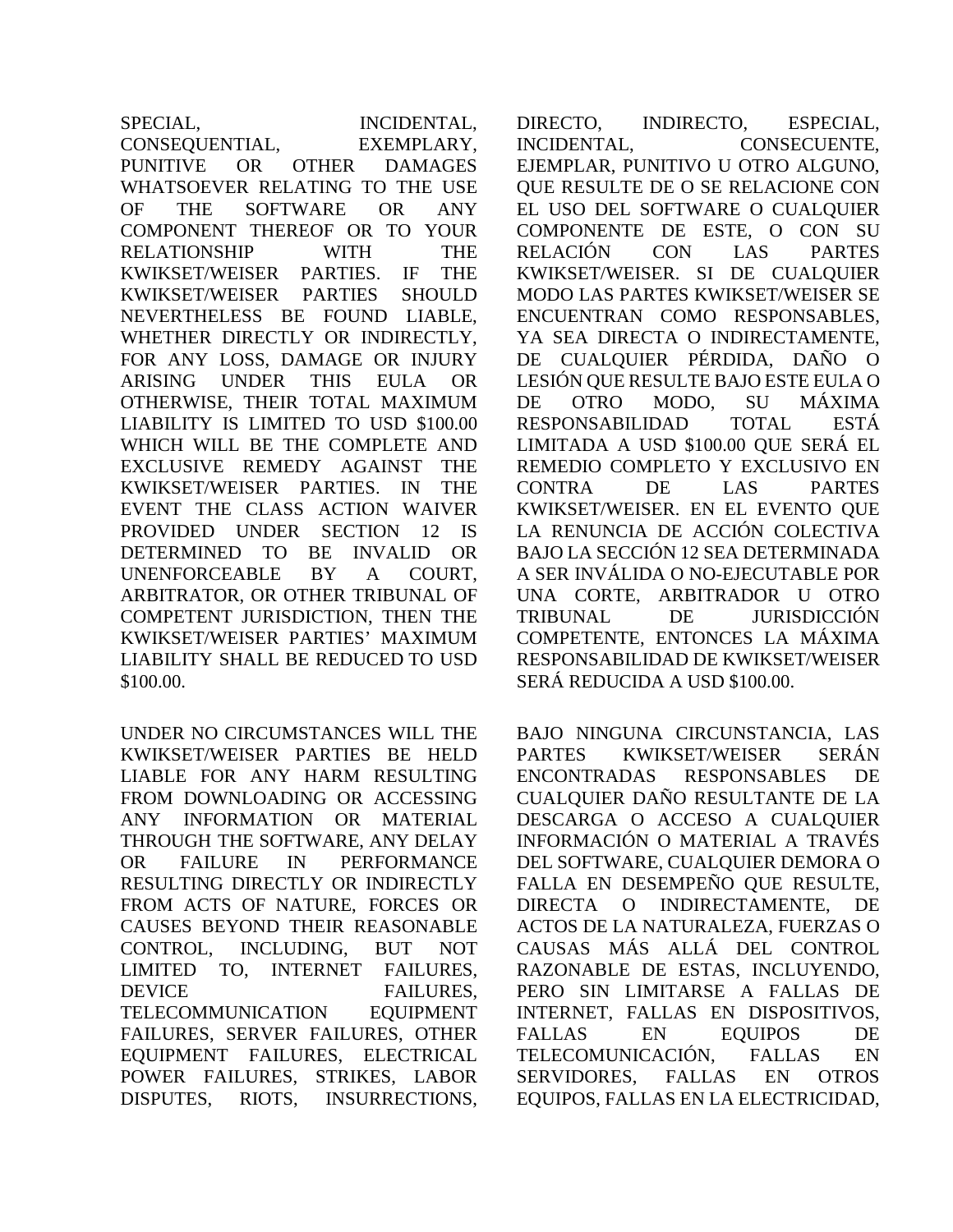SPECIAL, INCIDENTAL, CONSEQUENTIAL, EXEMPLARY, PUNITIVE OR OTHER DAMAGES WHATSOEVER RELATING TO THE USE OF THE SOFTWARE OR ANY COMPONENT THEREOF OR TO YOUR RELATIONSHIP WITH THE KWIKSET/WEISER PARTIES. IF THE KWIKSET/WEISER PARTIES SHOULD NEVERTHELESS BE FOUND LIABLE, WHETHER DIRECTLY OR INDIRECTLY, FOR ANY LOSS, DAMAGE OR INJURY ARISING UNDER THIS EULA OR OTHERWISE, THEIR TOTAL MAXIMUM LIABILITY IS LIMITED TO USD $100.00 WHICH WILL BE THE COMPLETE AND EXCLUSIVE REMEDY AGAINST THE KWIKSET/WEISER PARTIES. IN THE EVENT THE CLASS ACTION WAIVER PROVIDED UNDER SECTION 12 IS DETERMINED TO BE INVALID OR UNENFORCEABLE BY A COURT, ARBITRATOR, OR OTHER TRIBUNAL OF COMPETENT JURISDICTION, THEN THE KWIKSET/WEISER PARTIES' MAXIMUM LIABILITY SHALL BE REDUCED TO USD $100.00.

UNDER NO CIRCUMSTANCES WILL THE KWIKSET/WEISER PARTIES BE HELD LIABLE FOR ANY HARM RESULTING FROM DOWNLOADING OR ACCESSING ANY INFORMATION OR MATERIAL THROUGH THE SOFTWARE, ANY DELAY OR FAILURE IN PERFORMANCE RESULTING DIRECTLY OR INDIRECTLY FROM ACTS OF NATURE, FORCES OR CAUSES BEYOND THEIR REASONABLE CONTROL, INCLUDING, BUT NOT LIMITED TO, INTERNET FAILURES, DEVICE FAILURES, TELECOMMUNICATION EQUIPMENT FAILURES, SERVER FAILURES, OTHER EQUIPMENT FAILURES, ELECTRICAL POWER FAILURES, STRIKES, LABOR DISPUTES, RIOTS, INSURRECTIONS,

DIRECTO, INDIRECTO, ESPECIAL, INCIDENTAL, CONSECUENTE, EJEMPLAR, PUNITIVO U OTRO ALGUNO, QUE RESULTE DE O SE RELACIONE CON EL USO DEL SOFTWARE O CUALQUIER COMPONENTE DE ESTE, O CON SU RELACIÓN CON LAS PARTES KWIKSET/WEISER. SI DE CUALQUIER MODO LAS PARTES KWIKSET/WEISER SE ENCUENTRAN COMO RESPONSABLES, YA SEA DIRECTA O INDIRECTAMENTE, DE CUALQUIER PÉRDIDA, DAÑO O LESIÓN QUE RESULTE BAJO ESTE EULA O DE OTRO MODO, SU MÁXIMA RESPONSABILIDAD TOTAL ESTÁ LIMITADA A USD $100.00 QUE SERÁ EL REMEDIO COMPLETO Y EXCLUSIVO EN CONTRA DE LAS PARTES KWIKSET/WEISER. EN EL EVENTO QUE LA RENUNCIA DE ACCIÓN COLECTIVA BAJO LA SECCIÓN 12 SEA DETERMINADA A SER INVÁLIDA O NO-EJECUTABLE POR UNA CORTE, ARBITRADOR U OTRO TRIBUNAL DE JURISDICCIÓN COMPETENTE, ENTONCES LA MÁXIMA RESPONSABILIDAD DE KWIKSET/WEISER SERÁ REDUCIDA A USD $100.00.

BAJO NINGUNA CIRCUNSTANCIA, LAS PARTES KWIKSET/WEISER SERÁN ENCONTRADAS RESPONSABLES DE CUALQUIER DAÑO RESULTANTE DE LA DESCARGA O ACCESO A CUALQUIER INFORMACIÓN O MATERIAL A TRAVÉS DEL SOFTWARE, CUALQUIER DEMORA O FALLA EN DESEMPEÑO QUE RESULTE, DIRECTA O INDIRECTAMENTE, DE ACTOS DE LA NATURALEZA, FUERZAS O CAUSAS MÁS ALLÁ DEL CONTROL RAZONABLE DE ESTAS, INCLUYENDO, PERO SIN LIMITARSE A FALLAS DE INTERNET, FALLAS EN DISPOSITIVOS, FALLAS EN EQUIPOS DE TELECOMUNICACIÓN, FALLAS EN SERVIDORES, FALLAS EN OTROS EQUIPOS, FALLAS EN LA ELECTRICIDAD,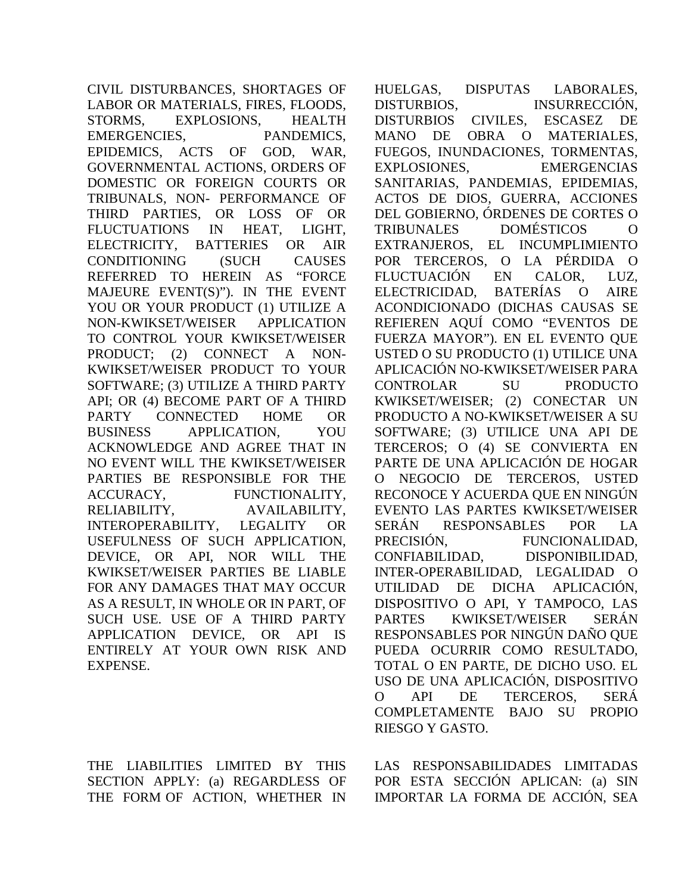CIVIL DISTURBANCES, SHORTAGES OF LABOR OR MATERIALS, FIRES, FLOODS, STORMS, EXPLOSIONS, HEALTH EMERGENCIES, PANDEMICS, EPIDEMICS, ACTS OF GOD, WAR, GOVERNMENTAL ACTIONS, ORDERS OF DOMESTIC OR FOREIGN COURTS OR TRIBUNALS, NON- PERFORMANCE OF THIRD PARTIES, OR LOSS OF OR FLUCTUATIONS IN HEAT, LIGHT, ELECTRICITY, BATTERIES OR AIR CONDITIONING (SUCH CAUSES REFERRED TO HEREIN AS "FORCE MAJEURE EVENT(S)"). IN THE EVENT YOU OR YOUR PRODUCT (1) UTILIZE A NON-KWIKSET/WEISER APPLICATION TO CONTROL YOUR KWIKSET/WEISER PRODUCT; (2) CONNECT A NON-KWIKSET/WEISER PRODUCT TO YOUR SOFTWARE; (3) UTILIZE A THIRD PARTY API; OR (4) BECOME PART OF A THIRD PARTY CONNECTED HOME OR BUSINESS APPLICATION, YOU ACKNOWLEDGE AND AGREE THAT IN NO EVENT WILL THE KWIKSET/WEISER PARTIES BE RESPONSIBLE FOR THE ACCURACY, FUNCTIONALITY, RELIABILITY, AVAILABILITY, INTEROPERABILITY, LEGALITY OR USEFULNESS OF SUCH APPLICATION, DEVICE, OR API, NOR WILL THE KWIKSET/WEISER PARTIES BE LIABLE FOR ANY DAMAGES THAT MAY OCCUR AS A RESULT, IN WHOLE OR IN PART, OF SUCH USE. USE OF A THIRD PARTY APPLICATION DEVICE, OR API IS ENTIRELY AT YOUR OWN RISK AND EXPENSE.

HUELGAS, DISPUTAS LABORALES, DISTURBIOS, INSURRECCIÓN, DISTURBIOS CIVILES, ESCASEZ DE MANO DE OBRA O MATERIALES, FUEGOS, INUNDACIONES, TORMENTAS, EXPLOSIONES, EMERGENCIAS SANITARIAS, PANDEMIAS, EPIDEMIAS, ACTOS DE DIOS, GUERRA, ACCIONES DEL GOBIERNO, ÓRDENES DE CORTES O TRIBUNALES DOMÉSTICOS O EXTRANJEROS, EL INCUMPLIMIENTO POR TERCEROS, O LA PÉRDIDA O FLUCTUACIÓN EN CALOR, LUZ, ELECTRICIDAD, BATERÍAS O AIRE ACONDICIONADO (DICHAS CAUSAS SE REFIEREN AQUÍ COMO "EVENTOS DE FUERZA MAYOR"). EN EL EVENTO QUE USTED O SU PRODUCTO (1) UTILICE UNA APLICACIÓN NO-KWIKSET/WEISER PARA CONTROLAR SU PRODUCTO KWIKSET/WEISER; (2) CONECTAR UN PRODUCTO A NO-KWIKSET/WEISER A SU SOFTWARE; (3) UTILICE UNA API DE TERCEROS; O (4) SE CONVIERTA EN PARTE DE UNA APLICACIÓN DE HOGAR O NEGOCIO DE TERCEROS, USTED RECONOCE Y ACUERDA QUE EN NINGÚN EVENTO LAS PARTES KWIKSET/WEISER SERÁN RESPONSABLES POR LA PRECISIÓN, FUNCIONALIDAD, CONFIABILIDAD, DISPONIBILIDAD, INTER-OPERABILIDAD, LEGALIDAD O UTILIDAD DE DICHA APLICACIÓN, DISPOSITIVO O API, Y TAMPOCO, LAS PARTES KWIKSET/WEISER SERÁN RESPONSABLES POR NINGÚN DAÑO QUE PUEDA OCURRIR COMO RESULTADO, TOTAL O EN PARTE, DE DICHO USO. EL USO DE UNA APLICACIÓN, DISPOSITIVO O API DE TERCEROS, SERÁ COMPLETAMENTE BAJO SU PROPIO RIESGO Y GASTO.

THE LIABILITIES LIMITED BY THIS SECTION APPLY: (a) REGARDLESS OF THE FORM OF ACTION, WHETHER IN

LAS RESPONSABILIDADES LIMITADAS POR ESTA SECCIÓN APLICAN: (a) SIN IMPORTAR LA FORMA DE ACCIÓN, SEA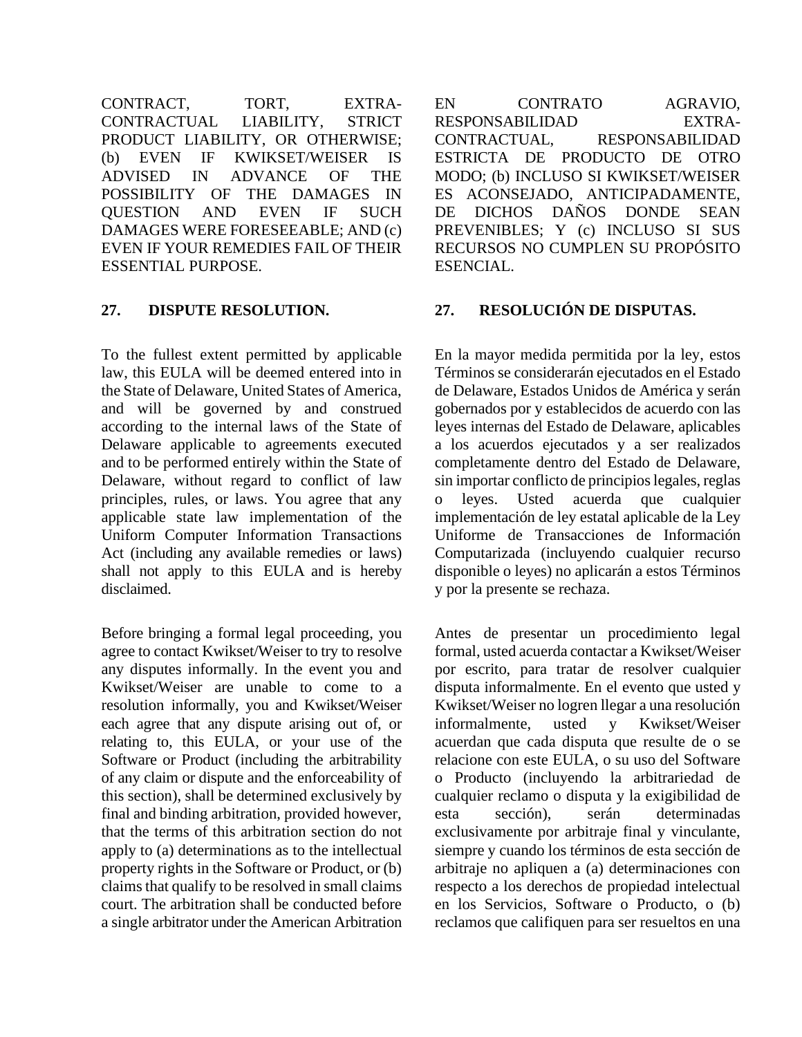CONTRACT, TORT, EXTRA-CONTRACTUAL LIABILITY, STRICT PRODUCT LIABILITY, OR OTHERWISE; (b) EVEN IF KWIKSET/WEISER IS ADVISED IN ADVANCE OF THE POSSIBILITY OF THE DAMAGES IN QUESTION AND EVEN IF SUCH DAMAGES WERE FORESEEABLE; AND (c) EVEN IF YOUR REMEDIES FAIL OF THEIR ESSENTIAL PURPOSE.

## 27. DISPUTE RESOLUTION.

To the fullest extent permitted by applicable law, this EULA will be deemed entered into in the State of Delaware, United States of America, and will be governed by and construed according to the internal laws of the State of Delaware applicable to agreements executed and to be performed entirely within the State of Delaware, without regard to conflict of law principles, rules, or laws. You agree that any applicable state law implementation of the Uniform Computer Information Transactions Act (including any available remedies or laws) shall not apply to this EULA and is hereby disclaimed.

Before bringing a formal legal proceeding, you agree to contact Kwikset/Weiser to try to resolve any disputes informally. In the event you and Kwikset/Weiser are unable to come to a resolution informally, you and Kwikset/Weiser each agree that any dispute arising out of, or relating to, this EULA, or your use of the Software or Product (including the arbitrability of any claim or dispute and the enforceability of this section), shall be determined exclusively by final and binding arbitration, provided however, that the terms of this arbitration section do not apply to (a) determinations as to the intellectual property rights in the Software or Product, or (b) claims that qualify to be resolved in small claims court. The arbitration shall be conducted before a single arbitrator under the American Arbitration

EN CONTRATO AGRAVIO, RESPONSABILIDAD EXTRA-CONTRACTUAL, RESPONSABILIDAD ESTRICTA DE PRODUCTO DE OTRO MODO; (b) INCLUSO SI KWIKSET/WEISER ES ACONSEJADO, ANTICIPADAMENTE, DE DICHOS DAÑOS DONDE SEAN PREVENIBLES; Y (c) INCLUSO SI SUS RECURSOS NO CUMPLEN SU PROPÓSITO ESENCIAL.

## 27. RESOLUCIÓN DE DISPUTAS.

En la mayor medida permitida por la ley, estos Términos se considerarán ejecutados en el Estado de Delaware, Estados Unidos de América y serán gobernados por y establecidos de acuerdo con las leyes internas del Estado de Delaware, aplicables a los acuerdos ejecutados y a ser realizados completamente dentro del Estado de Delaware, sin importar conflicto de principios legales, reglas o leyes. Usted acuerda que cualquier implementación de ley estatal aplicable de la Ley Uniforme de Transacciones de Información Computarizada (incluyendo cualquier recurso disponible o leyes) no aplicarán a estos Términos y por la presente se rechaza.

Antes de presentar un procedimiento legal formal, usted acuerda contactar a Kwikset/Weiser por escrito, para tratar de resolver cualquier disputa informalmente. En el evento que usted y Kwikset/Weiser no logren llegar a una resolución informalmente, usted y Kwikset/Weiser acuerdan que cada disputa que resulte de o se relacione con este EULA, o su uso del Software o Producto (incluyendo la arbitrariedad de cualquier reclamo o disputa y la exigibilidad de esta sección), serán determinadas exclusivamente por arbitraje final y vinculante, siempre y cuando los términos de esta sección de arbitraje no apliquen a (a) determinaciones con respecto a los derechos de propiedad intelectual en los Servicios, Software o Producto, o (b) reclamos que califiquen para ser resueltos en una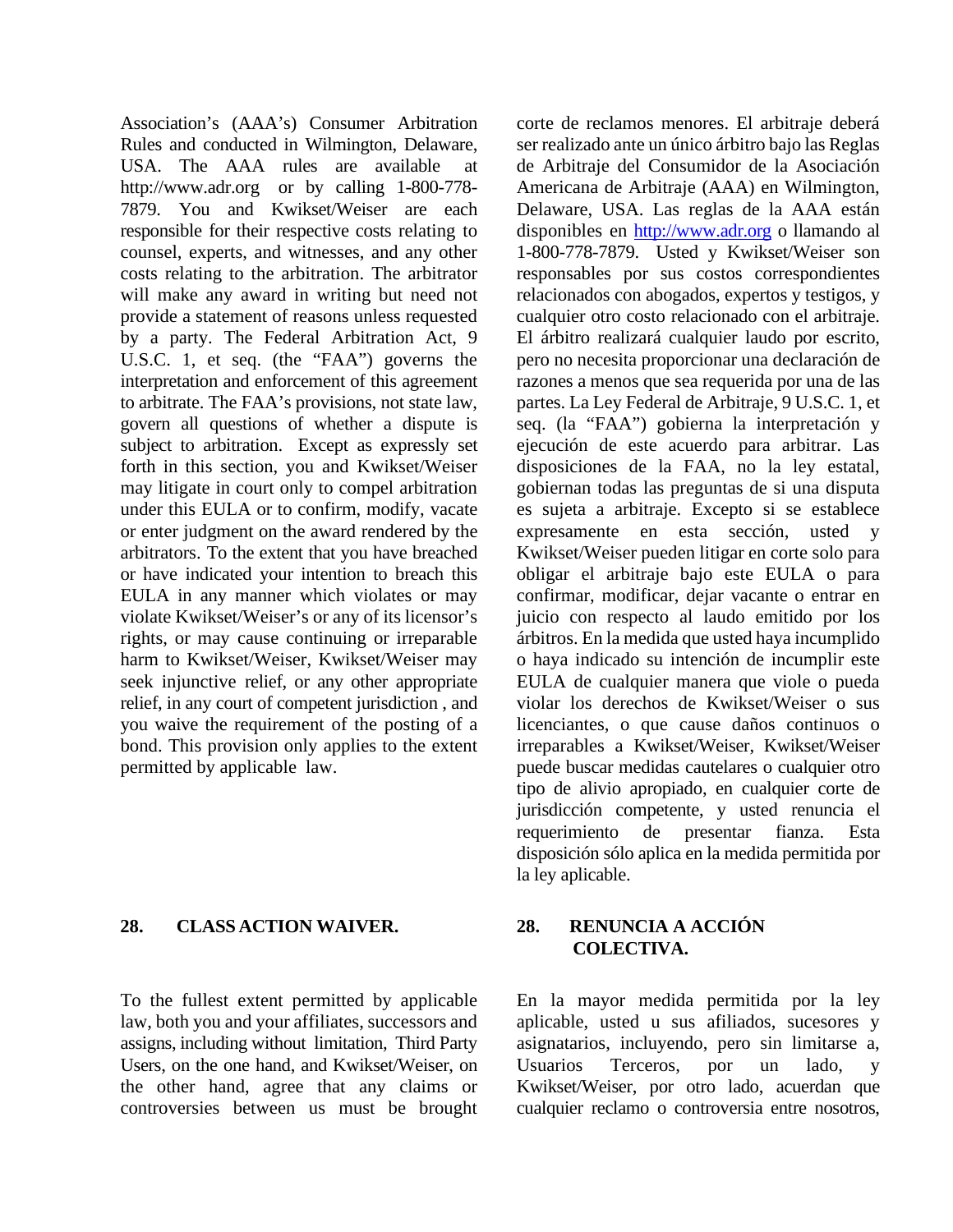Association's (AAA's) Consumer Arbitration Rules and conducted in Wilmington, Delaware, USA. The AAA rules are available at http://www.adr.org or by calling 1-800-778-7879. You and Kwikset/Weiser are each responsible for their respective costs relating to counsel, experts, and witnesses, and any other costs relating to the arbitration. The arbitrator will make any award in writing but need not provide a statement of reasons unless requested by a party. The Federal Arbitration Act, 9 U.S.C. 1, et seq. (the "FAA") governs the interpretation and enforcement of this agreement to arbitrate. The FAA's provisions, not state law, govern all questions of whether a dispute is subject to arbitration. Except as expressly set forth in this section, you and Kwikset/Weiser may litigate in court only to compel arbitration under this EULA or to confirm, modify, vacate or enter judgment on the award rendered by the arbitrators. To the extent that you have breached or have indicated your intention to breach this EULA in any manner which violates or may violate Kwikset/Weiser's or any of its licensor's rights, or may cause continuing or irreparable harm to Kwikset/Weiser, Kwikset/Weiser may seek injunctive relief, or any other appropriate relief, in any court of competent jurisdiction , and you waive the requirement of the posting of a bond. This provision only applies to the extent permitted by applicable law.

corte de reclamos menores. El arbitraje deberá ser realizado ante un único árbitro bajo las Reglas de Arbitraje del Consumidor de la Asociación Americana de Arbitraje (AAA) en Wilmington, Delaware, USA. Las reglas de la AAA están disponibles en http://www.adr.org o llamando al 1-800-778-7879. Usted y Kwikset/Weiser son responsables por sus costos correspondientes relacionados con abogados, expertos y testigos, y cualquier otro costo relacionado con el arbitraje. El árbitro realizará cualquier laudo por escrito, pero no necesita proporcionar una declaración de razones a menos que sea requerida por una de las partes. La Ley Federal de Arbitraje, 9 U.S.C. 1, et seq. (la "FAA") gobierna la interpretación y ejecución de este acuerdo para arbitrar. Las disposiciones de la FAA, no la ley estatal, gobiernan todas las preguntas de si una disputa es sujeta a arbitraje. Excepto si se establece expresamente en esta sección, usted y Kwikset/Weiser pueden litigar en corte solo para obligar el arbitraje bajo este EULA o para confirmar, modificar, dejar vacante o entrar en juicio con respecto al laudo emitido por los árbitros. En la medida que usted haya incumplido o haya indicado su intención de incumplir este EULA de cualquier manera que viole o pueda violar los derechos de Kwikset/Weiser o sus licenciantes, o que cause daños continuos o irreparables a Kwikset/Weiser, Kwikset/Weiser puede buscar medidas cautelares o cualquier otro tipo de alivio apropiado, en cualquier corte de jurisdicción competente, y usted renuncia el requerimiento de presentar fianza. Esta disposición sólo aplica en la medida permitida por la ley aplicable.

## 28. CLASS ACTION WAIVER.

To the fullest extent permitted by applicable law, both you and your affiliates, successors and assigns, including without limitation, Third Party Users, on the one hand, and Kwikset/Weiser, on the other hand, agree that any claims or controversies between us must be brought

## 28. RENUNCIA A ACCIÓN COLECTIVA.

En la mayor medida permitida por la ley aplicable, usted u sus afiliados, sucesores y asignatarios, incluyendo, pero sin limitarse a, Usuarios Terceros, por un lado, y Kwikset/Weiser, por otro lado, acuerdan que cualquier reclamo o controversia entre nosotros,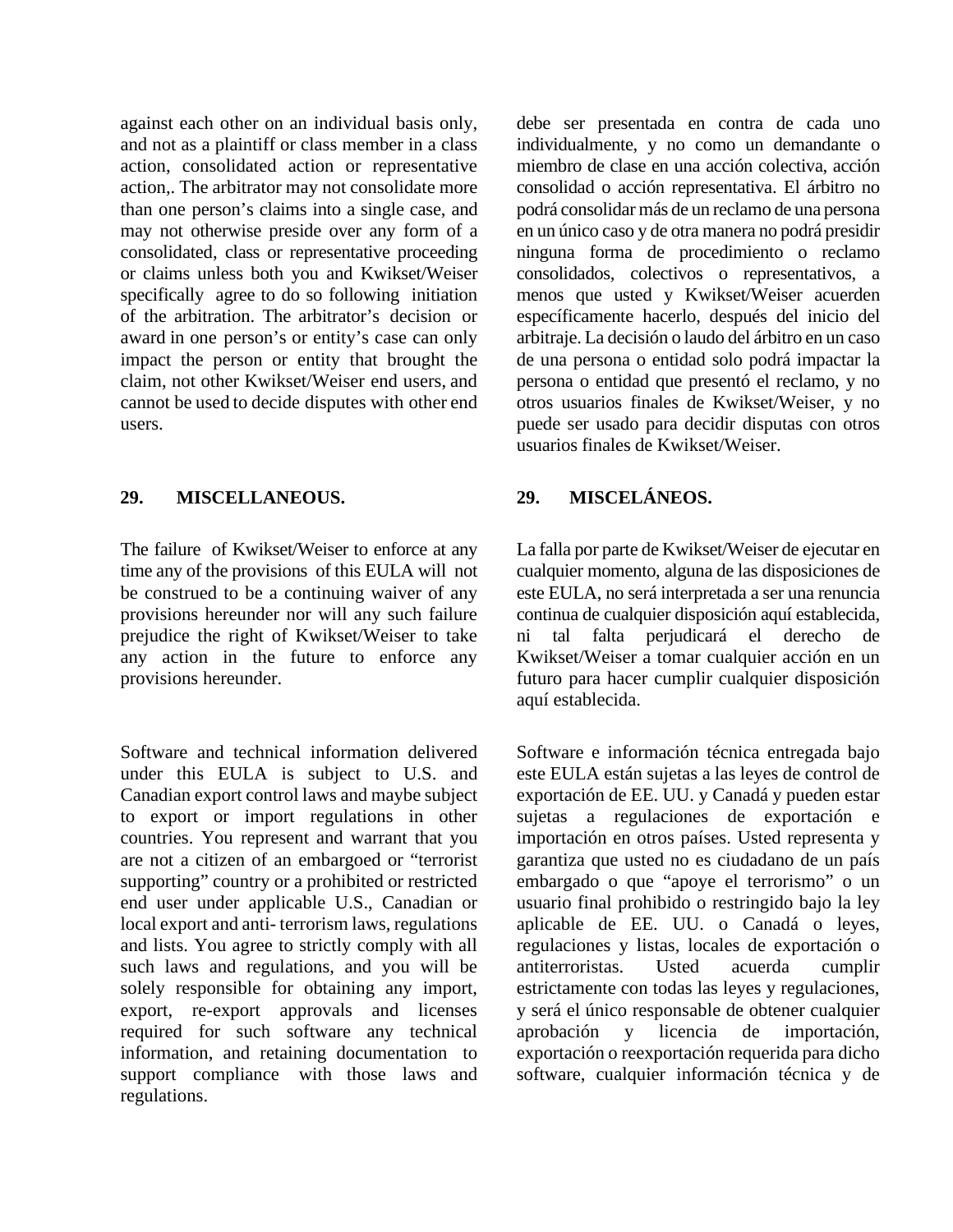against each other on an individual basis only, and not as a plaintiff or class member in a class action, consolidated action or representative action,. The arbitrator may not consolidate more than one person's claims into a single case, and may not otherwise preside over any form of a consolidated, class or representative proceeding or claims unless both you and Kwikset/Weiser specifically agree to do so following initiation of the arbitration. The arbitrator's decision or award in one person's or entity's case can only impact the person or entity that brought the claim, not other Kwikset/Weiser end users, and cannot be used to decide disputes with other end users.

debe ser presentada en contra de cada uno individualmente, y no como un demandante o miembro de clase en una acción colectiva, acción consolidad o acción representativa. El árbitro no podrá consolidar más de un reclamo de una persona en un único caso y de otra manera no podrá presidir ninguna forma de procedimiento o reclamo consolidados, colectivos o representativos, a menos que usted y Kwikset/Weiser acuerden específicamente hacerlo, después del inicio del arbitraje. La decisión o laudo del árbitro en un caso de una persona o entidad solo podrá impactar la persona o entidad que presentó el reclamo, y no otros usuarios finales de Kwikset/Weiser, y no puede ser usado para decidir disputas con otros usuarios finales de Kwikset/Weiser.

**29. MISCELLANEOUS.**

The failure of Kwikset/Weiser to enforce at any time any of the provisions of this EULA will not be construed to be a continuing waiver of any provisions hereunder nor will any such failure prejudice the right of Kwikset/Weiser to take any action in the future to enforce any provisions hereunder.

Software and technical information delivered under this EULA is subject to U.S. and Canadian export control laws and maybe subject to export or import regulations in other countries. You represent and warrant that you are not a citizen of an embargoed or "terrorist supporting" country or a prohibited or restricted end user under applicable U.S., Canadian or local export and anti- terrorism laws, regulations and lists. You agree to strictly comply with all such laws and regulations, and you will be solely responsible for obtaining any import, export, re-export approvals and licenses required for such software any technical information, and retaining documentation to support compliance with those laws and regulations.

**29. MISCELÁNEOS.**

La falla por parte de Kwikset/Weiser de ejecutar en cualquier momento, alguna de las disposiciones de este EULA, no será interpretada a ser una renuncia continua de cualquier disposición aquí establecida, ni tal falta perjudicará el derecho de Kwikset/Weiser a tomar cualquier acción en un futuro para hacer cumplir cualquier disposición aquí establecida.

Software e información técnica entregada bajo este EULA están sujetas a las leyes de control de exportación de EE. UU. y Canadá y pueden estar sujetas a regulaciones de exportación e importación en otros países. Usted representa y garantiza que usted no es ciudadano de un país embargado o que "apoye el terrorismo" o un usuario final prohibido o restringido bajo la ley aplicable de EE. UU. o Canadá o leyes, regulaciones y listas, locales de exportación o antiterroristas. Usted acuerda cumplir estrictamente con todas las leyes y regulaciones, y será el único responsable de obtener cualquier aprobación y licencia de importación, exportación o reexportación requerida para dicho software, cualquier información técnica y de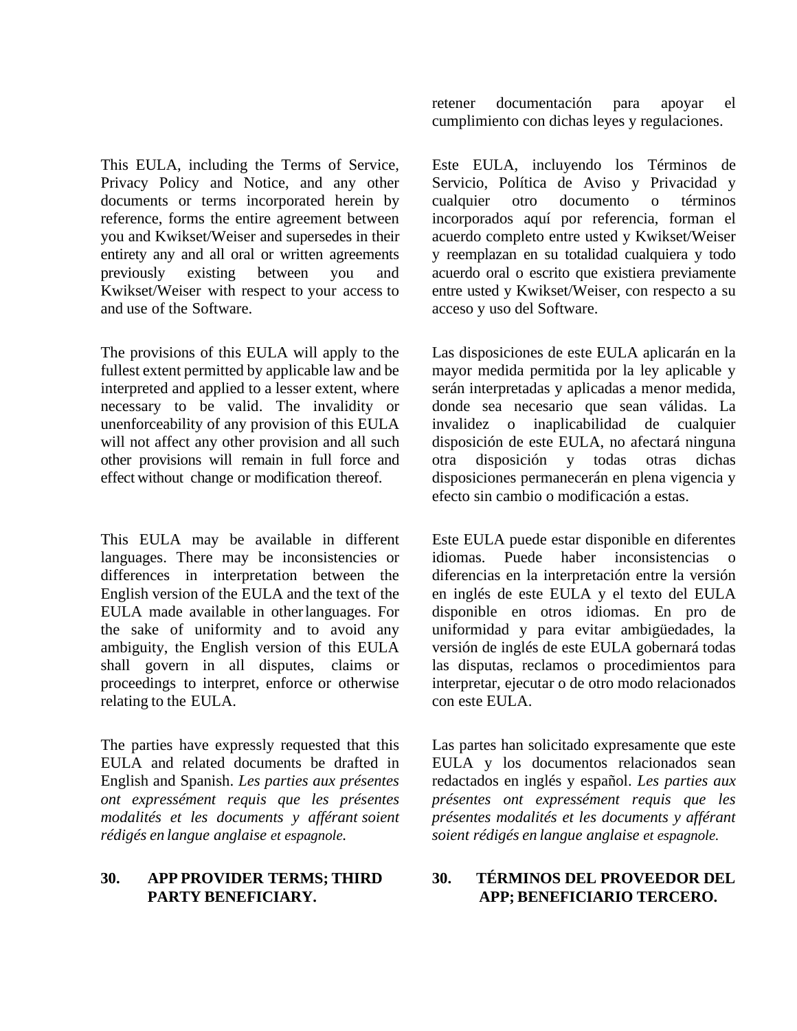retener documentación para apoyar el cumplimiento con dichas leyes y regulaciones.

This EULA, including the Terms of Service, Privacy Policy and Notice, and any other documents or terms incorporated herein by reference, forms the entire agreement between you and Kwikset/Weiser and supersedes in their entirety any and all oral or written agreements previously existing between you and Kwikset/Weiser with respect to your access to and use of the Software.

Este EULA, incluyendo los Términos de Servicio, Política de Aviso y Privacidad y cualquier otro documento o términos incorporados aquí por referencia, forman el acuerdo completo entre usted y Kwikset/Weiser y reemplazan en su totalidad cualquiera y todo acuerdo oral o escrito que existiera previamente entre usted y Kwikset/Weiser, con respecto a su acceso y uso del Software.

The provisions of this EULA will apply to the fullest extent permitted by applicable law and be interpreted and applied to a lesser extent, where necessary to be valid. The invalidity or unenforceability of any provision of this EULA will not affect any other provision and all such other provisions will remain in full force and effect without change or modification thereof.

Las disposiciones de este EULA aplicarán en la mayor medida permitida por la ley aplicable y serán interpretadas y aplicadas a menor medida, donde sea necesario que sean válidas. La invalidez o inaplicabilidad de cualquier disposición de este EULA, no afectará ninguna otra disposición y todas otras dichas disposiciones permanecerán en plena vigencia y efecto sin cambio o modificación a estas.

This EULA may be available in different languages. There may be inconsistencies or differences in interpretation between the English version of the EULA and the text of the EULA made available in other languages. For the sake of uniformity and to avoid any ambiguity, the English version of this EULA shall govern in all disputes, claims or proceedings to interpret, enforce or otherwise relating to the EULA.

Este EULA puede estar disponible en diferentes idiomas. Puede haber inconsistencias o diferencias en la interpretación entre la versión en inglés de este EULA y el texto del EULA disponible en otros idiomas. En pro de uniformidad y para evitar ambigüedades, la versión de inglés de este EULA gobernará todas las disputas, reclamos o procedimientos para interpretar, ejecutar o de otro modo relacionados con este EULA.

The parties have expressly requested that this EULA and related documents be drafted in English and Spanish. *Les parties aux présentes ont expressément requis que les présentes modalités et les documents y afférant soient rédigés en langue anglaise et espagnole.*

Las partes han solicitado expresamente que este EULA y los documentos relacionados sean redactados en inglés y español. *Les parties aux présentes ont expressément requis que les présentes modalités et les documents y afférant soient rédigés en langue anglaise et espagnole.*

## 30. APP PROVIDER TERMS; THIRD PARTY BENEFICIARY.

## 30. TÉRMINOS DEL PROVEEDOR DEL APP; BENEFICIARIO TERCERO.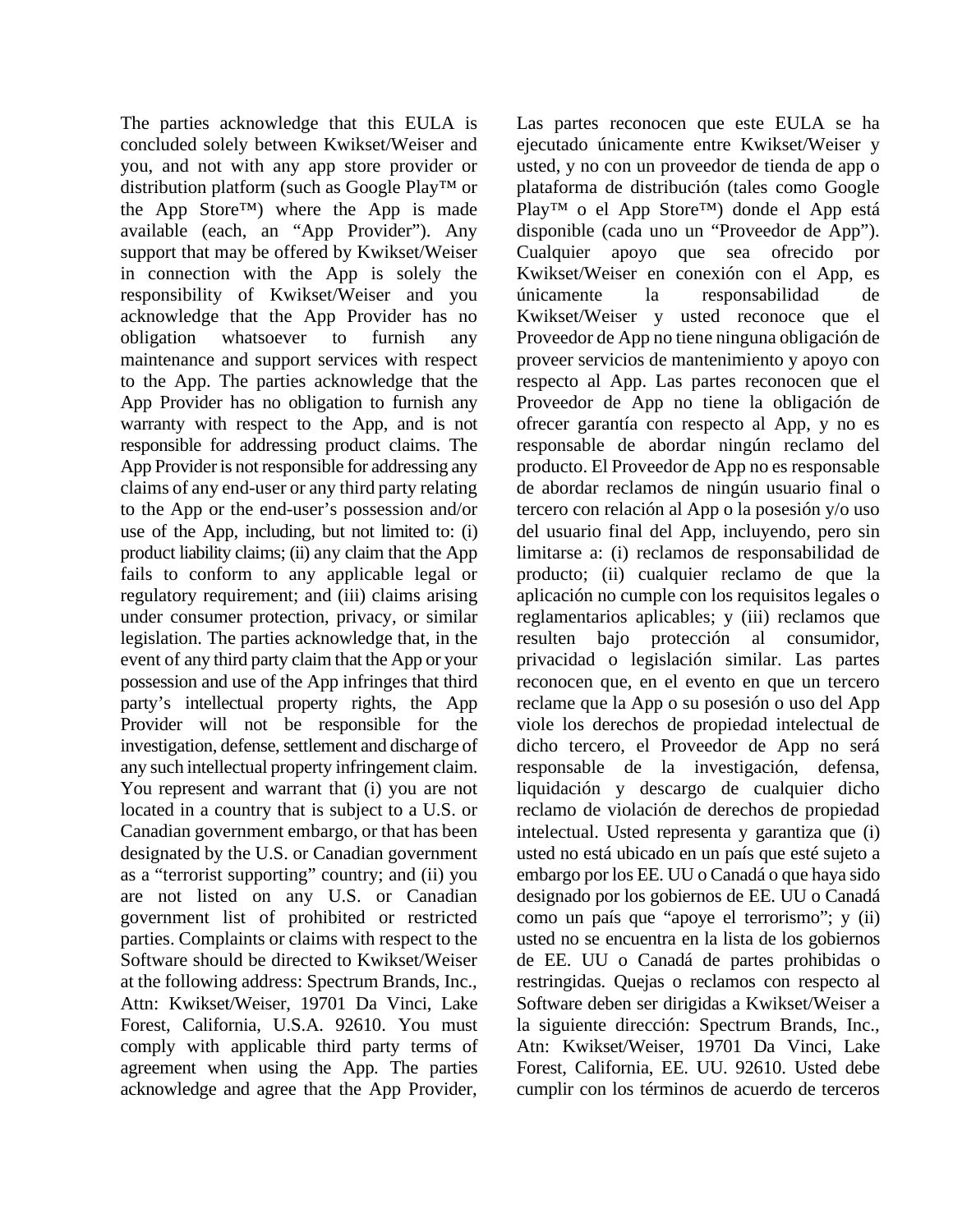The parties acknowledge that this EULA is concluded solely between Kwikset/Weiser and you, and not with any app store provider or distribution platform (such as Google Play™ or the App Store™) where the App is made available (each, an "App Provider"). Any support that may be offered by Kwikset/Weiser in connection with the App is solely the responsibility of Kwikset/Weiser and you acknowledge that the App Provider has no obligation whatsoever to furnish any maintenance and support services with respect to the App. The parties acknowledge that the App Provider has no obligation to furnish any warranty with respect to the App, and is not responsible for addressing product claims. The App Provider is not responsible for addressing any claims of any end-user or any third party relating to the App or the end-user's possession and/or use of the App, including, but not limited to: (i) product liability claims; (ii) any claim that the App fails to conform to any applicable legal or regulatory requirement; and (iii) claims arising under consumer protection, privacy, or similar legislation. The parties acknowledge that, in the event of any third party claim that the App or your possession and use of the App infringes that third party's intellectual property rights, the App Provider will not be responsible for the investigation, defense, settlement and discharge of any such intellectual property infringement claim. You represent and warrant that (i) you are not located in a country that is subject to a U.S. or Canadian government embargo, or that has been designated by the U.S. or Canadian government as a "terrorist supporting" country; and (ii) you are not listed on any U.S. or Canadian government list of prohibited or restricted parties. Complaints or claims with respect to the Software should be directed to Kwikset/Weiser at the following address: Spectrum Brands, Inc., Attn: Kwikset/Weiser, 19701 Da Vinci, Lake Forest, California, U.S.A. 92610. You must comply with applicable third party terms of agreement when using the App. The parties acknowledge and agree that the App Provider,

Las partes reconocen que este EULA se ha ejecutado únicamente entre Kwikset/Weiser y usted, y no con un proveedor de tienda de app o plataforma de distribución (tales como Google Play™ o el App Store™) donde el App está disponible (cada uno un "Proveedor de App"). Cualquier apoyo que sea ofrecido por Kwikset/Weiser en conexión con el App, es únicamente la responsabilidad de Kwikset/Weiser y usted reconoce que el Proveedor de App no tiene ninguna obligación de proveer servicios de mantenimiento y apoyo con respecto al App. Las partes reconocen que el Proveedor de App no tiene la obligación de ofrecer garantía con respecto al App, y no es responsable de abordar ningún reclamo del producto. El Proveedor de App no es responsable de abordar reclamos de ningún usuario final o tercero con relación al App o la posesión y/o uso del usuario final del App, incluyendo, pero sin limitarse a: (i) reclamos de responsabilidad de producto; (ii) cualquier reclamo de que la aplicación no cumple con los requisitos legales o reglamentarios aplicables; y (iii) reclamos que resulten bajo protección al consumidor, privacidad o legislación similar. Las partes reconocen que, en el evento en que un tercero reclame que la App o su posesión o uso del App viole los derechos de propiedad intelectual de dicho tercero, el Proveedor de App no será responsable de la investigación, defensa, liquidación y descargo de cualquier dicho reclamo de violación de derechos de propiedad intelectual. Usted representa y garantiza que (i) usted no está ubicado en un país que esté sujeto a embargo por los EE. UU o Canadá o que haya sido designado por los gobiernos de EE. UU o Canadá como un país que "apoye el terrorismo"; y (ii) usted no se encuentra en la lista de los gobiernos de EE. UU o Canadá de partes prohibidas o restringidas. Quejas o reclamos con respecto al Software deben ser dirigidas a Kwikset/Weiser a la siguiente dirección: Spectrum Brands, Inc., Atn: Kwikset/Weiser, 19701 Da Vinci, Lake Forest, California, EE. UU. 92610. Usted debe cumplir con los términos de acuerdo de terceros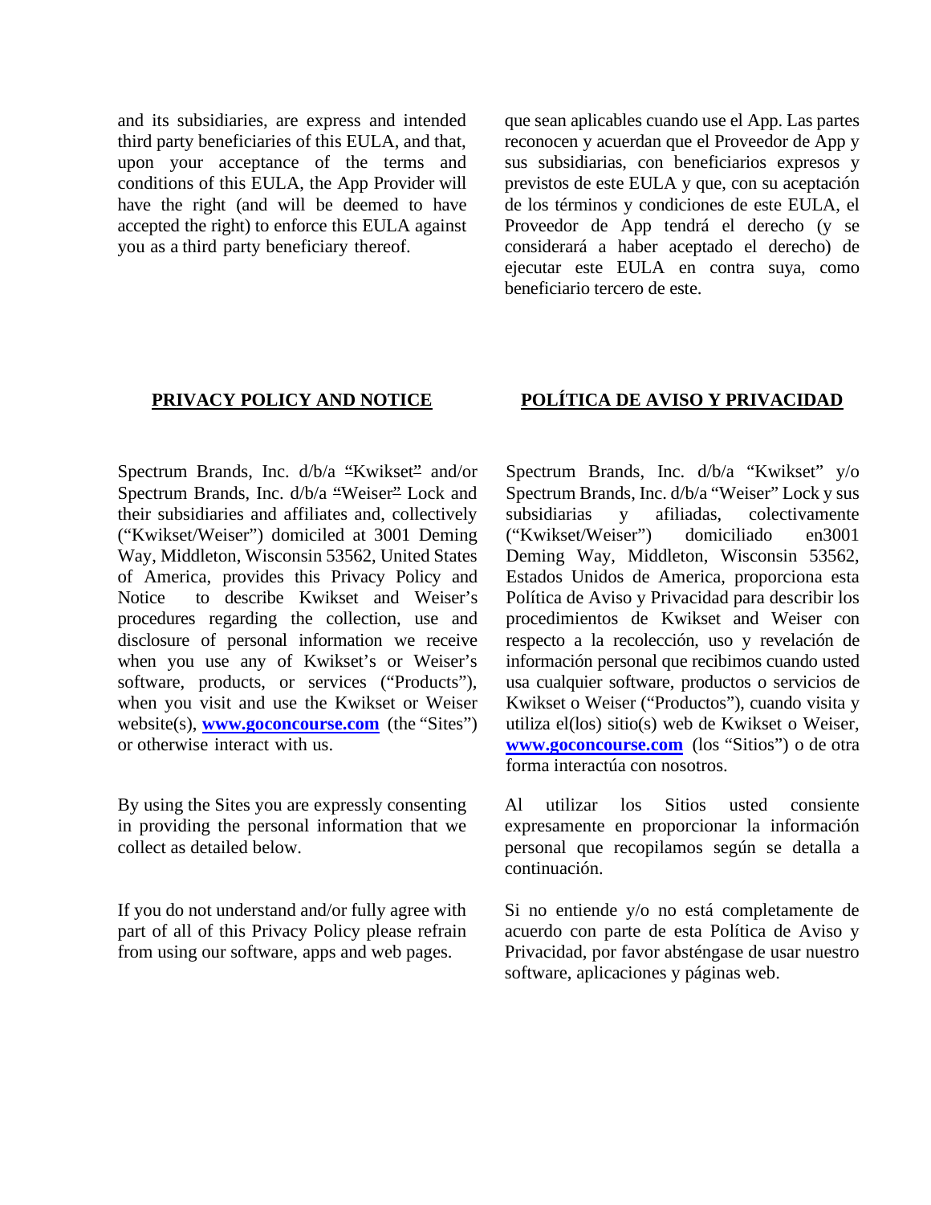and its subsidiaries, are express and intended third party beneficiaries of this EULA, and that, upon your acceptance of the terms and conditions of this EULA, the App Provider will have the right (and will be deemed to have accepted the right) to enforce this EULA against you as a third party beneficiary thereof.

que sean aplicables cuando use el App. Las partes reconocen y acuerdan que el Proveedor de App y sus subsidiarias, con beneficiarios expresos y previstos de este EULA y que, con su aceptación de los términos y condiciones de este EULA, el Proveedor de App tendrá el derecho (y se considerará a haber aceptado el derecho) de ejecutar este EULA en contra suya, como beneficiario tercero de este.

## PRIVACY POLICY AND NOTICE

Spectrum Brands, Inc. d/b/a "Kwikset" and/or Spectrum Brands, Inc. d/b/a "Weiser" Lock and their subsidiaries and affiliates and, collectively ("Kwikset/Weiser") domiciled at 3001 Deming Way, Middleton, Wisconsin 53562, United States of America, provides this Privacy Policy and Notice to describe Kwikset and Weiser's procedures regarding the collection, use and disclosure of personal information we receive when you use any of Kwikset's or Weiser's software, products, or services ("Products"), when you visit and use the Kwikset or Weiser website(s), **www.goconcourse.com** (the "Sites") or otherwise interact with us.

By using the Sites you are expressly consenting in providing the personal information that we collect as detailed below.

If you do not understand and/or fully agree with part of all of this Privacy Policy please refrain from using our software, apps and web pages.

## POLÍTICA DE AVISO Y PRIVACIDAD

Spectrum Brands, Inc. d/b/a "Kwikset" y/o Spectrum Brands, Inc. d/b/a "Weiser" Lock y sus subsidiarias y afiliadas, colectivamente ("Kwikset/Weiser") domiciliado en3001 Deming Way, Middleton, Wisconsin 53562, Estados Unidos de America, proporciona esta Política de Aviso y Privacidad para describir los procedimientos de Kwikset and Weiser con respecto a la recolección, uso y revelación de información personal que recibimos cuando usted usa cualquier software, productos o servicios de Kwikset o Weiser ("Productos"), cuando visita y utiliza el(los) sitio(s) web de Kwikset o Weiser, **www.goconcourse.com** (los "Sitios") o de otra forma interactúa con nosotros.

Al utilizar los Sitios usted consiente expresamente en proporcionar la información personal que recopilamos según se detalla a continuación.

Si no entiende y/o no está completamente de acuerdo con parte de esta Política de Aviso y Privacidad, por favor absténgase de usar nuestro software, aplicaciones y páginas web.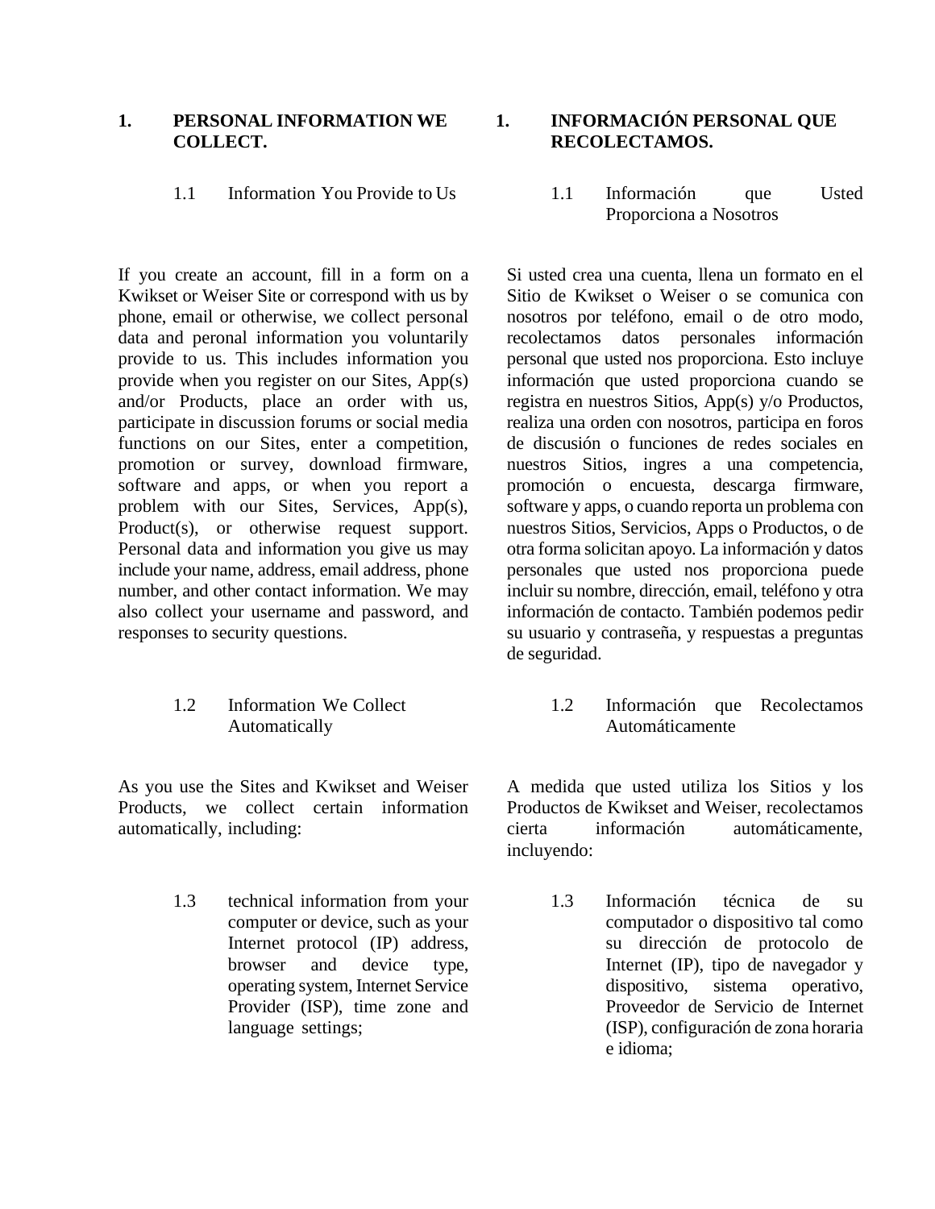## 1. PERSONAL INFORMATION WE COLLECT.

### 1.1 Information You Provide to Us

If you create an account, fill in a form on a Kwikset or Weiser Site or correspond with us by phone, email or otherwise, we collect personal data and peronal information you voluntarily provide to us. This includes information you provide when you register on our Sites, App(s) and/or Products, place an order with us, participate in discussion forums or social media functions on our Sites, enter a competition, promotion or survey, download firmware, software and apps, or when you report a problem with our Sites, Services, App(s), Product(s), or otherwise request support. Personal data and information you give us may include your name, address, email address, phone number, and other contact information. We may also collect your username and password, and responses to security questions.

### 1.2 Information We Collect Automatically

As you use the Sites and Kwikset and Weiser Products, we collect certain information automatically, including:

1.3 technical information from your computer or device, such as your Internet protocol (IP) address, browser and device type, operating system, Internet Service Provider (ISP), time zone and language settings;

## 1. INFORMACIÓN PERSONAL QUE RECOLECTAMOS.

### 1.1 Información que Usted Proporciona a Nosotros

Si usted crea una cuenta, llena un formato en el Sitio de Kwikset o Weiser o se comunica con nosotros por teléfono, email o de otro modo, recolectamos datos personales información personal que usted nos proporciona. Esto incluye información que usted proporciona cuando se registra en nuestros Sitios, App(s) y/o Productos, realiza una orden con nosotros, participa en foros de discusión o funciones de redes sociales en nuestros Sitios, ingres a una competencia, promoción o encuesta, descarga firmware, software y apps, o cuando reporta un problema con nuestros Sitios, Servicios, Apps o Productos, o de otra forma solicitan apoyo. La información y datos personales que usted nos proporciona puede incluir su nombre, dirección, email, teléfono y otra información de contacto. También podemos pedir su usuario y contraseña, y respuestas a preguntas de seguridad.

### 1.2 Información que Recolectamos Automáticamente

A medida que usted utiliza los Sitios y los Productos de Kwikset and Weiser, recolectamos cierta información automáticamente, incluyendo:

1.3 Información técnica de su computador o dispositivo tal como su dirección de protocolo de Internet (IP), tipo de navegador y dispositivo, sistema operativo, Proveedor de Servicio de Internet (ISP), configuración de zona horaria e idioma;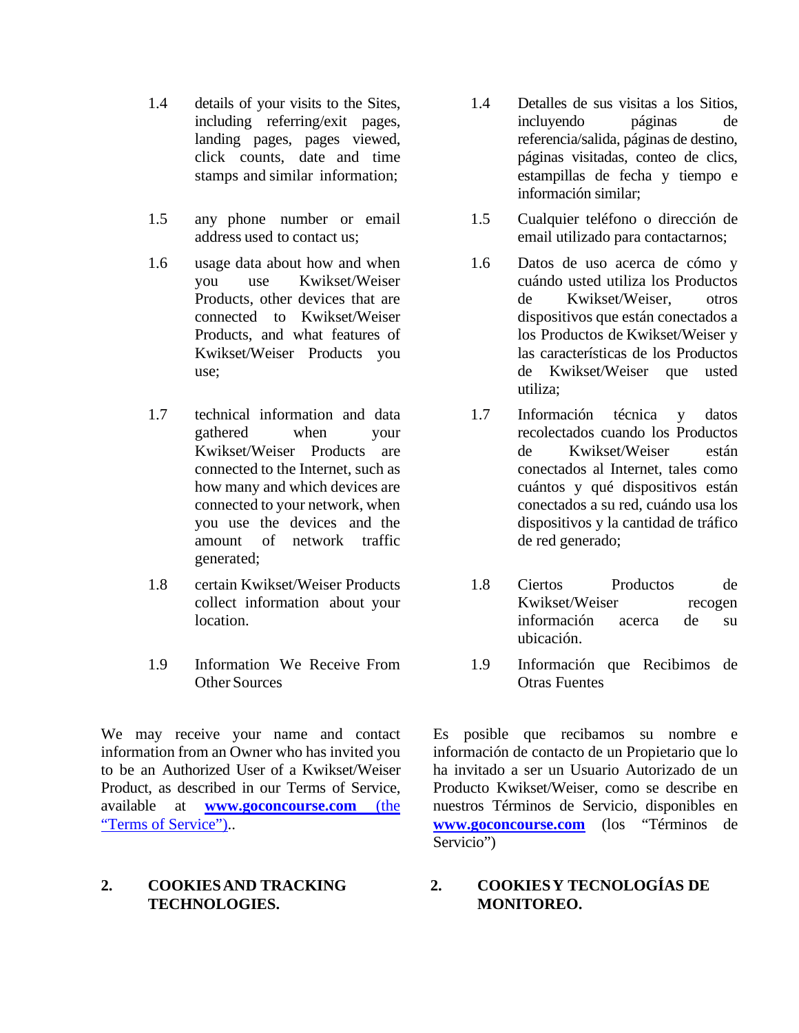1.4 details of your visits to the Sites, including referring/exit pages, landing pages, pages viewed, click counts, date and time stamps and similar information;

1.5 any phone number or email address used to contact us;

1.6 usage data about how and when you use Kwikset/Weiser Products, other devices that are connected to Kwikset/Weiser Products, and what features of Kwikset/Weiser Products you use;

1.7 technical information and data gathered when your Kwikset/Weiser Products are connected to the Internet, such as how many and which devices are connected to your network, when you use the devices and the amount of network traffic generated;

1.8 certain Kwikset/Weiser Products collect information about your location.

1.9 Information We Receive From Other Sources

We may receive your name and contact information from an Owner who has invited you to be an Authorized User of a Kwikset/Weiser Product, as described in our Terms of Service, available at **www.goconcourse.com** (the "Terms of Service")..

**2. COOKIES AND TRACKING TECHNOLOGIES.**

1.4 Detalles de sus visitas a los Sitios, incluyendo páginas de referencia/salida, páginas de destino, páginas visitadas, conteo de clics, estampillas de fecha y tiempo e información similar;

1.5 Cualquier teléfono o dirección de email utilizado para contactarnos;

1.6 Datos de uso acerca de cómo y cuándo usted utiliza los Productos de Kwikset/Weiser, otros dispositivos que están conectados a los Productos de Kwikset/Weiser y las características de los Productos de Kwikset/Weiser que usted utiliza;

1.7 Información técnica y datos recolectados cuando los Productos de Kwikset/Weiser están conectados al Internet, tales como cuántos y qué dispositivos están conectados a su red, cuándo usa los dispositivos y la cantidad de tráfico de red generado;

1.8 Ciertos Productos de Kwikset/Weiser recogen información acerca de su ubicación.

1.9 Información que Recibimos de Otras Fuentes

Es posible que recibamos su nombre e información de contacto de un Propietario que lo ha invitado a ser un Usuario Autorizado de un Producto Kwikset/Weiser, como se describe en nuestros Términos de Servicio, disponibles en **www.goconcourse.com** (los "Términos de Servicio")

**2. COOKIES Y TECNOLOGÍAS DE MONITOREO.**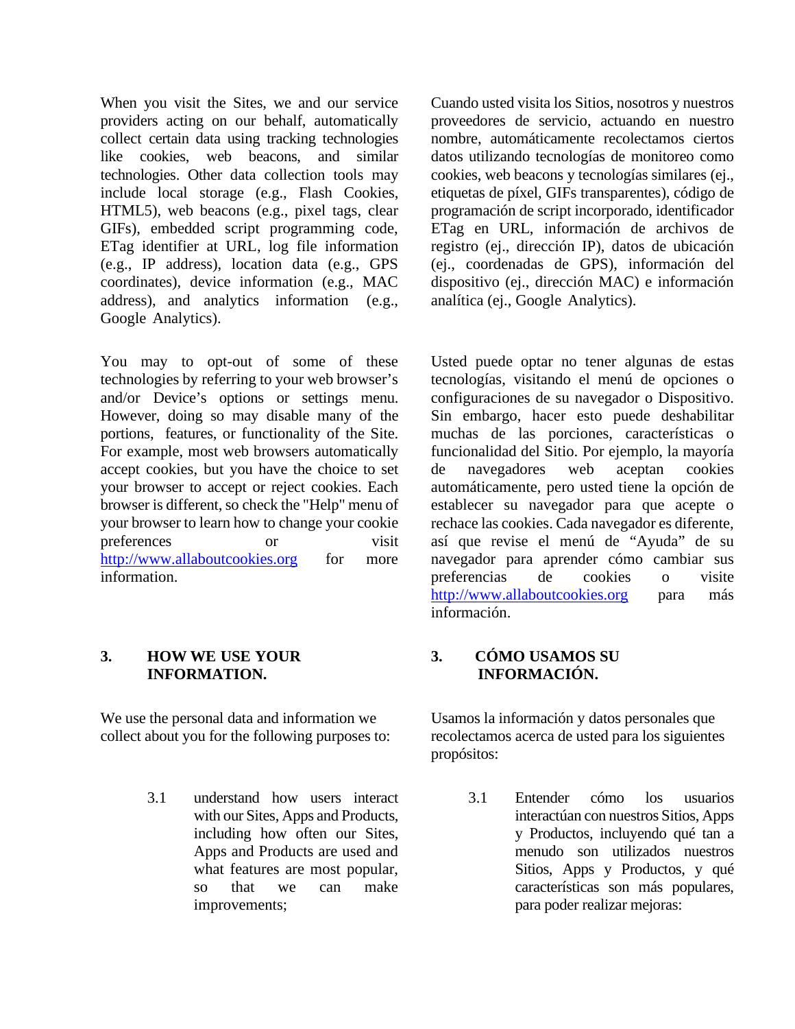When you visit the Sites, we and our service providers acting on our behalf, automatically collect certain data using tracking technologies like cookies, web beacons, and similar technologies. Other data collection tools may include local storage (e.g., Flash Cookies, HTML5), web beacons (e.g., pixel tags, clear GIFs), embedded script programming code, ETag identifier at URL, log file information (e.g., IP address), location data (e.g., GPS coordinates), device information (e.g., MAC address), and analytics information (e.g., Google Analytics).

You may to opt-out of some of these technologies by referring to your web browser's and/or Device's options or settings menu. However, doing so may disable many of the portions, features, or functionality of the Site. For example, most web browsers automatically accept cookies, but you have the choice to set your browser to accept or reject cookies. Each browser is different, so check the "Help" menu of your browser to learn how to change your cookie preferences or visit http://www.allaboutcookies.org for more information.

## 3. HOW WE USE YOUR INFORMATION.

We use the personal data and information we collect about you for the following purposes to:

3.1 understand how users interact with our Sites, Apps and Products, including how often our Sites, Apps and Products are used and what features are most popular, so that we can make improvements;

Cuando usted visita los Sitios, nosotros y nuestros proveedores de servicio, actuando en nuestro nombre, automáticamente recolectamos ciertos datos utilizando tecnologías de monitoreo como cookies, web beacons y tecnologías similares (ej., etiquetas de píxel, GIFs transparentes), código de programación de script incorporado, identificador ETag en URL, información de archivos de registro (ej., dirección IP), datos de ubicación (ej., coordenadas de GPS), información del dispositivo (ej., dirección MAC) e información analítica (ej., Google Analytics).

Usted puede optar no tener algunas de estas tecnologías, visitando el menú de opciones o configuraciones de su navegador o Dispositivo. Sin embargo, hacer esto puede deshabilitar muchas de las porciones, características o funcionalidad del Sitio. Por ejemplo, la mayoría de navegadores web aceptan cookies automáticamente, pero usted tiene la opción de establecer su navegador para que acepte o rechace las cookies. Cada navegador es diferente, así que revise el menú de "Ayuda" de su navegador para aprender cómo cambiar sus preferencias de cookies o visite http://www.allaboutcookies.org para más información.

## 3. CÓMO USAMOS SU INFORMACIÓN.

Usamos la información y datos personales que recolectamos acerca de usted para los siguientes propósitos:

3.1 Entender cómo los usuarios interactúan con nuestros Sitios, Apps y Productos, incluyendo qué tan a menudo son utilizados nuestros Sitios, Apps y Productos, y qué características son más populares, para poder realizar mejoras: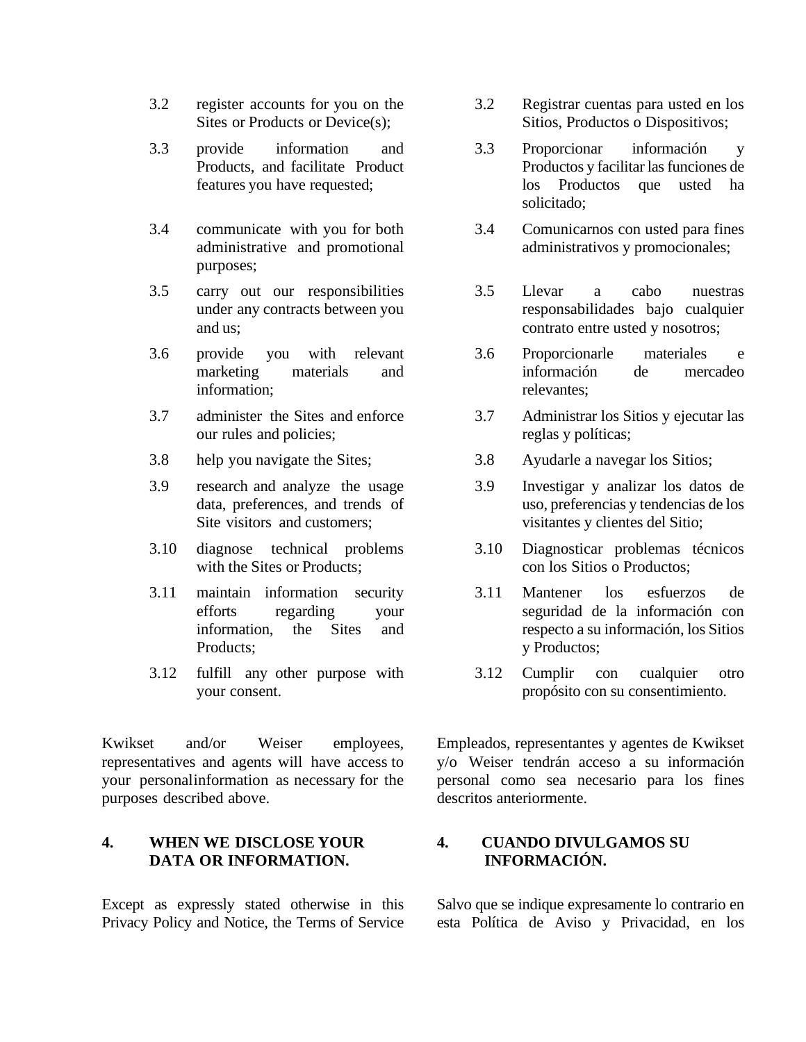3.2 register accounts for you on the Sites or Products or Device(s);

3.3 provide information and Products, and facilitate Product features you have requested;

3.4 communicate with you for both administrative and promotional purposes;

3.5 carry out our responsibilities under any contracts between you and us;

3.6 provide you with relevant marketing materials and information;

3.7 administer the Sites and enforce our rules and policies;

3.8 help you navigate the Sites;

3.9 research and analyze the usage data, preferences, and trends of Site visitors and customers;

3.10 diagnose technical problems with the Sites or Products;

3.11 maintain information security efforts regarding your information, the Sites and Products;

3.12 fulfill any other purpose with your consent.

Kwikset and/or Weiser employees, representatives and agents will have access to your personalinformation as necessary for the purposes described above.

## 4. WHEN WE DISCLOSE YOUR DATA OR INFORMATION.

Except as expressly stated otherwise in this Privacy Policy and Notice, the Terms of Service

3.2 Registrar cuentas para usted en los Sitios, Productos o Dispositivos;

3.3 Proporcionar información y Productos y facilitar las funciones de los Productos que usted ha solicitado;

3.4 Comunicarnos con usted para fines administrativos y promocionales;

3.5 Llevar a cabo nuestras responsabilidades bajo cualquier contrato entre usted y nosotros;

3.6 Proporcionarle materiales e información de mercadeo relevantes;

3.7 Administrar los Sitios y ejecutar las reglas y políticas;

3.8 Ayudarle a navegar los Sitios;

3.9 Investigar y analizar los datos de uso, preferencias y tendencias de los visitantes y clientes del Sitio;

3.10 Diagnosticar problemas técnicos con los Sitios o Productos;

3.11 Mantener los esfuerzos de seguridad de la información con respecto a su información, los Sitios y Productos;

3.12 Cumplir con cualquier otro propósito con su consentimiento.

Empleados, representantes y agentes de Kwikset y/o Weiser tendrán acceso a su información personal como sea necesario para los fines descritos anteriormente.

## 4. CUANDO DIVULGAMOS SU INFORMACIÓN.

Salvo que se indique expresamente lo contrario en esta Política de Aviso y Privacidad, en los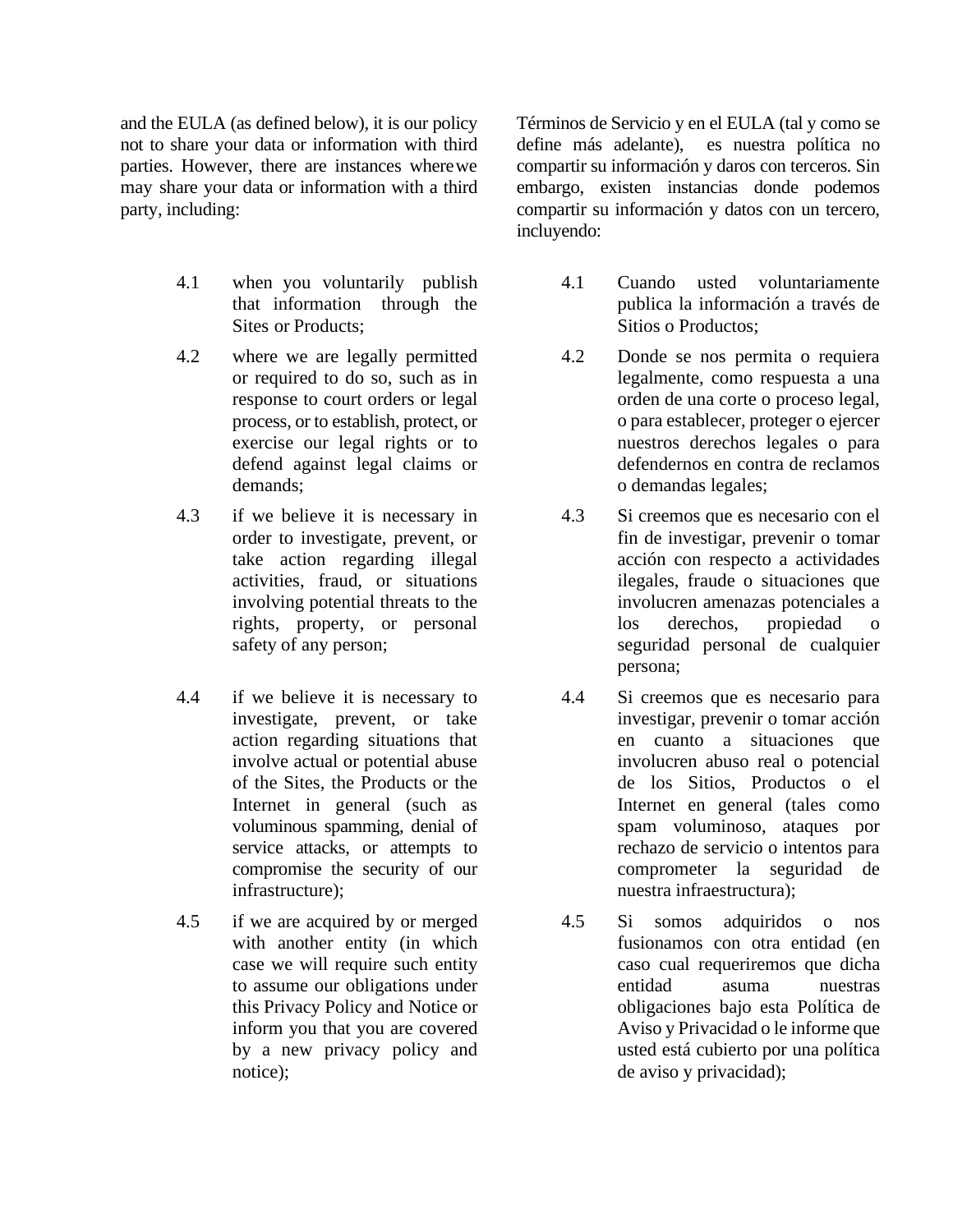and the EULA (as defined below), it is our policy not to share your data or information with third parties. However, there are instances where we may share your data or information with a third party, including:

4.1 when you voluntarily publish that information through the Sites or Products;

4.2 where we are legally permitted or required to do so, such as in response to court orders or legal process, or to establish, protect, or exercise our legal rights or to defend against legal claims or demands;

4.3 if we believe it is necessary in order to investigate, prevent, or take action regarding illegal activities, fraud, or situations involving potential threats to the rights, property, or personal safety of any person;

4.4 if we believe it is necessary to investigate, prevent, or take action regarding situations that involve actual or potential abuse of the Sites, the Products or the Internet in general (such as voluminous spamming, denial of service attacks, or attempts to compromise the security of our infrastructure);

4.5 if we are acquired by or merged with another entity (in which case we will require such entity to assume our obligations under this Privacy Policy and Notice or inform you that you are covered by a new privacy policy and notice);

Términos de Servicio y en el EULA (tal y como se define más adelante), es nuestra política no compartir su información y daros con terceros. Sin embargo, existen instancias donde podemos compartir su información y datos con un tercero, incluyendo:

4.1 Cuando usted voluntariamente publica la información a través de Sitios o Productos;

4.2 Donde se nos permita o requiera legalmente, como respuesta a una orden de una corte o proceso legal, o para establecer, proteger o ejercer nuestros derechos legales o para defendernos en contra de reclamos o demandas legales;

4.3 Si creemos que es necesario con el fin de investigar, prevenir o tomar acción con respecto a actividades ilegales, fraude o situaciones que involucren amenazas potenciales a los derechos, propiedad o seguridad personal de cualquier persona;

4.4 Si creemos que es necesario para investigar, prevenir o tomar acción en cuanto a situaciones que involucren abuso real o potencial de los Sitios, Productos o el Internet en general (tales como spam voluminoso, ataques por rechazo de servicio o intentos para comprometer la seguridad de nuestra infraestructura);

4.5 Si somos adquiridos o nos fusionamos con otra entidad (en caso cual requeriremos que dicha entidad asuma nuestras obligaciones bajo esta Política de Aviso y Privacidad o le informe que usted está cubierto por una política de aviso y privacidad);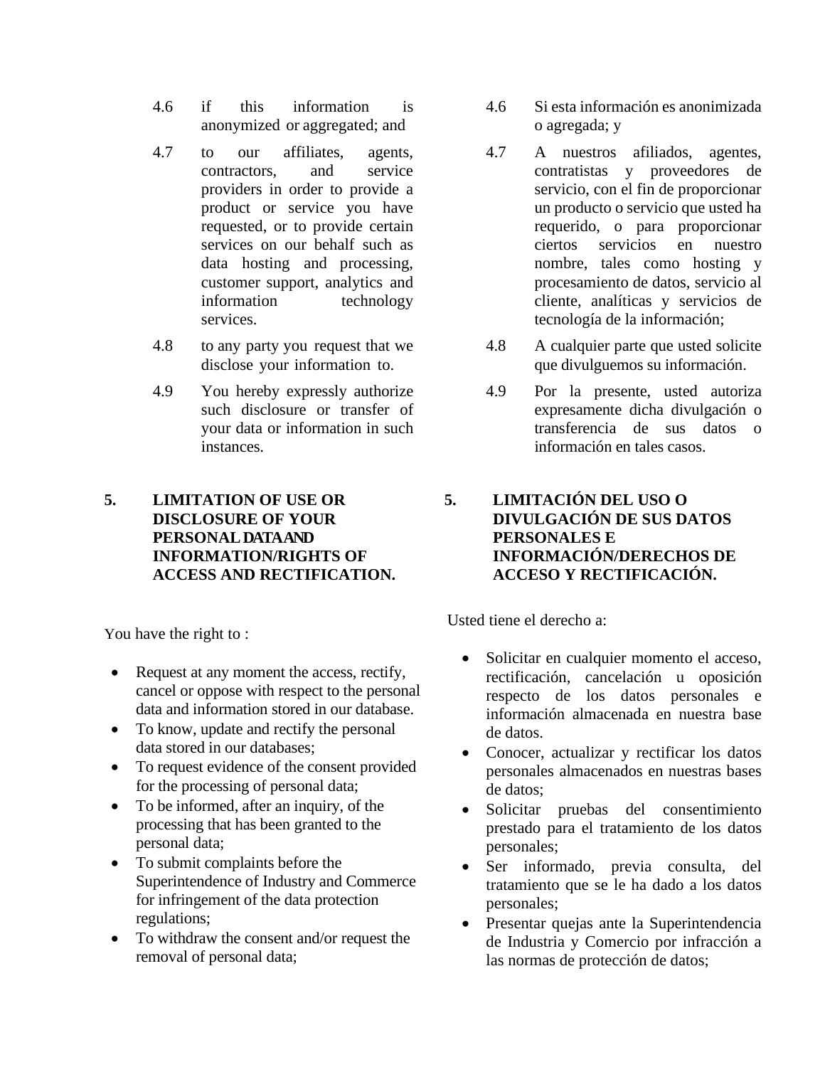4.6 if this information is anonymized or aggregated; and

4.7 to our affiliates, agents, contractors, and service providers in order to provide a product or service you have requested, or to provide certain services on our behalf such as data hosting and processing, customer support, analytics and information technology services.

4.8 to any party you request that we disclose your information to.

4.9 You hereby expressly authorize such disclosure or transfer of your data or information in such instances.

## 5. LIMITATION OF USE OR DISCLOSURE OF YOUR PERSONAL DATA AND INFORMATION/RIGHTS OF ACCESS AND RECTIFICATION.

You have the right to :

- Request at any moment the access, rectify, cancel or oppose with respect to the personal data and information stored in our database.
- To know, update and rectify the personal data stored in our databases;
- To request evidence of the consent provided for the processing of personal data;
- To be informed, after an inquiry, of the processing that has been granted to the personal data;
- To submit complaints before the Superintendence of Industry and Commerce for infringement of the data protection regulations;
- To withdraw the consent and/or request the removal of personal data;

4.6 Si esta información es anonimizada o agregada; y

4.7 A nuestros afiliados, agentes, contratistas y proveedores de servicio, con el fin de proporcionar un producto o servicio que usted ha requerido, o para proporcionar ciertos servicios en nuestro nombre, tales como hosting y procesamiento de datos, servicio al cliente, analíticas y servicios de tecnología de la información;

4.8 A cualquier parte que usted solicite que divulguemos su información.

4.9 Por la presente, usted autoriza expresamente dicha divulgación o transferencia de sus datos o información en tales casos.

## 5. LIMITACIÓN DEL USO O DIVULGACIÓN DE SUS DATOS PERSONALES E INFORMACIÓN/DERECHOS DE ACCESO Y RECTIFICACIÓN.

Usted tiene el derecho a:

- Solicitar en cualquier momento el acceso, rectificación, cancelación u oposición respecto de los datos personales e información almacenada en nuestra base de datos.
- Conocer, actualizar y rectificar los datos personales almacenados en nuestras bases de datos;
- Solicitar pruebas del consentimiento prestado para el tratamiento de los datos personales;
- Ser informado, previa consulta, del tratamiento que se le ha dado a los datos personales;
- Presentar quejas ante la Superintendencia de Industria y Comercio por infracción a las normas de protección de datos;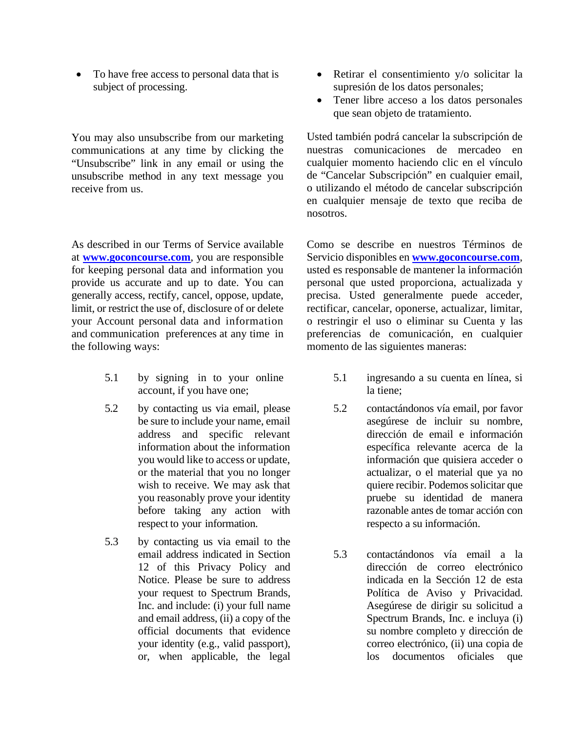- To have free access to personal data that is subject of processing.

You may also unsubscribe from our marketing communications at any time by clicking the "Unsubscribe" link in any email or using the unsubscribe method in any text message you receive from us.

As described in our Terms of Service available at **www.goconcourse.com**, you are responsible for keeping personal data and information you provide us accurate and up to date. You can generally access, rectify, cancel, oppose, update, limit, or restrict the use of, disclosure of or delete your Account personal data and information and communication preferences at any time in the following ways:

5.1 by signing in to your online account, if you have one;

5.2 by contacting us via email, please be sure to include your name, email address and specific relevant information about the information you would like to access or update, or the material that you no longer wish to receive. We may ask that you reasonably prove your identity before taking any action with respect to your information.

5.3 by contacting us via email to the email address indicated in Section 12 of this Privacy Policy and Notice. Please be sure to address your request to Spectrum Brands, Inc. and include: (i) your full name and email address, (ii) a copy of the official documents that evidence your identity (e.g., valid passport), or, when applicable, the legal

- Retirar el consentimiento y/o solicitar la supresión de los datos personales;
- Tener libre acceso a los datos personales que sean objeto de tratamiento.

Usted también podrá cancelar la subscripción de nuestras comunicaciones de mercadeo en cualquier momento haciendo clic en el vínculo de "Cancelar Subscripción" en cualquier email, o utilizando el método de cancelar subscripción en cualquier mensaje de texto que reciba de nosotros.

Como se describe en nuestros Términos de Servicio disponibles en **www.goconcourse.com**, usted es responsable de mantener la información personal que usted proporciona, actualizada y precisa. Usted generalmente puede acceder, rectificar, cancelar, oponerse, actualizar, limitar, o restringir el uso o eliminar su Cuenta y las preferencias de comunicación, en cualquier momento de las siguientes maneras:

5.1 ingresando a su cuenta en línea, si la tiene;

5.2 contactándonos vía email, por favor asegúrese de incluir su nombre, dirección de email e información específica relevante acerca de la información que quisiera acceder o actualizar, o el material que ya no quiere recibir. Podemos solicitar que pruebe su identidad de manera razonable antes de tomar acción con respecto a su información.

5.3 contactándonos vía email a la dirección de correo electrónico indicada en la Sección 12 de esta Política de Aviso y Privacidad. Asegúrese de dirigir su solicitud a Spectrum Brands, Inc. e incluya (i) su nombre completo y dirección de correo electrónico, (ii) una copia de los documentos oficiales que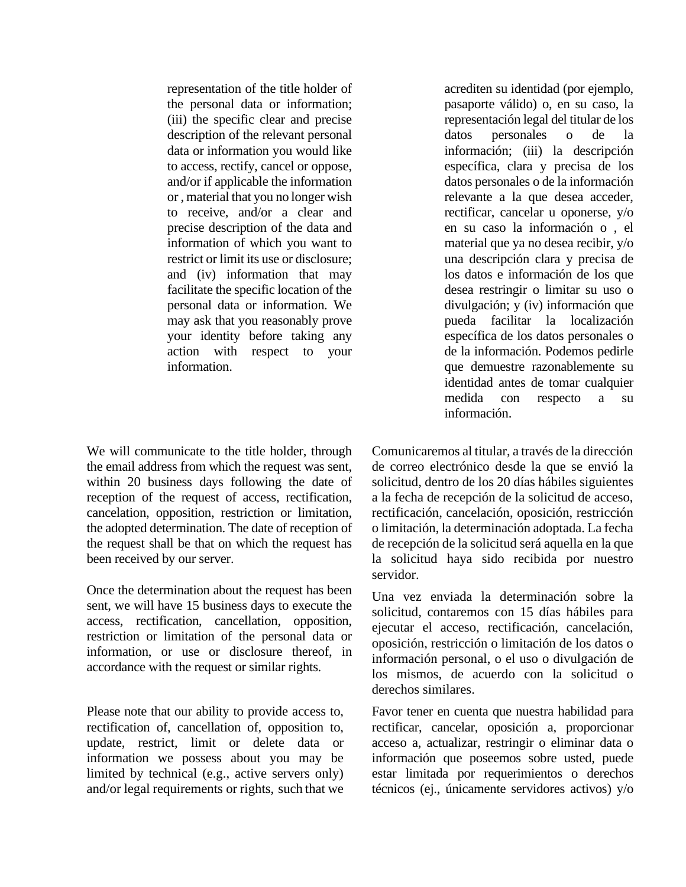representation of the title holder of the personal data or information; (iii) the specific clear and precise description of the relevant personal data or information you would like to access, rectify, cancel or oppose, and/or if applicable the information or , material that you no longer wish to receive, and/or a clear and precise description of the data and information of which you want to restrict or limit its use or disclosure; and (iv) information that may facilitate the specific location of the personal data or information. We may ask that you reasonably prove your identity before taking any action with respect to your information.

acrediten su identidad (por ejemplo, pasaporte válido) o, en su caso, la representación legal del titular de los datos personales o de la información; (iii) la descripción específica, clara y precisa de los datos personales o de la información relevante a la que desea acceder, rectificar, cancelar u oponerse, y/o en su caso la información o , el material que ya no desea recibir, y/o una descripción clara y precisa de los datos e información de los que desea restringir o limitar su uso o divulgación; y (iv) información que pueda facilitar la localización específica de los datos personales o de la información. Podemos pedirle que demuestre razonablemente su identidad antes de tomar cualquier medida con respecto a su información.

We will communicate to the title holder, through the email address from which the request was sent, within 20 business days following the date of reception of the request of access, rectification, cancelation, opposition, restriction or limitation, the adopted determination. The date of reception of the request shall be that on which the request has been received by our server.

Comunicaremos al titular, a través de la dirección de correo electrónico desde la que se envió la solicitud, dentro de los 20 días hábiles siguientes a la fecha de recepción de la solicitud de acceso, rectificación, cancelación, oposición, restricción o limitación, la determinación adoptada. La fecha de recepción de la solicitud será aquella en la que la solicitud haya sido recibida por nuestro servidor.

Once the determination about the request has been sent, we will have 15 business days to execute the access, rectification, cancellation, opposition, restriction or limitation of the personal data or information, or use or disclosure thereof, in accordance with the request or similar rights.

Una vez enviada la determinación sobre la solicitud, contaremos con 15 días hábiles para ejecutar el acceso, rectificación, cancelación, oposición, restricción o limitación de los datos o información personal, o el uso o divulgación de los mismos, de acuerdo con la solicitud o derechos similares.

Please note that our ability to provide access to, rectification of, cancellation of, opposition to, update, restrict, limit or delete data or information we possess about you may be limited by technical (e.g., active servers only) and/or legal requirements or rights, such that we

Favor tener en cuenta que nuestra habilidad para rectificar, cancelar, oposición a, proporcionar acceso a, actualizar, restringir o eliminar data o información que poseemos sobre usted, puede estar limitada por requerimientos o derechos técnicos (ej., únicamente servidores activos) y/o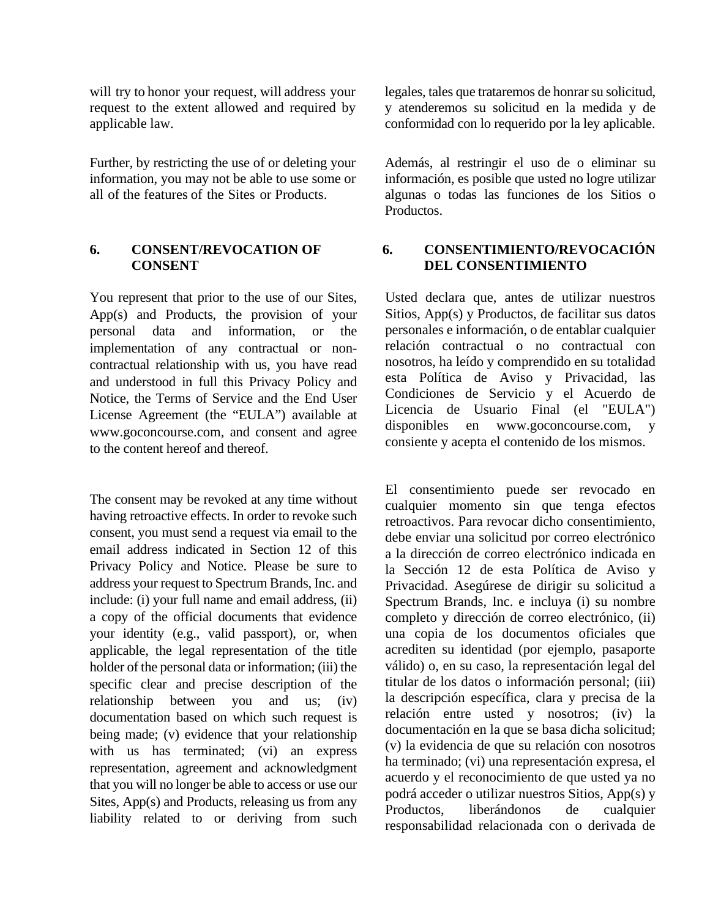will try to honor your request, will address your request to the extent allowed and required by applicable law.

Further, by restricting the use of or deleting your information, you may not be able to use some or all of the features of the Sites or Products.

### 6. CONSENT/REVOCATION OF CONSENT

You represent that prior to the use of our Sites, App(s) and Products, the provision of your personal data and information, or the implementation of any contractual or non-contractual relationship with us, you have read and understood in full this Privacy Policy and Notice, the Terms of Service and the End User License Agreement (the "EULA") available at www.goconcourse.com, and consent and agree to the content hereof and thereof.

The consent may be revoked at any time without having retroactive effects. In order to revoke such consent, you must send a request via email to the email address indicated in Section 12 of this Privacy Policy and Notice. Please be sure to address your request to Spectrum Brands, Inc. and include: (i) your full name and email address, (ii) a copy of the official documents that evidence your identity (e.g., valid passport), or, when applicable, the legal representation of the title holder of the personal data or information; (iii) the specific clear and precise description of the relationship between you and us; (iv) documentation based on which such request is being made; (v) evidence that your relationship with us has terminated; (vi) an express representation, agreement and acknowledgment that you will no longer be able to access or use our Sites, App(s) and Products, releasing us from any liability related to or deriving from such

legales, tales que trataremos de honrar su solicitud, y atenderemos su solicitud en la medida y de conformidad con lo requerido por la ley aplicable.

Además, al restringir el uso de o eliminar su información, es posible que usted no logre utilizar algunas o todas las funciones de los Sitios o Productos.

### 6. CONSENTIMIENTO/REVOCACIÓN DEL CONSENTIMIENTO

Usted declara que, antes de utilizar nuestros Sitios, App(s) y Productos, de facilitar sus datos personales e información, o de entablar cualquier relación contractual o no contractual con nosotros, ha leído y comprendido en su totalidad esta Política de Aviso y Privacidad, las Condiciones de Servicio y el Acuerdo de Licencia de Usuario Final (el "EULA") disponibles en www.goconcourse.com, y consiente y acepta el contenido de los mismos.

El consentimiento puede ser revocado en cualquier momento sin que tenga efectos retroactivos. Para revocar dicho consentimiento, debe enviar una solicitud por correo electrónico a la dirección de correo electrónico indicada en la Sección 12 de esta Política de Aviso y Privacidad. Asegúrese de dirigir su solicitud a Spectrum Brands, Inc. e incluya (i) su nombre completo y dirección de correo electrónico, (ii) una copia de los documentos oficiales que acrediten su identidad (por ejemplo, pasaporte válido) o, en su caso, la representación legal del titular de los datos o información personal; (iii) la descripción específica, clara y precisa de la relación entre usted y nosotros; (iv) la documentación en la que se basa dicha solicitud; (v) la evidencia de que su relación con nosotros ha terminado; (vi) una representación expresa, el acuerdo y el reconocimiento de que usted ya no podrá acceder o utilizar nuestros Sitios, App(s) y Productos, liberándonos de cualquier responsabilidad relacionada con o derivada de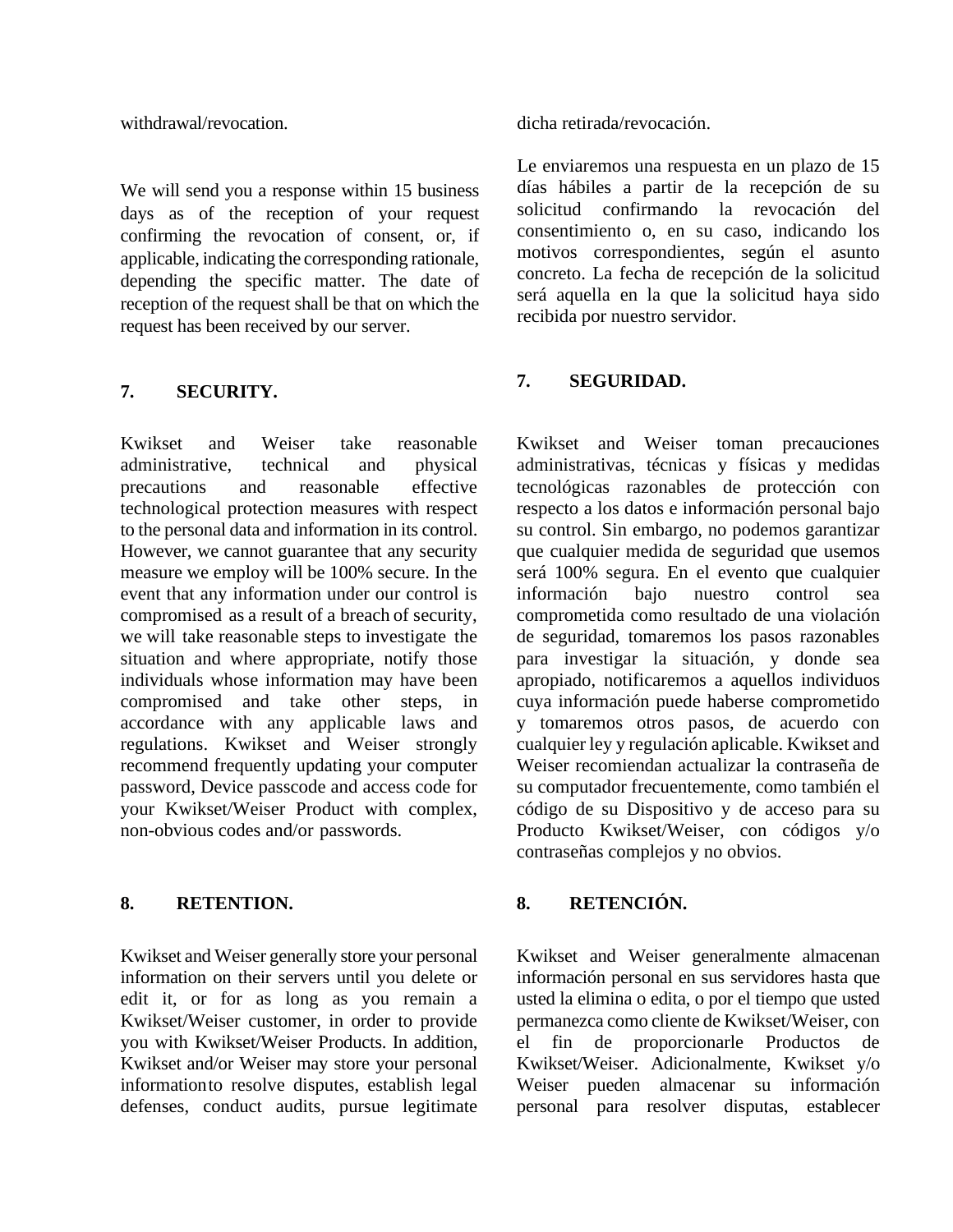withdrawal/revocation.

We will send you a response within 15 business days as of the reception of your request confirming the revocation of consent, or, if applicable, indicating the corresponding rationale, depending the specific matter. The date of reception of the request shall be that on which the request has been received by our server.

## 7. SECURITY.

Kwikset and Weiser take reasonable administrative, technical and physical precautions and reasonable effective technological protection measures with respect to the personal data and information in its control. However, we cannot guarantee that any security measure we employ will be 100% secure. In the event that any information under our control is compromised as a result of a breach of security, we will take reasonable steps to investigate the situation and where appropriate, notify those individuals whose information may have been compromised and take other steps, in accordance with any applicable laws and regulations. Kwikset and Weiser strongly recommend frequently updating your computer password, Device passcode and access code for your Kwikset/Weiser Product with complex, non-obvious codes and/or passwords.

## 8. RETENTION.

Kwikset and Weiser generally store your personal information on their servers until you delete or edit it, or for as long as you remain a Kwikset/Weiser customer, in order to provide you with Kwikset/Weiser Products. In addition, Kwikset and/or Weiser may store your personal informationto resolve disputes, establish legal defenses, conduct audits, pursue legitimate

dicha retirada/revocación.

Le enviaremos una respuesta en un plazo de 15 días hábiles a partir de la recepción de su solicitud confirmando la revocación del consentimiento o, en su caso, indicando los motivos correspondientes, según el asunto concreto. La fecha de recepción de la solicitud será aquella en la que la solicitud haya sido recibida por nuestro servidor.

## 7. SEGURIDAD.

Kwikset and Weiser toman precauciones administrativas, técnicas y físicas y medidas tecnológicas razonables de protección con respecto a los datos e información personal bajo su control. Sin embargo, no podemos garantizar que cualquier medida de seguridad que usemos será 100% segura. En el evento que cualquier información bajo nuestro control sea comprometida como resultado de una violación de seguridad, tomaremos los pasos razonables para investigar la situación, y donde sea apropiado, notificaremos a aquellos individuos cuya información puede haberse comprometido y tomaremos otros pasos, de acuerdo con cualquier ley y regulación aplicable. Kwikset and Weiser recomiendan actualizar la contraseña de su computador frecuentemente, como también el código de su Dispositivo y de acceso para su Producto Kwikset/Weiser, con códigos y/o contraseñas complejos y no obvios.

## 8. RETENCIÓN.

Kwikset and Weiser generalmente almacenan información personal en sus servidores hasta que usted la elimina o edita, o por el tiempo que usted permanezca como cliente de Kwikset/Weiser, con el fin de proporcionarle Productos de Kwikset/Weiser. Adicionalmente, Kwikset y/o Weiser pueden almacenar su información personal para resolver disputas, establecer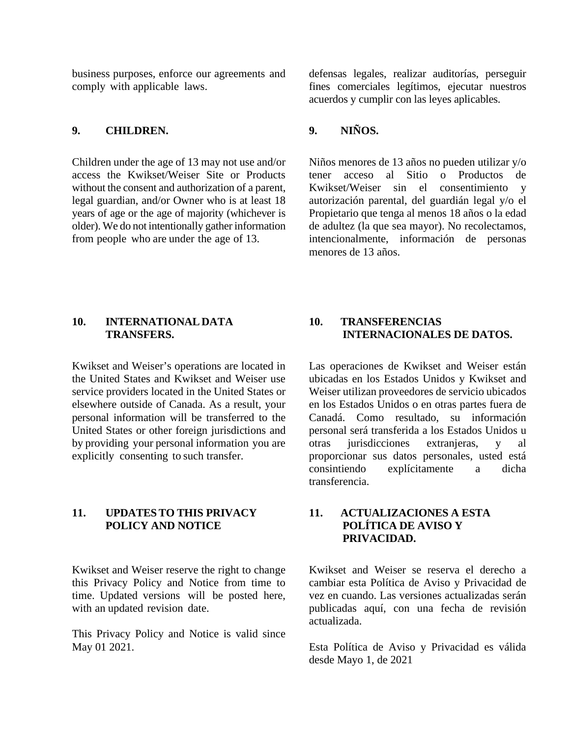business purposes, enforce our agreements and comply with applicable laws.

## 9. CHILDREN.

Children under the age of 13 may not use and/or access the Kwikset/Weiser Site or Products without the consent and authorization of a parent, legal guardian, and/or Owner who is at least 18 years of age or the age of majority (whichever is older). We do not intentionally gather information from people who are under the age of 13.

## 10. INTERNATIONAL DATA TRANSFERS.

Kwikset and Weiser's operations are located in the United States and Kwikset and Weiser use service providers located in the United States or elsewhere outside of Canada. As a result, your personal information will be transferred to the United States or other foreign jurisdictions and by providing your personal information you are explicitly consenting to such transfer.

## 11. UPDATES TO THIS PRIVACY POLICY AND NOTICE

Kwikset and Weiser reserve the right to change this Privacy Policy and Notice from time to time. Updated versions will be posted here, with an updated revision date.

This Privacy Policy and Notice is valid since May 01 2021.

defensas legales, realizar auditorías, perseguir fines comerciales legítimos, ejecutar nuestros acuerdos y cumplir con las leyes aplicables.

## 9. NIÑOS.

Niños menores de 13 años no pueden utilizar y/o tener acceso al Sitio o Productos de Kwikset/Weiser sin el consentimiento y autorización parental, del guardián legal y/o el Propietario que tenga al menos 18 años o la edad de adultez (la que sea mayor). No recolectamos, intencionalmente, información de personas menores de 13 años.

## 10. TRANSFERENCIAS INTERNACIONALES DE DATOS.

Las operaciones de Kwikset and Weiser están ubicadas en los Estados Unidos y Kwikset and Weiser utilizan proveedores de servicio ubicados en los Estados Unidos o en otras partes fuera de Canadá. Como resultado, su información personal será transferida a los Estados Unidos u otras jurisdicciones extranjeras, y al proporcionar sus datos personales, usted está consintiendo explícitamente a dicha transferencia.

## 11. ACTUALIZACIONES A ESTA POLÍTICA DE AVISO Y PRIVACIDAD.

Kwikset and Weiser se reserva el derecho a cambiar esta Política de Aviso y Privacidad de vez en cuando. Las versiones actualizadas serán publicadas aquí, con una fecha de revisión actualizada.

Esta Política de Aviso y Privacidad es válida desde Mayo 1, de 2021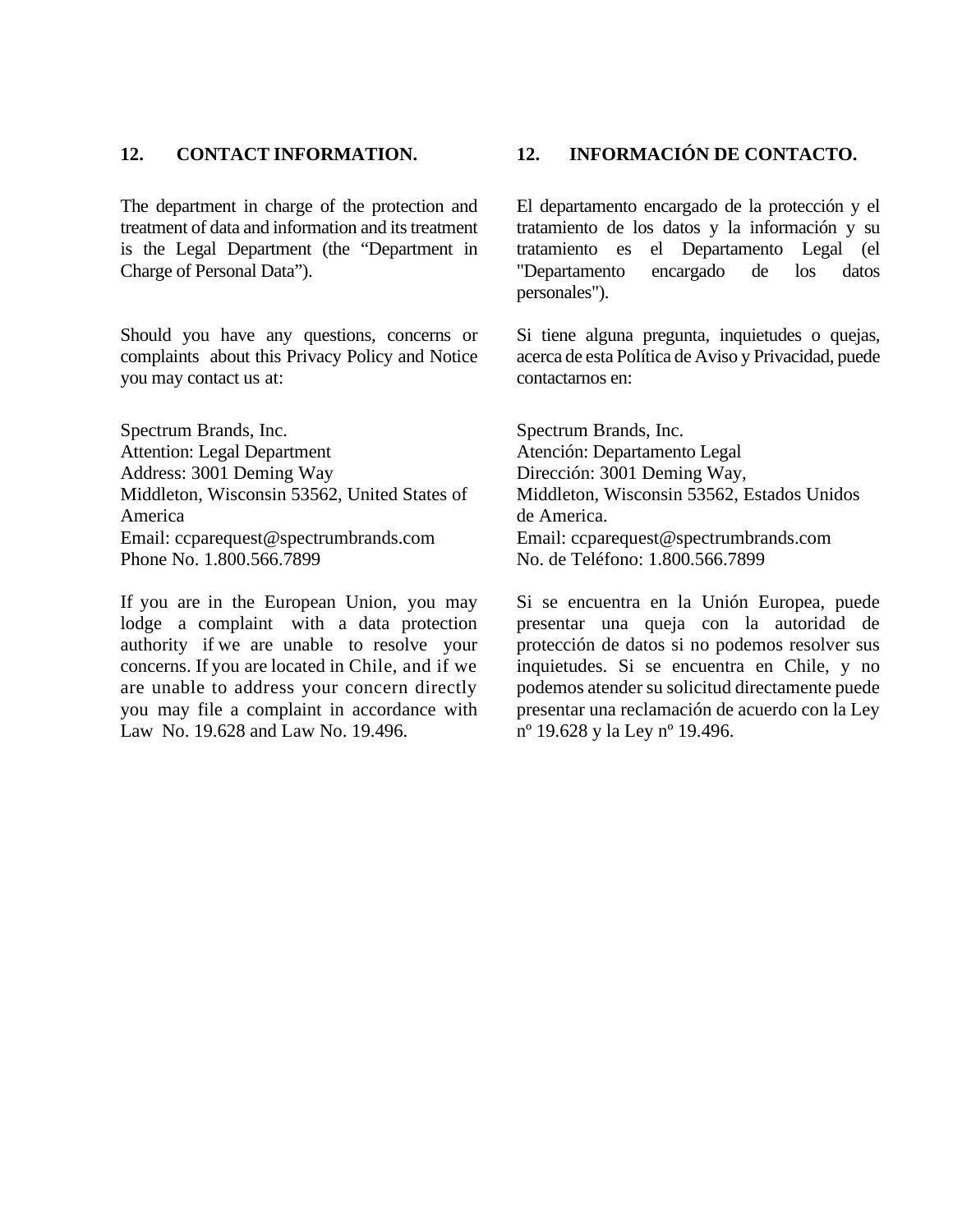## 12. CONTACT INFORMATION.

The department in charge of the protection and treatment of data and information and its treatment is the Legal Department (the "Department in Charge of Personal Data").

Should you have any questions, concerns or complaints about this Privacy Policy and Notice you may contact us at:

Spectrum Brands, Inc.
Attention: Legal Department
Address: 3001 Deming Way
Middleton, Wisconsin 53562, United States of America
Email: ccparequest@spectrumbrands.com
Phone No. 1.800.566.7899

If you are in the European Union, you may lodge a complaint with a data protection authority if we are unable to resolve your concerns. If you are located in Chile, and if we are unable to address your concern directly you may file a complaint in accordance with Law No. 19.628 and Law No. 19.496.

## 12. INFORMACIÓN DE CONTACTO.

El departamento encargado de la protección y el tratamiento de los datos y la información y su tratamiento es el Departamento Legal (el "Departamento encargado de los datos personales").

Si tiene alguna pregunta, inquietudes o quejas, acerca de esta Política de Aviso y Privacidad, puede contactarnos en:

Spectrum Brands, Inc.
Atención: Departamento Legal
Dirección: 3001 Deming Way,
Middleton, Wisconsin 53562, Estados Unidos de America.
Email: ccparequest@spectrumbrands.com
No. de Teléfono: 1.800.566.7899

Si se encuentra en la Unión Europea, puede presentar una queja con la autoridad de protección de datos si no podemos resolver sus inquietudes. Si se encuentra en Chile, y no podemos atender su solicitud directamente puede presentar una reclamación de acuerdo con la Ley nº 19.628 y la Ley nº 19.496.